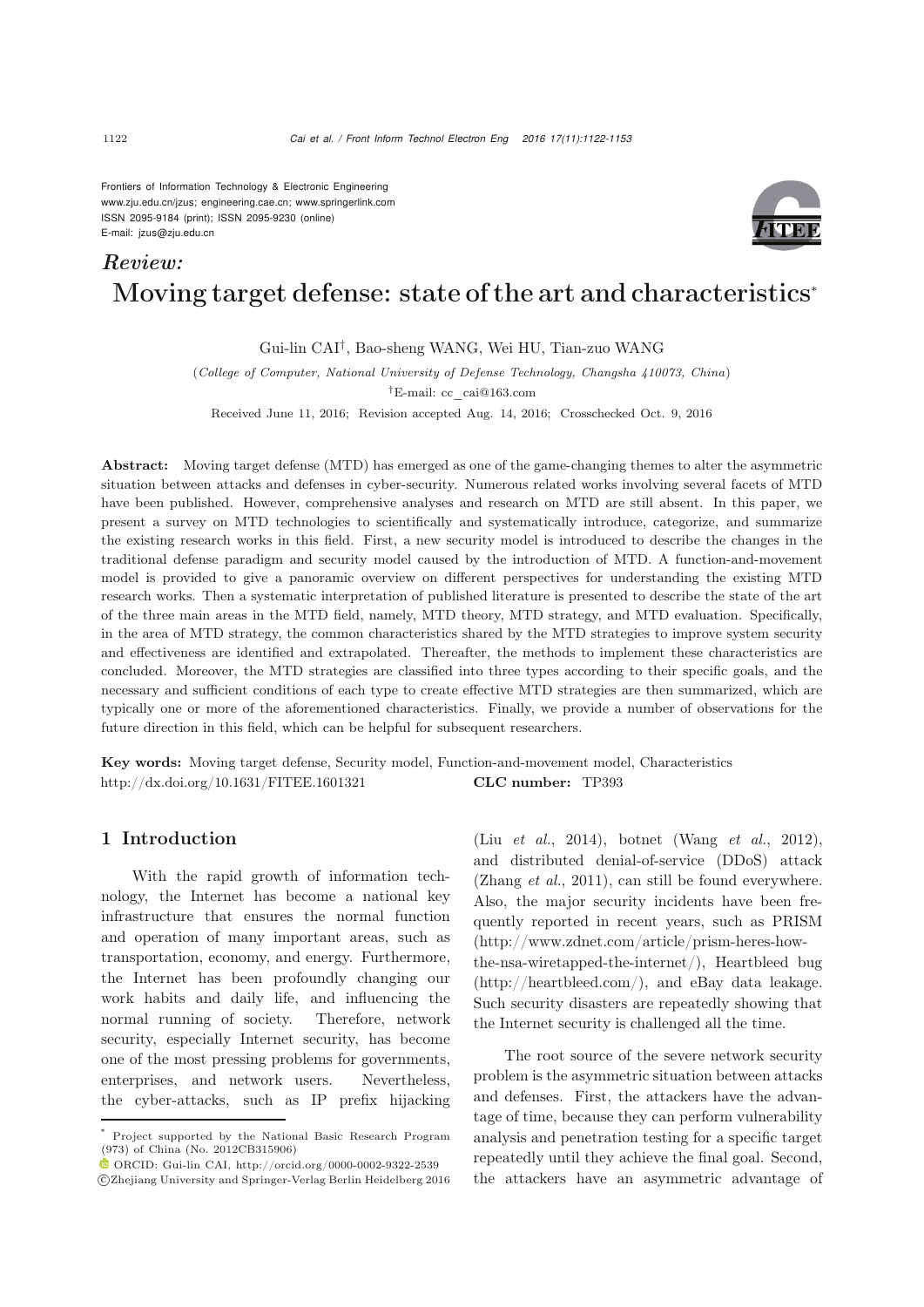Frontiers of Information Technology & Electronic Engineering
www.zju.edu.cn/jzus; engineering.cae.cn; www.springerlink.com
ISSN 2095-9184 (print); ISSN 2095-9230 (online)
E-mail: jzus@zju.edu.cn

*Review:*

# Moving target defense: state of the art and characteristics*

Gui-lin CAI†, Bao-sheng WANG, Wei HU, Tian-zuo WANG

(*College of Computer, National University of Defense Technology, Changsha 410073, China*)

†E-mail: cc_cai@163.com

Received June 11, 2016; Revision accepted Aug. 14, 2016; Crosschecked Oct. 9, 2016

**Abstract:** Moving target defense (MTD) has emerged as one of the game-changing themes to alter the asymmetric situation between attacks and defenses in cyber-security. Numerous related works involving several facets of MTD have been published. However, comprehensive analyses and research on MTD are still absent. In this paper, we present a survey on MTD technologies to scientifically and systematically introduce, categorize, and summarize the existing research works in this field. First, a new security model is introduced to describe the changes in the traditional defense paradigm and security model caused by the introduction of MTD. A function-and-movement model is provided to give a panoramic overview on different perspectives for understanding the existing MTD research works. Then a systematic interpretation of published literature is presented to describe the state of the art of the three main areas in the MTD field, namely, MTD theory, MTD strategy, and MTD evaluation. Specifically, in the area of MTD strategy, the common characteristics shared by the MTD strategies to improve system security and effectiveness are identified and extrapolated. Thereafter, the methods to implement these characteristics are concluded. Moreover, the MTD strategies are classified into three types according to their specific goals, and the necessary and sufficient conditions of each type to create effective MTD strategies are then summarized, which are typically one or more of the aforementioned characteristics. Finally, we provide a number of observations for the future direction in this field, which can be helpful for subsequent researchers.

**Key words:** Moving target defense, Security model, Function-and-movement model, Characteristics
http://dx.doi.org/10.1631/FITEE.1601321 **CLC number:** TP393

## 1 Introduction

With the rapid growth of information technology, the Internet has become a national key infrastructure that ensures the normal function and operation of many important areas, such as transportation, economy, and energy. Furthermore, the Internet has been profoundly changing our work habits and daily life, and influencing the normal running of society. Therefore, network security, especially Internet security, has become one of the most pressing problems for governments, enterprises, and network users. Nevertheless, the cyber-attacks, such as IP prefix hijacking (Liu *et al.*, 2014), botnet (Wang *et al.*, 2012), and distributed denial-of-service (DDoS) attack (Zhang *et al.*, 2011), can still be found everywhere. Also, the major security incidents have been frequently reported in recent years, such as PRISM (http://www.zdnet.com/article/prism-heres-how-the-nsa-wiretapped-the-internet/), Heartbleed bug (http://heartbleed.com/), and eBay data leakage. Such security disasters are repeatedly showing that the Internet security is challenged all the time.

The root source of the severe network security problem is the asymmetric situation between attacks and defenses. First, the attackers have the advantage of time, because they can perform vulnerability analysis and penetration testing for a specific target repeatedly until they achieve the final goal. Second, the attackers have an asymmetric advantage of

---

\* Project supported by the National Basic Research Program (973) of China (No. 2012CB315906)

ORCID: Gui-lin CAI, http://orcid.org/0000-0002-9322-2539

©Zhejiang University and Springer-Verlag Berlin Heidelberg 2016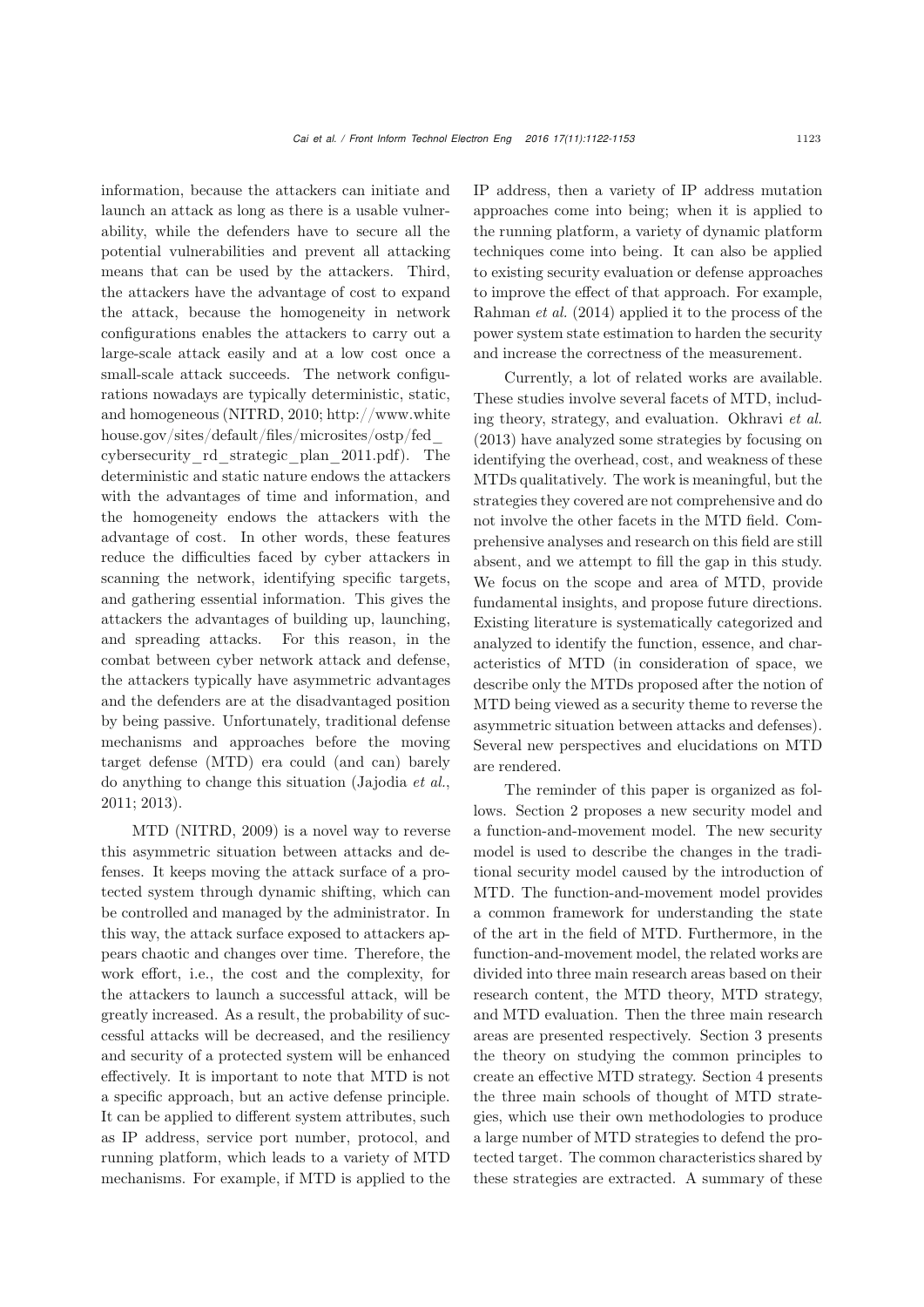information, because the attackers can initiate and launch an attack as long as there is a usable vulnerability, while the defenders have to secure all the potential vulnerabilities and prevent all attacking means that can be used by the attackers. Third, the attackers have the advantage of cost to expand the attack, because the homogeneity in network configurations enables the attackers to carry out a large-scale attack easily and at a low cost once a small-scale attack succeeds. The network configurations nowadays are typically deterministic, static, and homogeneous (NITRD, 2010; http://www.whitehouse.gov/sites/default/files/microsites/ostp/fed_cybersecurity_rd_strategic_plan_2011.pdf). The deterministic and static nature endows the attackers with the advantages of time and information, and the homogeneity endows the attackers with the advantage of cost. In other words, these features reduce the difficulties faced by cyber attackers in scanning the network, identifying specific targets, and gathering essential information. This gives the attackers the advantages of building up, launching, and spreading attacks. For this reason, in the combat between cyber network attack and defense, the attackers typically have asymmetric advantages and the defenders are at the disadvantaged position by being passive. Unfortunately, traditional defense mechanisms and approaches before the moving target defense (MTD) era could (and can) barely do anything to change this situation (Jajodia *et al.*, 2011; 2013).

MTD (NITRD, 2009) is a novel way to reverse this asymmetric situation between attacks and defenses. It keeps moving the attack surface of a protected system through dynamic shifting, which can be controlled and managed by the administrator. In this way, the attack surface exposed to attackers appears chaotic and changes over time. Therefore, the work effort, i.e., the cost and the complexity, for the attackers to launch a successful attack, will be greatly increased. As a result, the probability of successful attacks will be decreased, and the resiliency and security of a protected system will be enhanced effectively. It is important to note that MTD is not a specific approach, but an active defense principle. It can be applied to different system attributes, such as IP address, service port number, protocol, and running platform, which leads to a variety of MTD mechanisms. For example, if MTD is applied to the IP address, then a variety of IP address mutation approaches come into being; when it is applied to the running platform, a variety of dynamic platform techniques come into being. It can also be applied to existing security evaluation or defense approaches to improve the effect of that approach. For example, Rahman *et al.* (2014) applied it to the process of the power system state estimation to harden the security and increase the correctness of the measurement.

Currently, a lot of related works are available. These studies involve several facets of MTD, including theory, strategy, and evaluation. Okhravi *et al.* (2013) have analyzed some strategies by focusing on identifying the overhead, cost, and weakness of these MTDs qualitatively. The work is meaningful, but the strategies they covered are not comprehensive and do not involve the other facets in the MTD field. Comprehensive analyses and research on this field are still absent, and we attempt to fill the gap in this study. We focus on the scope and area of MTD, provide fundamental insights, and propose future directions. Existing literature is systematically categorized and analyzed to identify the function, essence, and characteristics of MTD (in consideration of space, we describe only the MTDs proposed after the notion of MTD being viewed as a security theme to reverse the asymmetric situation between attacks and defenses). Several new perspectives and elucidations on MTD are rendered.

The reminder of this paper is organized as follows. Section 2 proposes a new security model and a function-and-movement model. The new security model is used to describe the changes in the traditional security model caused by the introduction of MTD. The function-and-movement model provides a common framework for understanding the state of the art in the field of MTD. Furthermore, in the function-and-movement model, the related works are divided into three main research areas based on their research content, the MTD theory, MTD strategy, and MTD evaluation. Then the three main research areas are presented respectively. Section 3 presents the theory on studying the common principles to create an effective MTD strategy. Section 4 presents the three main schools of thought of MTD strategies, which use their own methodologies to produce a large number of MTD strategies to defend the protected target. The common characteristics shared by these strategies are extracted. A summary of these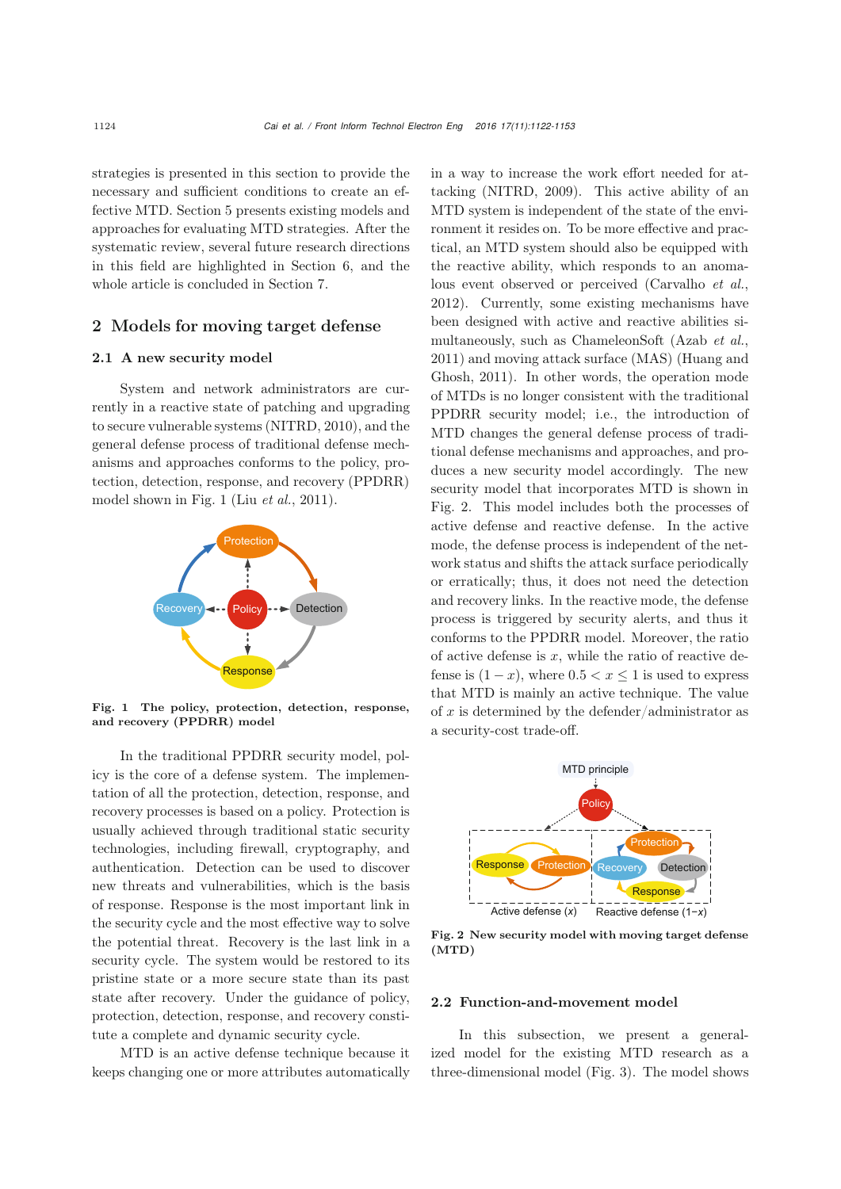strategies is presented in this section to provide the necessary and sufficient conditions to create an effective MTD. Section 5 presents existing models and approaches for evaluating MTD strategies. After the systematic review, several future research directions in this field are highlighted in Section 6, and the whole article is concluded in Section 7.

## 2 Models for moving target defense

### 2.1 A new security model

System and network administrators are currently in a reactive state of patching and upgrading to secure vulnerable systems (NITRD, 2010), and the general defense process of traditional defense mechanisms and approaches conforms to the policy, protection, detection, response, and recovery (PPDRR) model shown in Fig. 1 (Liu *et al.*, 2011).

**Fig. 1 The policy, protection, detection, response, and recovery (PPDRR) model**

In the traditional PPDRR security model, policy is the core of a defense system. The implementation of all the protection, detection, response, and recovery processes is based on a policy. Protection is usually achieved through traditional static security technologies, including firewall, cryptography, and authentication. Detection can be used to discover new threats and vulnerabilities, which is the basis of response. Response is the most important link in the security cycle and the most effective way to solve the potential threat. Recovery is the last link in a security cycle. The system would be restored to its pristine state or a more secure state than its past state after recovery. Under the guidance of policy, protection, detection, response, and recovery constitute a complete and dynamic security cycle.

MTD is an active defense technique because it keeps changing one or more attributes automatically in a way to increase the work effort needed for attacking (NITRD, 2009). This active ability of an MTD system is independent of the state of the environment it resides on. To be more effective and practical, an MTD system should also be equipped with the reactive ability, which responds to an anomalous event observed or perceived (Carvalho *et al.*, 2012). Currently, some existing mechanisms have been designed with active and reactive abilities simultaneously, such as ChameleonSoft (Azab *et al.*, 2011) and moving attack surface (MAS) (Huang and Ghosh, 2011). In other words, the operation mode of MTDs is no longer consistent with the traditional PPDRR security model; i.e., the introduction of MTD changes the general defense process of traditional defense mechanisms and approaches, and produces a new security model accordingly. The new security model that incorporates MTD is shown in Fig. 2. This model includes both the processes of active defense and reactive defense. In the active mode, the defense process is independent of the network status and shifts the attack surface periodically or erratically; thus, it does not need the detection and recovery links. In the reactive mode, the defense process is triggered by security alerts, and thus it conforms to the PPDRR model. Moreover, the ratio of active defense is $x$, while the ratio of reactive defense is $(1-x)$, where $0.5 < x \leq 1$ is used to express that MTD is mainly an active technique. The value of $x$ is determined by the defender/administrator as a security-cost trade-off.

**Fig. 2 New security model with moving target defense (MTD)**

### 2.2 Function-and-movement model

In this subsection, we present a generalized model for the existing MTD research as a three-dimensional model (Fig. 3). The model shows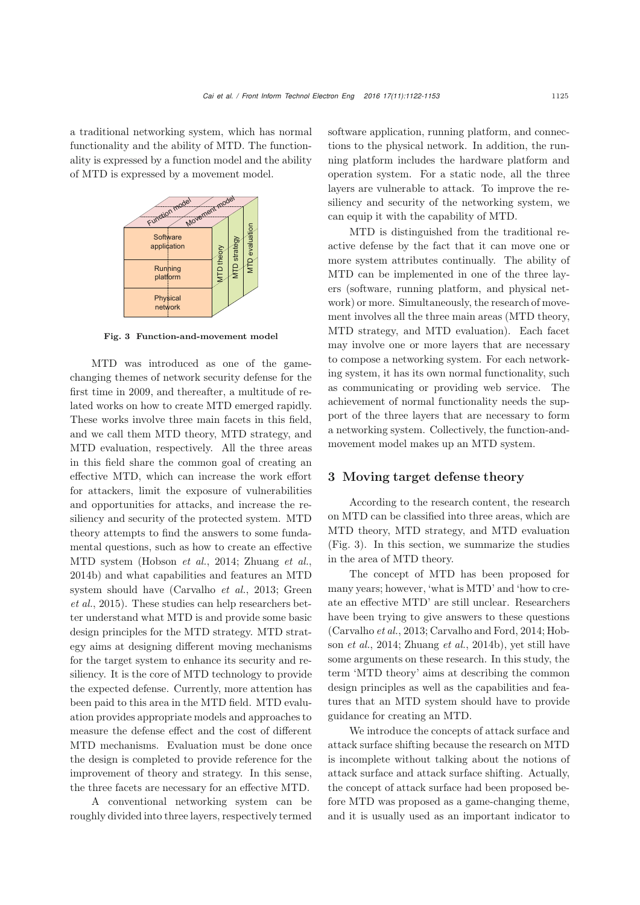a traditional networking system, which has normal functionality and the ability of MTD. The functionality is expressed by a function model and the ability of MTD is expressed by a movement model.

Function model
Movement model
Software application
Running platform
Physical network
MTD theory
MTD strategy
MTD evaluation

**Fig. 3 Function-and-movement model**

MTD was introduced as one of the game-changing themes of network security defense for the first time in 2009, and thereafter, a multitude of related works on how to create MTD emerged rapidly. These works involve three main facets in this field, and we call them MTD theory, MTD strategy, and MTD evaluation, respectively. All the three areas in this field share the common goal of creating an effective MTD, which can increase the work effort for attackers, limit the exposure of vulnerabilities and opportunities for attacks, and increase the resiliency and security of the protected system. MTD theory attempts to find the answers to some fundamental questions, such as how to create an effective MTD system (Hobson *et al.*, 2014; Zhuang *et al.*, 2014b) and what capabilities and features an MTD system should have (Carvalho *et al.*, 2013; Green *et al.*, 2015). These studies can help researchers better understand what MTD is and provide some basic design principles for the MTD strategy. MTD strategy aims at designing different moving mechanisms for the target system to enhance its security and resiliency. It is the core of MTD technology to provide the expected defense. Currently, more attention has been paid to this area in the MTD field. MTD evaluation provides appropriate models and approaches to measure the defense effect and the cost of different MTD mechanisms. Evaluation must be done once the design is completed to provide reference for the improvement of theory and strategy. In this sense, the three facets are necessary for an effective MTD.

A conventional networking system can be roughly divided into three layers, respectively termed software application, running platform, and connections to the physical network. In addition, the running platform includes the hardware platform and operation system. For a static node, all the three layers are vulnerable to attack. To improve the resiliency and security of the networking system, we can equip it with the capability of MTD.

MTD is distinguished from the traditional reactive defense by the fact that it can move one or more system attributes continually. The ability of MTD can be implemented in one of the three layers (software, running platform, and physical network) or more. Simultaneously, the research of movement involves all the three main areas (MTD theory, MTD strategy, and MTD evaluation). Each facet may involve one or more layers that are necessary to compose a networking system. For each networking system, it has its own normal functionality, such as communicating or providing web service. The achievement of normal functionality needs the support of the three layers that are necessary to form a networking system. Collectively, the function-and-movement model makes up an MTD system.

## 3 Moving target defense theory

According to the research content, the research on MTD can be classified into three areas, which are MTD theory, MTD strategy, and MTD evaluation (Fig. 3). In this section, we summarize the studies in the area of MTD theory.

The concept of MTD has been proposed for many years; however, 'what is MTD' and 'how to create an effective MTD' are still unclear. Researchers have been trying to give answers to these questions (Carvalho *et al.*, 2013; Carvalho and Ford, 2014; Hobson *et al.*, 2014; Zhuang *et al.*, 2014b), yet still have some arguments on these research. In this study, the term 'MTD theory' aims at describing the common design principles as well as the capabilities and features that an MTD system should have to provide guidance for creating an MTD.

We introduce the concepts of attack surface and attack surface shifting because the research on MTD is incomplete without talking about the notions of attack surface and attack surface shifting. Actually, the concept of attack surface had been proposed before MTD was proposed as a game-changing theme, and it is usually used as an important indicator to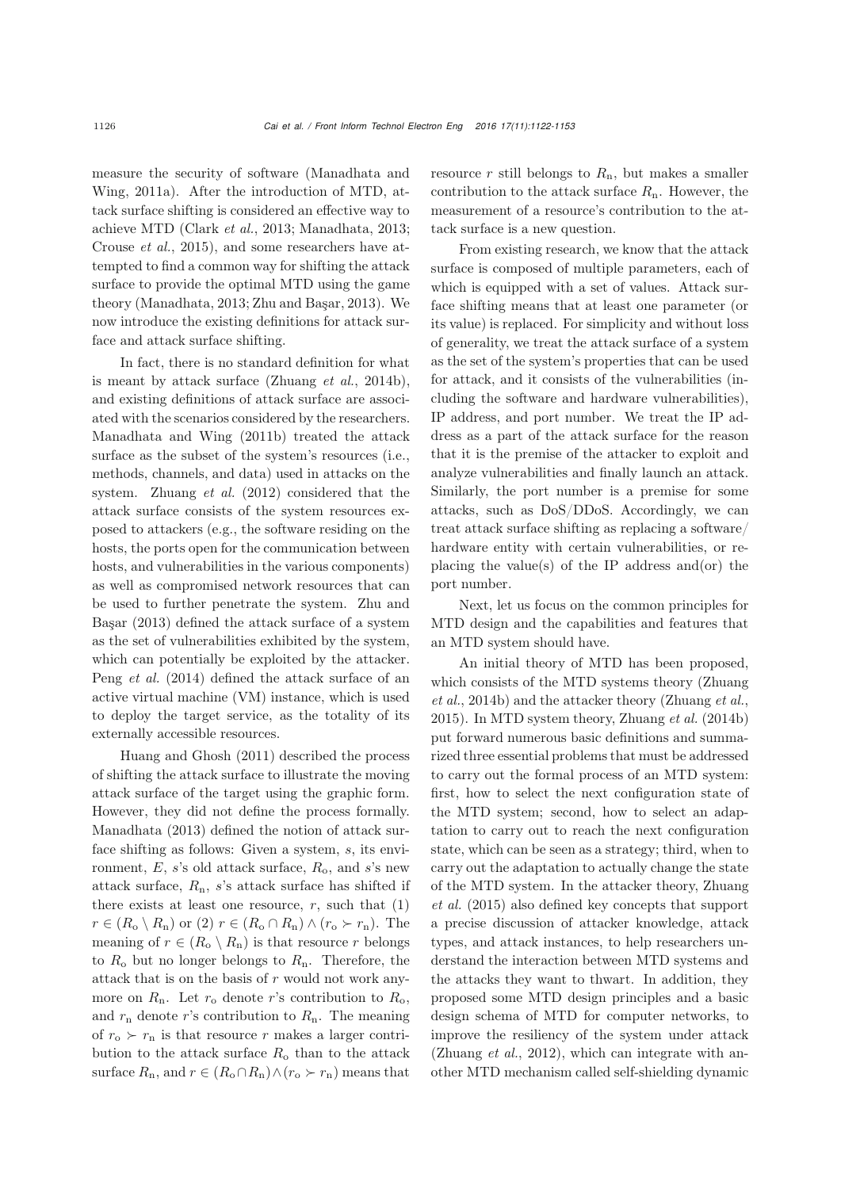measure the security of software (Manadhata and Wing, 2011a). After the introduction of MTD, attack surface shifting is considered an effective way to achieve MTD (Clark *et al.*, 2013; Manadhata, 2013; Crouse *et al.*, 2015), and some researchers have attempted to find a common way for shifting the attack surface to provide the optimal MTD using the game theory (Manadhata, 2013; Zhu and Başar, 2013). We now introduce the existing definitions for attack surface and attack surface shifting.

In fact, there is no standard definition for what is meant by attack surface (Zhuang *et al.*, 2014b), and existing definitions of attack surface are associated with the scenarios considered by the researchers. Manadhata and Wing (2011b) treated the attack surface as the subset of the system's resources (i.e., methods, channels, and data) used in attacks on the system. Zhuang *et al.* (2012) considered that the attack surface consists of the system resources exposed to attackers (e.g., the software residing on the hosts, the ports open for the communication between hosts, and vulnerabilities in the various components) as well as compromised network resources that can be used to further penetrate the system. Zhu and Başar (2013) defined the attack surface of a system as the set of vulnerabilities exhibited by the system, which can potentially be exploited by the attacker. Peng *et al.* (2014) defined the attack surface of an active virtual machine (VM) instance, which is used to deploy the target service, as the totality of its externally accessible resources.

Huang and Ghosh (2011) described the process of shifting the attack surface to illustrate the moving attack surface of the target using the graphic form. However, they did not define the process formally. Manadhata (2013) defined the notion of attack surface shifting as follows: Given a system, $s$, its environment, $E$, $s$'s old attack surface, $R_{\rm o}$, and $s$'s new attack surface, $R_{\rm n}$, $s$'s attack surface has shifted if there exists at least one resource, $r$, such that (1) $r \in (R_{\rm o} \setminus R_{\rm n})$ or (2) $r \in (R_{\rm o} \cap R_{\rm n}) \wedge (r_{\rm o} \succ r_{\rm n})$. The meaning of $r \in (R_{\rm o} \setminus R_{\rm n})$ is that resource $r$ belongs to $R_{\rm o}$ but no longer belongs to $R_{\rm n}$. Therefore, the attack that is on the basis of $r$ would not work anymore on $R_{\rm n}$. Let $r_{\rm o}$ denote $r$'s contribution to $R_{\rm o}$, and $r_{\rm n}$ denote $r$'s contribution to $R_{\rm n}$. The meaning of $r_{\rm o} \succ r_{\rm n}$ is that resource $r$ makes a larger contribution to the attack surface $R_{\rm o}$ than to the attack surface $R_{\rm n}$, and $r \in (R_{\rm o} \cap R_{\rm n}) \wedge (r_{\rm o} \succ r_{\rm n})$ means that resource $r$ still belongs to $R_{\rm n}$, but makes a smaller contribution to the attack surface $R_{\rm n}$. However, the measurement of a resource's contribution to the attack surface is a new question.

From existing research, we know that the attack surface is composed of multiple parameters, each of which is equipped with a set of values. Attack surface shifting means that at least one parameter (or its value) is replaced. For simplicity and without loss of generality, we treat the attack surface of a system as the set of the system's properties that can be used for attack, and it consists of the vulnerabilities (including the software and hardware vulnerabilities), IP address, and port number. We treat the IP address as a part of the attack surface for the reason that it is the premise of the attacker to exploit and analyze vulnerabilities and finally launch an attack. Similarly, the port number is a premise for some attacks, such as DoS/DDoS. Accordingly, we can treat attack surface shifting as replacing a software/hardware entity with certain vulnerabilities, or replacing the value(s) of the IP address and(or) the port number.

Next, let us focus on the common principles for MTD design and the capabilities and features that an MTD system should have.

An initial theory of MTD has been proposed, which consists of the MTD systems theory (Zhuang *et al.*, 2014b) and the attacker theory (Zhuang *et al.*, 2015). In MTD system theory, Zhuang *et al.* (2014b) put forward numerous basic definitions and summarized three essential problems that must be addressed to carry out the formal process of an MTD system: first, how to select the next configuration state of the MTD system; second, how to select an adaptation to carry out to reach the next configuration state, which can be seen as a strategy; third, when to carry out the adaptation to actually change the state of the MTD system. In the attacker theory, Zhuang *et al.* (2015) also defined key concepts that support a precise discussion of attacker knowledge, attack types, and attack instances, to help researchers understand the interaction between MTD systems and the attacks they want to thwart. In addition, they proposed some MTD design principles and a basic design schema of MTD for computer networks, to improve the resiliency of the system under attack (Zhuang *et al.*, 2012), which can integrate with another MTD mechanism called self-shielding dynamic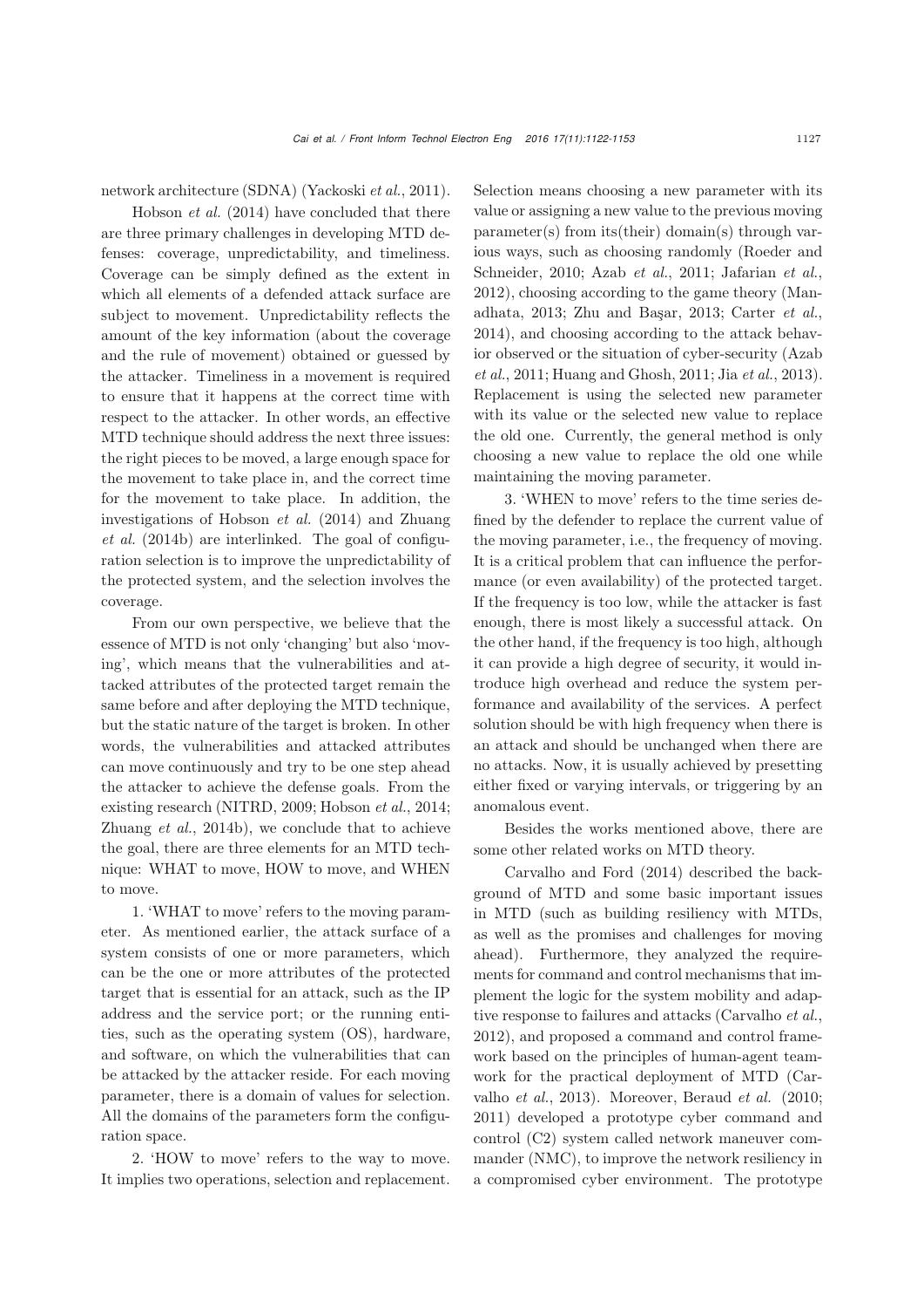network architecture (SDNA) (Yackoski *et al.*, 2011).

Hobson *et al.* (2014) have concluded that there are three primary challenges in developing MTD defenses: coverage, unpredictability, and timeliness. Coverage can be simply defined as the extent in which all elements of a defended attack surface are subject to movement. Unpredictability reflects the amount of the key information (about the coverage and the rule of movement) obtained or guessed by the attacker. Timeliness in a movement is required to ensure that it happens at the correct time with respect to the attacker. In other words, an effective MTD technique should address the next three issues: the right pieces to be moved, a large enough space for the movement to take place in, and the correct time for the movement to take place. In addition, the investigations of Hobson *et al.* (2014) and Zhuang *et al.* (2014b) are interlinked. The goal of configuration selection is to improve the unpredictability of the protected system, and the selection involves the coverage.

From our own perspective, we believe that the essence of MTD is not only 'changing' but also 'moving', which means that the vulnerabilities and attacked attributes of the protected target remain the same before and after deploying the MTD technique, but the static nature of the target is broken. In other words, the vulnerabilities and attacked attributes can move continuously and try to be one step ahead the attacker to achieve the defense goals. From the existing research (NITRD, 2009; Hobson *et al.*, 2014; Zhuang *et al.*, 2014b), we conclude that to achieve the goal, there are three elements for an MTD technique: WHAT to move, HOW to move, and WHEN to move.

1. 'WHAT to move' refers to the moving parameter. As mentioned earlier, the attack surface of a system consists of one or more parameters, which can be the one or more attributes of the protected target that is essential for an attack, such as the IP address and the service port; or the running entities, such as the operating system (OS), hardware, and software, on which the vulnerabilities that can be attacked by the attacker reside. For each moving parameter, there is a domain of values for selection. All the domains of the parameters form the configuration space.

2. 'HOW to move' refers to the way to move. It implies two operations, selection and replacement. Selection means choosing a new parameter with its value or assigning a new value to the previous moving parameter(s) from its(their) domain(s) through various ways, such as choosing randomly (Roeder and Schneider, 2010; Azab *et al.*, 2011; Jafarian *et al.*, 2012), choosing according to the game theory (Manadhata, 2013; Zhu and Başar, 2013; Carter *et al.*, 2014), and choosing according to the attack behavior observed or the situation of cyber-security (Azab *et al.*, 2011; Huang and Ghosh, 2011; Jia *et al.*, 2013). Replacement is using the selected new parameter with its value or the selected new value to replace the old one. Currently, the general method is only choosing a new value to replace the old one while maintaining the moving parameter.

3. 'WHEN to move' refers to the time series defined by the defender to replace the current value of the moving parameter, i.e., the frequency of moving. It is a critical problem that can influence the performance (or even availability) of the protected target. If the frequency is too low, while the attacker is fast enough, there is most likely a successful attack. On the other hand, if the frequency is too high, although it can provide a high degree of security, it would introduce high overhead and reduce the system performance and availability of the services. A perfect solution should be with high frequency when there is an attack and should be unchanged when there are no attacks. Now, it is usually achieved by presetting either fixed or varying intervals, or triggering by an anomalous event.

Besides the works mentioned above, there are some other related works on MTD theory.

Carvalho and Ford (2014) described the background of MTD and some basic important issues in MTD (such as building resiliency with MTDs, as well as the promises and challenges for moving ahead). Furthermore, they analyzed the requirements for command and control mechanisms that implement the logic for the system mobility and adaptive response to failures and attacks (Carvalho *et al.*, 2012), and proposed a command and control framework based on the principles of human-agent teamwork for the practical deployment of MTD (Carvalho *et al.*, 2013). Moreover, Beraud *et al.* (2010; 2011) developed a prototype cyber command and control (C2) system called network maneuver commander (NMC), to improve the network resiliency in a compromised cyber environment. The prototype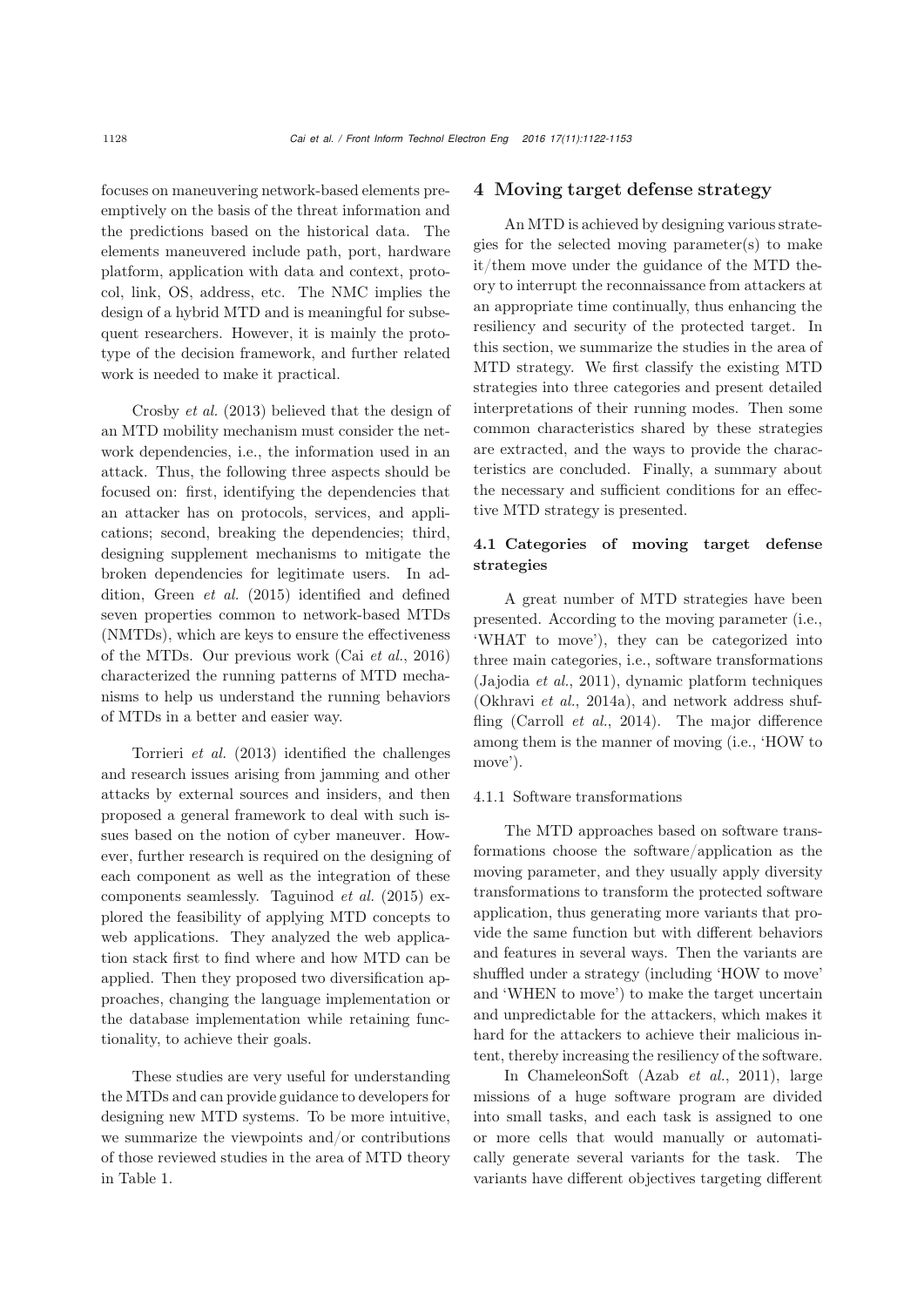focuses on maneuvering network-based elements preemptively on the basis of the threat information and the predictions based on the historical data. The elements maneuvered include path, port, hardware platform, application with data and context, protocol, link, OS, address, etc. The NMC implies the design of a hybrid MTD and is meaningful for subsequent researchers. However, it is mainly the prototype of the decision framework, and further related work is needed to make it practical.

Crosby *et al.* (2013) believed that the design of an MTD mobility mechanism must consider the network dependencies, i.e., the information used in an attack. Thus, the following three aspects should be focused on: first, identifying the dependencies that an attacker has on protocols, services, and applications; second, breaking the dependencies; third, designing supplement mechanisms to mitigate the broken dependencies for legitimate users. In addition, Green *et al.* (2015) identified and defined seven properties common to network-based MTDs (NMTDs), which are keys to ensure the effectiveness of the MTDs. Our previous work (Cai *et al.*, 2016) characterized the running patterns of MTD mechanisms to help us understand the running behaviors of MTDs in a better and easier way.

Torrieri *et al.* (2013) identified the challenges and research issues arising from jamming and other attacks by external sources and insiders, and then proposed a general framework to deal with such issues based on the notion of cyber maneuver. However, further research is required on the designing of each component as well as the integration of these components seamlessly. Taguinod *et al.* (2015) explored the feasibility of applying MTD concepts to web applications. They analyzed the web application stack first to find where and how MTD can be applied. Then they proposed two diversification approaches, changing the language implementation or the database implementation while retaining functionality, to achieve their goals.

These studies are very useful for understanding the MTDs and can provide guidance to developers for designing new MTD systems. To be more intuitive, we summarize the viewpoints and/or contributions of those reviewed studies in the area of MTD theory in Table 1.

## 4 Moving target defense strategy

An MTD is achieved by designing various strategies for the selected moving parameter(s) to make it/them move under the guidance of the MTD theory to interrupt the reconnaissance from attackers at an appropriate time continually, thus enhancing the resiliency and security of the protected target. In this section, we summarize the studies in the area of MTD strategy. We first classify the existing MTD strategies into three categories and present detailed interpretations of their running modes. Then some common characteristics shared by these strategies are extracted, and the ways to provide the characteristics are concluded. Finally, a summary about the necessary and sufficient conditions for an effective MTD strategy is presented.

### 4.1 Categories of moving target defense strategies

A great number of MTD strategies have been presented. According to the moving parameter (i.e., 'WHAT to move'), they can be categorized into three main categories, i.e., software transformations (Jajodia *et al.*, 2011), dynamic platform techniques (Okhravi *et al.*, 2014a), and network address shuffling (Carroll *et al.*, 2014). The major difference among them is the manner of moving (i.e., 'HOW to move').

#### 4.1.1 Software transformations

The MTD approaches based on software transformations choose the software/application as the moving parameter, and they usually apply diversity transformations to transform the protected software application, thus generating more variants that provide the same function but with different behaviors and features in several ways. Then the variants are shuffled under a strategy (including 'HOW to move' and 'WHEN to move') to make the target uncertain and unpredictable for the attackers, which makes it hard for the attackers to achieve their malicious intent, thereby increasing the resiliency of the software.

In ChameleonSoft (Azab *et al.*, 2011), large missions of a huge software program are divided into small tasks, and each task is assigned to one or more cells that would manually or automatically generate several variants for the task. The variants have different objectives targeting different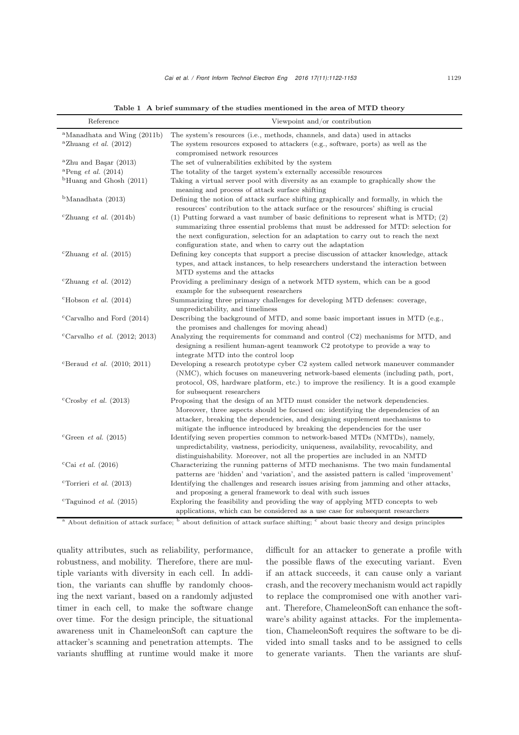**Table 1 A brief summary of the studies mentioned in the area of MTD theory**

| Reference | Viewpoint and/or contribution |
|---|---|
| [a]Manadhata and Wing (2011b) | The system's resources (i.e., methods, channels, and data) used in attacks |
| [a]Zhuang *et al.* (2012) | The system resources exposed to attackers (e.g., software, ports) as well as the compromised network resources |
| [a]Zhu and Başar (2013) | The set of vulnerabilities exhibited by the system |
| [a]Peng *et al.* (2014) | The totality of the target system's externally accessible resources |
| [b]Huang and Ghosh (2011) | Taking a virtual server pool with diversity as an example to graphically show the meaning and process of attack surface shifting |
| [b]Manadhata (2013) | Defining the notion of attack surface shifting graphically and formally, in which the resources' contribution to the attack surface or the resources' shifting is crucial |
| [c]Zhuang *et al.* (2014b) | (1) Putting forward a vast number of basic definitions to represent what is MTD; (2) summarizing three essential problems that must be addressed for MTD: selection for the next configuration, selection for an adaptation to carry out to reach the next configuration state, and when to carry out the adaptation |
| [c]Zhuang *et al.* (2015) | Defining key concepts that support a precise discussion of attacker knowledge, attack types, and attack instances, to help researchers understand the interaction between MTD systems and the attacks |
| [c]Zhuang *et al.* (2012) | Providing a preliminary design of a network MTD system, which can be a good example for the subsequent researchers |
| [c]Hobson *et al.* (2014) | Summarizing three primary challenges for developing MTD defenses: coverage, unpredictability, and timeliness |
| [c]Carvalho and Ford (2014) | Describing the background of MTD, and some basic important issues in MTD (e.g., the promises and challenges for moving ahead) |
| [c]Carvalho *et al.* (2012; 2013) | Analyzing the requirements for command and control (C2) mechanisms for MTD, and designing a resilient human-agent teamwork C2 prototype to provide a way to integrate MTD into the control loop |
| [c]Beraud *et al.* (2010; 2011) | Developing a research prototype cyber C2 system called network maneuver commander (NMC), which focuses on maneuvering network-based elements (including path, port, protocol, OS, hardware platform, etc.) to improve the resiliency. It is a good example for subsequent researchers |
| [c]Crosby *et al.* (2013) | Proposing that the design of an MTD must consider the network dependencies. Moreover, three aspects should be focused on: identifying the dependencies of an attacker, breaking the dependencies, and designing supplement mechanisms to mitigate the influence introduced by breaking the dependencies for the user |
| [c]Green *et al.* (2015) | Identifying seven properties common to network-based MTDs (NMTDs), namely, unpredictability, vastness, periodicity, uniqueness, availability, revocability, and distinguishability. Moreover, not all the properties are included in an NMTD |
| [c]Cai *et al.* (2016) | Characterizing the running patterns of MTD mechanisms. The two main fundamental patterns are 'hidden' and 'variation', and the assisted pattern is called 'improvement' |
| [c]Torrieri *et al.* (2013) | Identifying the challenges and research issues arising from jamming and other attacks, and proposing a general framework to deal with such issues |
| [c]Taguinod *et al.* (2015) | Exploring the feasibility and providing the way of applying MTD concepts to web applications, which can be considered as a use case for subsequent researchers |

[a] About definition of attack surface; [b] about definition of attack surface shifting; [c] about basic theory and design principles

quality attributes, such as reliability, performance, robustness, and mobility. Therefore, there are multiple variants with diversity in each cell. In addition, the variants can shuffle by randomly choosing the next variant, based on a randomly adjusted timer in each cell, to make the software change over time. For the design principle, the situational awareness unit in ChameleonSoft can capture the attacker's scanning and penetration attempts. The variants shuffling at runtime would make it more difficult for an attacker to generate a profile with the possible flaws of the executing variant. Even if an attack succeeds, it can cause only a variant crash, and the recovery mechanism would act rapidly to replace the compromised one with another variant. Therefore, ChameleonSoft can enhance the software's ability against attacks. For the implementation, ChameleonSoft requires the software to be divided into small tasks and to be assigned to cells to generate variants. Then the variants are shuf-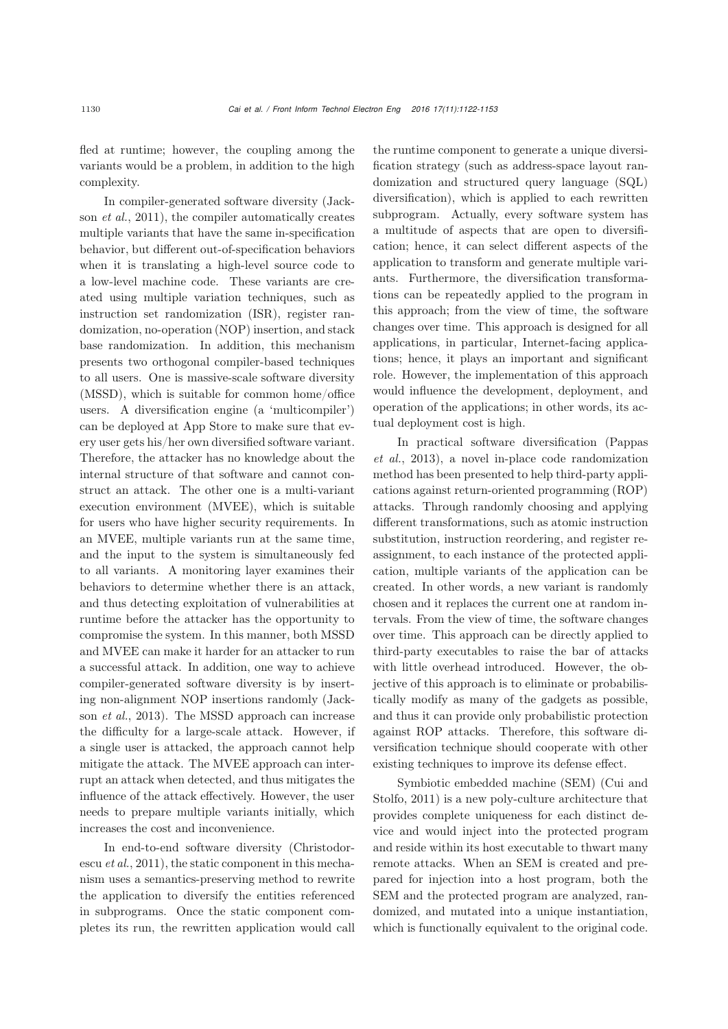fled at runtime; however, the coupling among the variants would be a problem, in addition to the high complexity.

In compiler-generated software diversity (Jackson *et al.*, 2011), the compiler automatically creates multiple variants that have the same in-specification behavior, but different out-of-specification behaviors when it is translating a high-level source code to a low-level machine code. These variants are created using multiple variation techniques, such as instruction set randomization (ISR), register randomization, no-operation (NOP) insertion, and stack base randomization. In addition, this mechanism presents two orthogonal compiler-based techniques to all users. One is massive-scale software diversity (MSSD), which is suitable for common home/office users. A diversification engine (a 'multicompiler') can be deployed at App Store to make sure that every user gets his/her own diversified software variant. Therefore, the attacker has no knowledge about the internal structure of that software and cannot construct an attack. The other one is a multi-variant execution environment (MVEE), which is suitable for users who have higher security requirements. In an MVEE, multiple variants run at the same time, and the input to the system is simultaneously fed to all variants. A monitoring layer examines their behaviors to determine whether there is an attack, and thus detecting exploitation of vulnerabilities at runtime before the attacker has the opportunity to compromise the system. In this manner, both MSSD and MVEE can make it harder for an attacker to run a successful attack. In addition, one way to achieve compiler-generated software diversity is by inserting non-alignment NOP insertions randomly (Jackson *et al.*, 2013). The MSSD approach can increase the difficulty for a large-scale attack. However, if a single user is attacked, the approach cannot help mitigate the attack. The MVEE approach can interrupt an attack when detected, and thus mitigates the influence of the attack effectively. However, the user needs to prepare multiple variants initially, which increases the cost and inconvenience.

In end-to-end software diversity (Christodorescu *et al.*, 2011), the static component in this mechanism uses a semantics-preserving method to rewrite the application to diversify the entities referenced in subprograms. Once the static component completes its run, the rewritten application would call the runtime component to generate a unique diversification strategy (such as address-space layout randomization and structured query language (SQL) diversification), which is applied to each rewritten subprogram. Actually, every software system has a multitude of aspects that are open to diversification; hence, it can select different aspects of the application to transform and generate multiple variants. Furthermore, the diversification transformations can be repeatedly applied to the program in this approach; from the view of time, the software changes over time. This approach is designed for all applications, in particular, Internet-facing applications; hence, it plays an important and significant role. However, the implementation of this approach would influence the development, deployment, and operation of the applications; in other words, its actual deployment cost is high.

In practical software diversification (Pappas *et al.*, 2013), a novel in-place code randomization method has been presented to help third-party applications against return-oriented programming (ROP) attacks. Through randomly choosing and applying different transformations, such as atomic instruction substitution, instruction reordering, and register reassignment, to each instance of the protected application, multiple variants of the application can be created. In other words, a new variant is randomly chosen and it replaces the current one at random intervals. From the view of time, the software changes over time. This approach can be directly applied to third-party executables to raise the bar of attacks with little overhead introduced. However, the objective of this approach is to eliminate or probabilistically modify as many of the gadgets as possible, and thus it can provide only probabilistic protection against ROP attacks. Therefore, this software diversification technique should cooperate with other existing techniques to improve its defense effect.

Symbiotic embedded machine (SEM) (Cui and Stolfo, 2011) is a new poly-culture architecture that provides complete uniqueness for each distinct device and would inject into the protected program and reside within its host executable to thwart many remote attacks. When an SEM is created and prepared for injection into a host program, both the SEM and the protected program are analyzed, randomized, and mutated into a unique instantiation, which is functionally equivalent to the original code.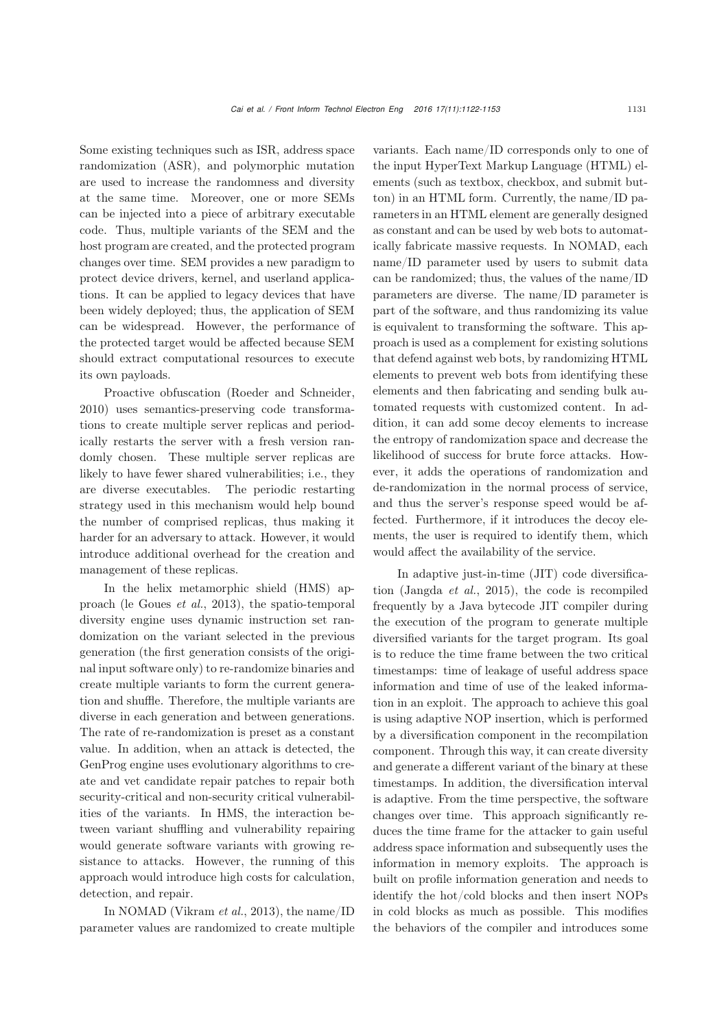Some existing techniques such as ISR, address space randomization (ASR), and polymorphic mutation are used to increase the randomness and diversity at the same time. Moreover, one or more SEMs can be injected into a piece of arbitrary executable code. Thus, multiple variants of the SEM and the host program are created, and the protected program changes over time. SEM provides a new paradigm to protect device drivers, kernel, and userland applications. It can be applied to legacy devices that have been widely deployed; thus, the application of SEM can be widespread. However, the performance of the protected target would be affected because SEM should extract computational resources to execute its own payloads.

Proactive obfuscation (Roeder and Schneider, 2010) uses semantics-preserving code transformations to create multiple server replicas and periodically restarts the server with a fresh version randomly chosen. These multiple server replicas are likely to have fewer shared vulnerabilities; i.e., they are diverse executables. The periodic restarting strategy used in this mechanism would help bound the number of comprised replicas, thus making it harder for an adversary to attack. However, it would introduce additional overhead for the creation and management of these replicas.

In the helix metamorphic shield (HMS) approach (le Goues *et al.*, 2013), the spatio-temporal diversity engine uses dynamic instruction set randomization on the variant selected in the previous generation (the first generation consists of the original input software only) to re-randomize binaries and create multiple variants to form the current generation and shuffle. Therefore, the multiple variants are diverse in each generation and between generations. The rate of re-randomization is preset as a constant value. In addition, when an attack is detected, the GenProg engine uses evolutionary algorithms to create and vet candidate repair patches to repair both security-critical and non-security critical vulnerabilities of the variants. In HMS, the interaction between variant shuffling and vulnerability repairing would generate software variants with growing resistance to attacks. However, the running of this approach would introduce high costs for calculation, detection, and repair.

In NOMAD (Vikram *et al.*, 2013), the name/ID parameter values are randomized to create multiple variants. Each name/ID corresponds only to one of the input HyperText Markup Language (HTML) elements (such as textbox, checkbox, and submit button) in an HTML form. Currently, the name/ID parameters in an HTML element are generally designed as constant and can be used by web bots to automatically fabricate massive requests. In NOMAD, each name/ID parameter used by users to submit data can be randomized; thus, the values of the name/ID parameters are diverse. The name/ID parameter is part of the software, and thus randomizing its value is equivalent to transforming the software. This approach is used as a complement for existing solutions that defend against web bots, by randomizing HTML elements to prevent web bots from identifying these elements and then fabricating and sending bulk automated requests with customized content. In addition, it can add some decoy elements to increase the entropy of randomization space and decrease the likelihood of success for brute force attacks. However, it adds the operations of randomization and de-randomization in the normal process of service, and thus the server's response speed would be affected. Furthermore, if it introduces the decoy elements, the user is required to identify them, which would affect the availability of the service.

In adaptive just-in-time (JIT) code diversification (Jangda *et al.*, 2015), the code is recompiled frequently by a Java bytecode JIT compiler during the execution of the program to generate multiple diversified variants for the target program. Its goal is to reduce the time frame between the two critical timestamps: time of leakage of useful address space information and time of use of the leaked information in an exploit. The approach to achieve this goal is using adaptive NOP insertion, which is performed by a diversification component in the recompilation component. Through this way, it can create diversity and generate a different variant of the binary at these timestamps. In addition, the diversification interval is adaptive. From the time perspective, the software changes over time. This approach significantly reduces the time frame for the attacker to gain useful address space information and subsequently uses the information in memory exploits. The approach is built on profile information generation and needs to identify the hot/cold blocks and then insert NOPs in cold blocks as much as possible. This modifies the behaviors of the compiler and introduces some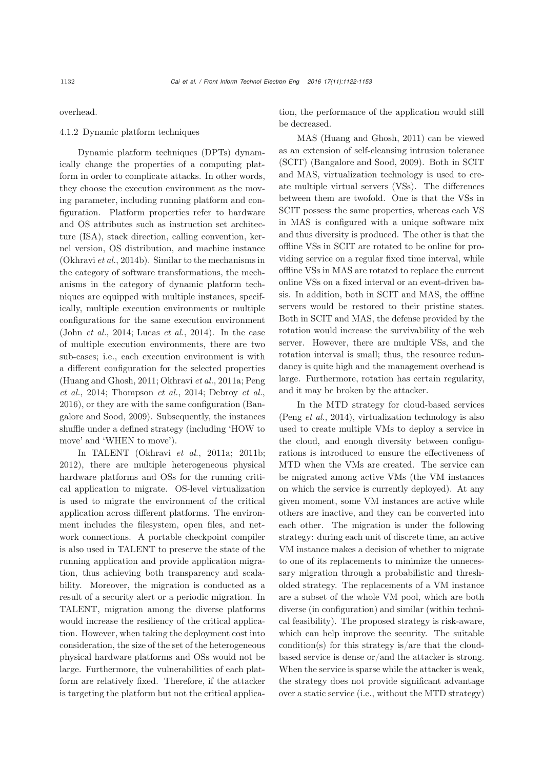overhead.

#### 4.1.2 Dynamic platform techniques

Dynamic platform techniques (DPTs) dynamically change the properties of a computing platform in order to complicate attacks. In other words, they choose the execution environment as the moving parameter, including running platform and configuration. Platform properties refer to hardware and OS attributes such as instruction set architecture (ISA), stack direction, calling convention, kernel version, OS distribution, and machine instance (Okhravi *et al.*, 2014b). Similar to the mechanisms in the category of software transformations, the mechanisms in the category of dynamic platform techniques are equipped with multiple instances, specifically, multiple execution environments or multiple configurations for the same execution environment (John *et al.*, 2014; Lucas *et al.*, 2014). In the case of multiple execution environments, there are two sub-cases; i.e., each execution environment is with a different configuration for the selected properties (Huang and Ghosh, 2011; Okhravi *et al.*, 2011a; Peng *et al.*, 2014; Thompson *et al.*, 2014; Debroy *et al.*, 2016), or they are with the same configuration (Bangalore and Sood, 2009). Subsequently, the instances shuffle under a defined strategy (including 'HOW to move' and 'WHEN to move').

In TALENT (Okhravi *et al.*, 2011a; 2011b; 2012), there are multiple heterogeneous physical hardware platforms and OSs for the running critical application to migrate. OS-level virtualization is used to migrate the environment of the critical application across different platforms. The environment includes the filesystem, open files, and network connections. A portable checkpoint compiler is also used in TALENT to preserve the state of the running application and provide application migration, thus achieving both transparency and scalability. Moreover, the migration is conducted as a result of a security alert or a periodic migration. In TALENT, migration among the diverse platforms would increase the resiliency of the critical application. However, when taking the deployment cost into consideration, the size of the set of the heterogeneous physical hardware platforms and OSs would not be large. Furthermore, the vulnerabilities of each platform are relatively fixed. Therefore, if the attacker is targeting the platform but not the critical application, the performance of the application would still be decreased.

MAS (Huang and Ghosh, 2011) can be viewed as an extension of self-cleansing intrusion tolerance (SCIT) (Bangalore and Sood, 2009). Both in SCIT and MAS, virtualization technology is used to create multiple virtual servers (VSs). The differences between them are twofold. One is that the VSs in SCIT possess the same properties, whereas each VS in MAS is configured with a unique software mix and thus diversity is produced. The other is that the offline VSs in SCIT are rotated to be online for providing service on a regular fixed time interval, while offline VSs in MAS are rotated to replace the current online VSs on a fixed interval or an event-driven basis. In addition, both in SCIT and MAS, the offline servers would be restored to their pristine states. Both in SCIT and MAS, the defense provided by the rotation would increase the survivability of the web server. However, there are multiple VSs, and the rotation interval is small; thus, the resource redundancy is quite high and the management overhead is large. Furthermore, rotation has certain regularity, and it may be broken by the attacker.

In the MTD strategy for cloud-based services (Peng *et al.*, 2014), virtualization technology is also used to create multiple VMs to deploy a service in the cloud, and enough diversity between configurations is introduced to ensure the effectiveness of MTD when the VMs are created. The service can be migrated among active VMs (the VM instances on which the service is currently deployed). At any given moment, some VM instances are active while others are inactive, and they can be converted into each other. The migration is under the following strategy: during each unit of discrete time, an active VM instance makes a decision of whether to migrate to one of its replacements to minimize the unnecessary migration through a probabilistic and thresholded strategy. The replacements of a VM instance are a subset of the whole VM pool, which are both diverse (in configuration) and similar (within technical feasibility). The proposed strategy is risk-aware, which can help improve the security. The suitable condition(s) for this strategy is/are that the cloud-based service is dense or/and the attacker is strong. When the service is sparse while the attacker is weak, the strategy does not provide significant advantage over a static service (i.e., without the MTD strategy)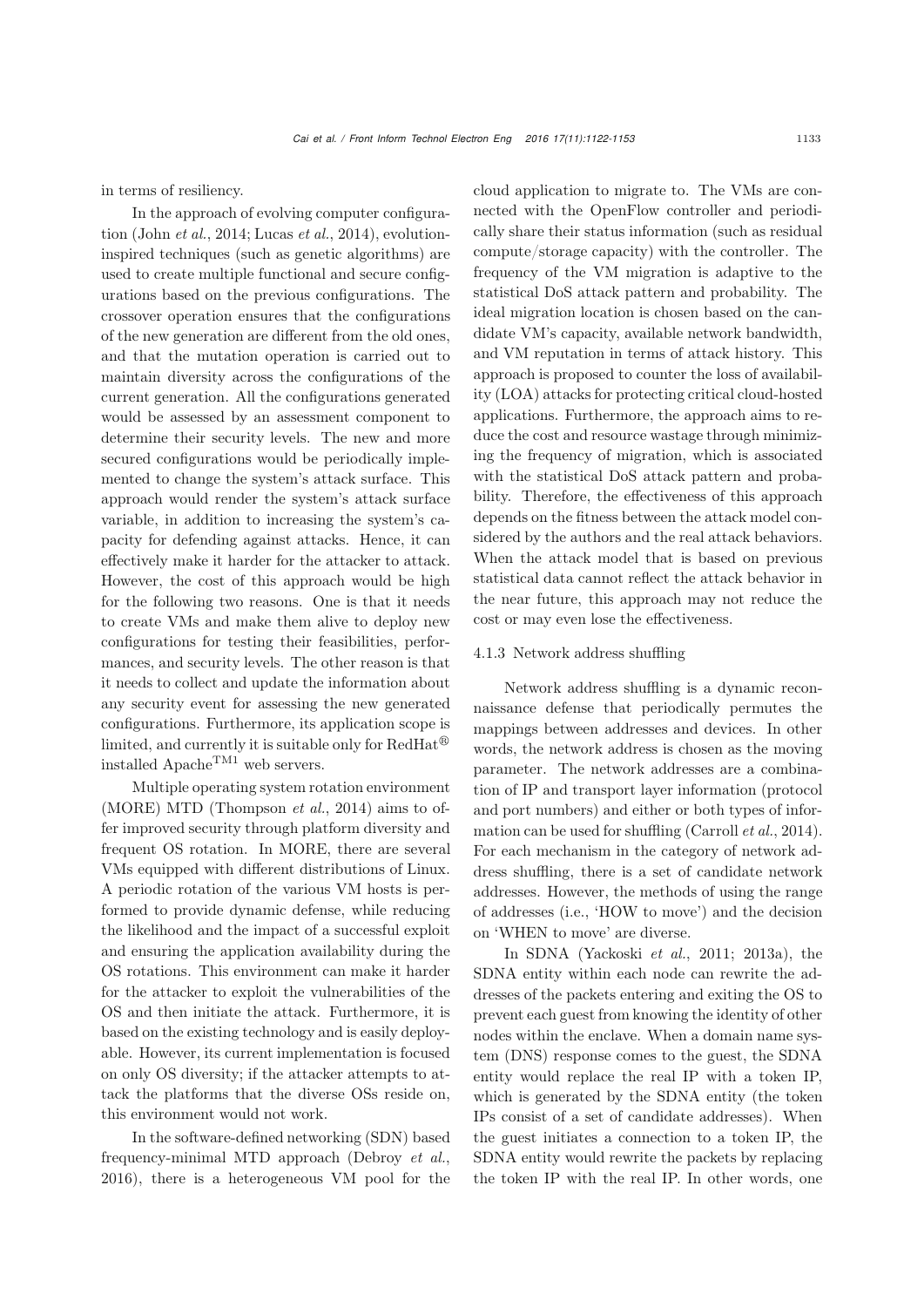in terms of resiliency.

In the approach of evolving computer configuration (John *et al.*, 2014; Lucas *et al.*, 2014), evolution-inspired techniques (such as genetic algorithms) are used to create multiple functional and secure configurations based on the previous configurations. The crossover operation ensures that the configurations of the new generation are different from the old ones, and that the mutation operation is carried out to maintain diversity across the configurations of the current generation. All the configurations generated would be assessed by an assessment component to determine their security levels. The new and more secured configurations would be periodically implemented to change the system's attack surface. This approach would render the system's attack surface variable, in addition to increasing the system's capacity for defending against attacks. Hence, it can effectively make it harder for the attacker to attack. However, the cost of this approach would be high for the following two reasons. One is that it needs to create VMs and make them alive to deploy new configurations for testing their feasibilities, performances, and security levels. The other reason is that it needs to collect and update the information about any security event for assessing the new generated configurations. Furthermore, its application scope is limited, and currently it is suitable only for RedHat® installed Apache™1 web servers.

Multiple operating system rotation environment (MORE) MTD (Thompson *et al.*, 2014) aims to offer improved security through platform diversity and frequent OS rotation. In MORE, there are several VMs equipped with different distributions of Linux. A periodic rotation of the various VM hosts is performed to provide dynamic defense, while reducing the likelihood and the impact of a successful exploit and ensuring the application availability during the OS rotations. This environment can make it harder for the attacker to exploit the vulnerabilities of the OS and then initiate the attack. Furthermore, it is based on the existing technology and is easily deployable. However, its current implementation is focused on only OS diversity; if the attacker attempts to attack the platforms that the diverse OSs reside on, this environment would not work.

In the software-defined networking (SDN) based frequency-minimal MTD approach (Debroy *et al.*, 2016), there is a heterogeneous VM pool for the cloud application to migrate to. The VMs are connected with the OpenFlow controller and periodically share their status information (such as residual compute/storage capacity) with the controller. The frequency of the VM migration is adaptive to the statistical DoS attack pattern and probability. The ideal migration location is chosen based on the candidate VM's capacity, available network bandwidth, and VM reputation in terms of attack history. This approach is proposed to counter the loss of availability (LOA) attacks for protecting critical cloud-hosted applications. Furthermore, the approach aims to reduce the cost and resource wastage through minimizing the frequency of migration, which is associated with the statistical DoS attack pattern and probability. Therefore, the effectiveness of this approach depends on the fitness between the attack model considered by the authors and the real attack behaviors. When the attack model that is based on previous statistical data cannot reflect the attack behavior in the near future, this approach may not reduce the cost or may even lose the effectiveness.

#### 4.1.3 Network address shuffling

Network address shuffling is a dynamic reconnaissance defense that periodically permutes the mappings between addresses and devices. In other words, the network address is chosen as the moving parameter. The network addresses are a combination of IP and transport layer information (protocol and port numbers) and either or both types of information can be used for shuffling (Carroll *et al.*, 2014). For each mechanism in the category of network address shuffling, there is a set of candidate network addresses. However, the methods of using the range of addresses (i.e., 'HOW to move') and the decision on 'WHEN to move' are diverse.

In SDNA (Yackoski *et al.*, 2011; 2013a), the SDNA entity within each node can rewrite the addresses of the packets entering and exiting the OS to prevent each guest from knowing the identity of other nodes within the enclave. When a domain name system (DNS) response comes to the guest, the SDNA entity would replace the real IP with a token IP, which is generated by the SDNA entity (the token IPs consist of a set of candidate addresses). When the guest initiates a connection to a token IP, the SDNA entity would rewrite the packets by replacing the token IP with the real IP. In other words, one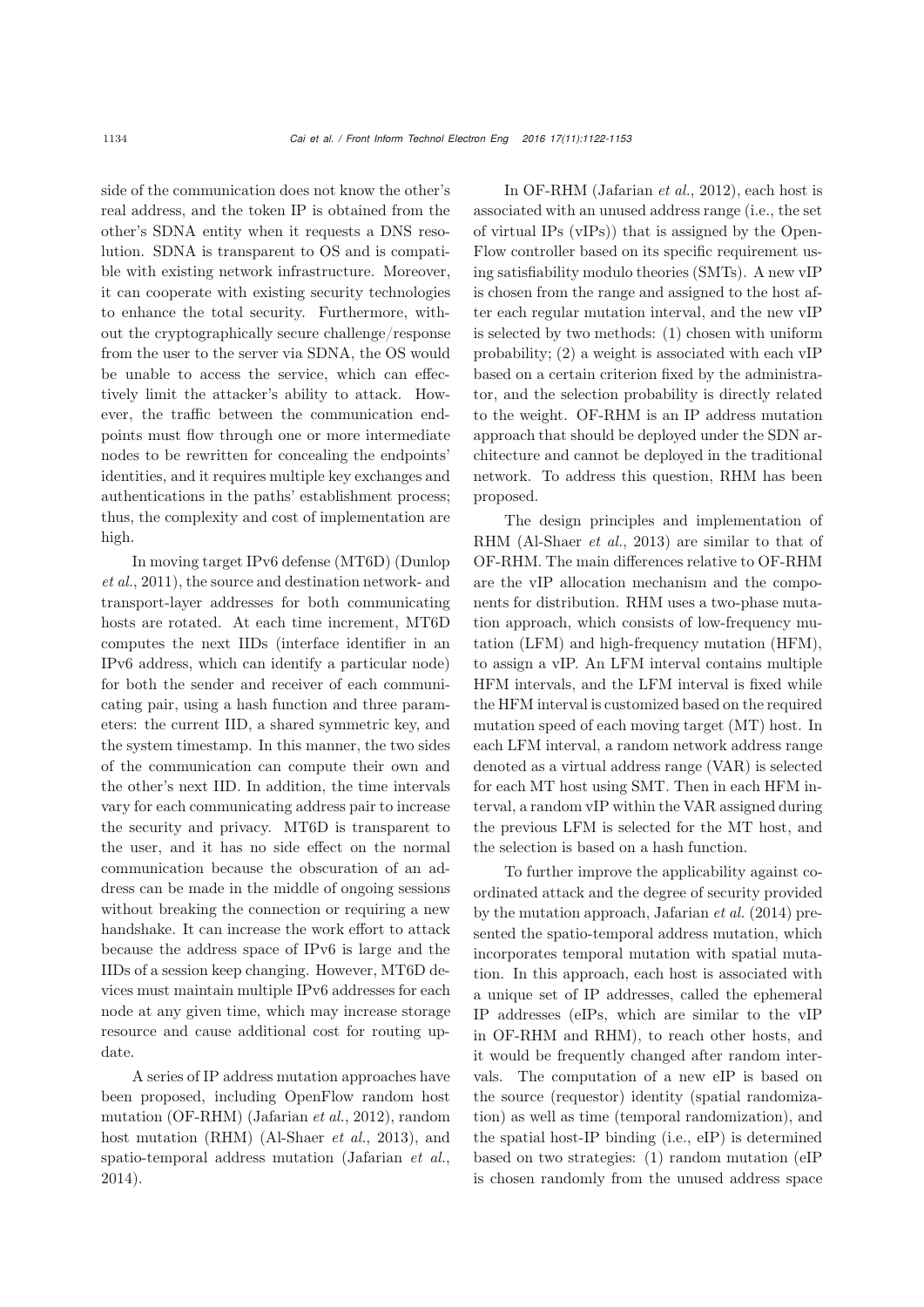side of the communication does not know the other's real address, and the token IP is obtained from the other's SDNA entity when it requests a DNS resolution. SDNA is transparent to OS and is compatible with existing network infrastructure. Moreover, it can cooperate with existing security technologies to enhance the total security. Furthermore, without the cryptographically secure challenge/response from the user to the server via SDNA, the OS would be unable to access the service, which can effectively limit the attacker's ability to attack. However, the traffic between the communication endpoints must flow through one or more intermediate nodes to be rewritten for concealing the endpoints' identities, and it requires multiple key exchanges and authentications in the paths' establishment process; thus, the complexity and cost of implementation are high.

In moving target IPv6 defense (MT6D) (Dunlop *et al.*, 2011), the source and destination network- and transport-layer addresses for both communicating hosts are rotated. At each time increment, MT6D computes the next IIDs (interface identifier in an IPv6 address, which can identify a particular node) for both the sender and receiver of each communicating pair, using a hash function and three parameters: the current IID, a shared symmetric key, and the system timestamp. In this manner, the two sides of the communication can compute their own and the other's next IID. In addition, the time intervals vary for each communicating address pair to increase the security and privacy. MT6D is transparent to the user, and it has no side effect on the normal communication because the obscuration of an address can be made in the middle of ongoing sessions without breaking the connection or requiring a new handshake. It can increase the work effort to attack because the address space of IPv6 is large and the IIDs of a session keep changing. However, MT6D devices must maintain multiple IPv6 addresses for each node at any given time, which may increase storage resource and cause additional cost for routing update.

A series of IP address mutation approaches have been proposed, including OpenFlow random host mutation (OF-RHM) (Jafarian *et al.*, 2012), random host mutation (RHM) (Al-Shaer *et al.*, 2013), and spatio-temporal address mutation (Jafarian *et al.*, 2014).

In OF-RHM (Jafarian *et al.*, 2012), each host is associated with an unused address range (i.e., the set of virtual IPs (vIPs)) that is assigned by the OpenFlow controller based on its specific requirement using satisfiability modulo theories (SMTs). A new vIP is chosen from the range and assigned to the host after each regular mutation interval, and the new vIP is selected by two methods: (1) chosen with uniform probability; (2) a weight is associated with each vIP based on a certain criterion fixed by the administrator, and the selection probability is directly related to the weight. OF-RHM is an IP address mutation approach that should be deployed under the SDN architecture and cannot be deployed in the traditional network. To address this question, RHM has been proposed.

The design principles and implementation of RHM (Al-Shaer *et al.*, 2013) are similar to that of OF-RHM. The main differences relative to OF-RHM are the vIP allocation mechanism and the components for distribution. RHM uses a two-phase mutation approach, which consists of low-frequency mutation (LFM) and high-frequency mutation (HFM), to assign a vIP. An LFM interval contains multiple HFM intervals, and the LFM interval is fixed while the HFM interval is customized based on the required mutation speed of each moving target (MT) host. In each LFM interval, a random network address range denoted as a virtual address range (VAR) is selected for each MT host using SMT. Then in each HFM interval, a random vIP within the VAR assigned during the previous LFM is selected for the MT host, and the selection is based on a hash function.

To further improve the applicability against coordinated attack and the degree of security provided by the mutation approach, Jafarian *et al.* (2014) presented the spatio-temporal address mutation, which incorporates temporal mutation with spatial mutation. In this approach, each host is associated with a unique set of IP addresses, called the ephemeral IP addresses (eIPs, which are similar to the vIP in OF-RHM and RHM), to reach other hosts, and it would be frequently changed after random intervals. The computation of a new eIP is based on the source (requestor) identity (spatial randomization) as well as time (temporal randomization), and the spatial host-IP binding (i.e., eIP) is determined based on two strategies: (1) random mutation (eIP is chosen randomly from the unused address space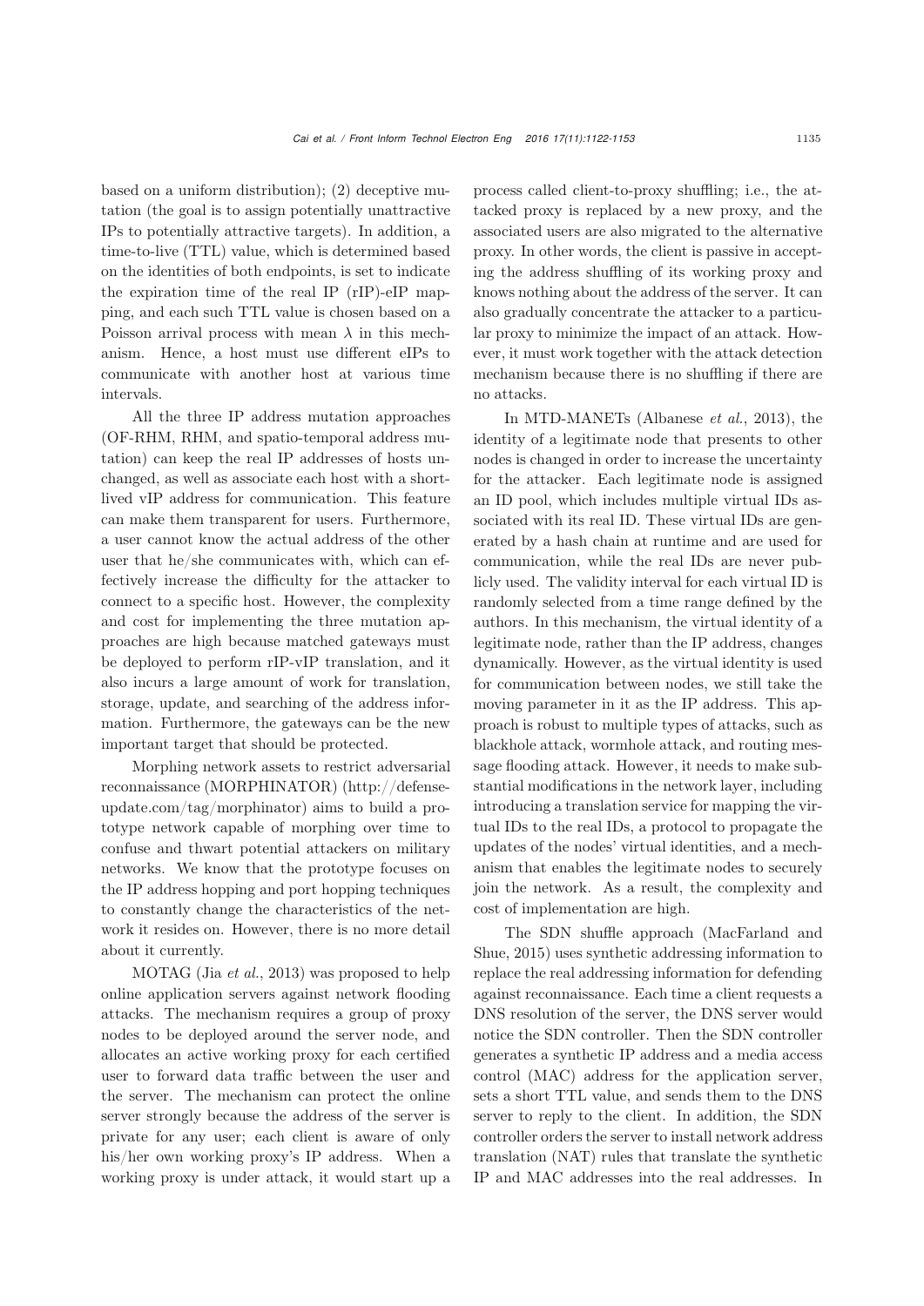based on a uniform distribution); (2) deceptive mutation (the goal is to assign potentially unattractive IPs to potentially attractive targets). In addition, a time-to-live (TTL) value, which is determined based on the identities of both endpoints, is set to indicate the expiration time of the real IP (rIP)-eIP mapping, and each such TTL value is chosen based on a Poisson arrival process with mean $\lambda$ in this mechanism. Hence, a host must use different eIPs to communicate with another host at various time intervals.

All the three IP address mutation approaches (OF-RHM, RHM, and spatio-temporal address mutation) can keep the real IP addresses of hosts unchanged, as well as associate each host with a short-lived vIP address for communication. This feature can make them transparent for users. Furthermore, a user cannot know the actual address of the other user that he/she communicates with, which can effectively increase the difficulty for the attacker to connect to a specific host. However, the complexity and cost for implementing the three mutation approaches are high because matched gateways must be deployed to perform rIP-vIP translation, and it also incurs a large amount of work for translation, storage, update, and searching of the address information. Furthermore, the gateways can be the new important target that should be protected.

Morphing network assets to restrict adversarial reconnaissance (MORPHINATOR) (http://defense-update.com/tag/morphinator) aims to build a prototype network capable of morphing over time to confuse and thwart potential attackers on military networks. We know that the prototype focuses on the IP address hopping and port hopping techniques to constantly change the characteristics of the network it resides on. However, there is no more detail about it currently.

MOTAG (Jia *et al.*, 2013) was proposed to help online application servers against network flooding attacks. The mechanism requires a group of proxy nodes to be deployed around the server node, and allocates an active working proxy for each certified user to forward data traffic between the user and the server. The mechanism can protect the online server strongly because the address of the server is private for any user; each client is aware of only his/her own working proxy's IP address. When a working proxy is under attack, it would start up a process called client-to-proxy shuffling; i.e., the attacked proxy is replaced by a new proxy, and the associated users are also migrated to the alternative proxy. In other words, the client is passive in accepting the address shuffling of its working proxy and knows nothing about the address of the server. It can also gradually concentrate the attacker to a particular proxy to minimize the impact of an attack. However, it must work together with the attack detection mechanism because there is no shuffling if there are no attacks.

In MTD-MANETs (Albanese *et al.*, 2013), the identity of a legitimate node that presents to other nodes is changed in order to increase the uncertainty for the attacker. Each legitimate node is assigned an ID pool, which includes multiple virtual IDs associated with its real ID. These virtual IDs are generated by a hash chain at runtime and are used for communication, while the real IDs are never publicly used. The validity interval for each virtual ID is randomly selected from a time range defined by the authors. In this mechanism, the virtual identity of a legitimate node, rather than the IP address, changes dynamically. However, as the virtual identity is used for communication between nodes, we still take the moving parameter in it as the IP address. This approach is robust to multiple types of attacks, such as blackhole attack, wormhole attack, and routing message flooding attack. However, it needs to make substantial modifications in the network layer, including introducing a translation service for mapping the virtual IDs to the real IDs, a protocol to propagate the updates of the nodes' virtual identities, and a mechanism that enables the legitimate nodes to securely join the network. As a result, the complexity and cost of implementation are high.

The SDN shuffle approach (MacFarland and Shue, 2015) uses synthetic addressing information to replace the real addressing information for defending against reconnaissance. Each time a client requests a DNS resolution of the server, the DNS server would notice the SDN controller. Then the SDN controller generates a synthetic IP address and a media access control (MAC) address for the application server, sets a short TTL value, and sends them to the DNS server to reply to the client. In addition, the SDN controller orders the server to install network address translation (NAT) rules that translate the synthetic IP and MAC addresses into the real addresses. In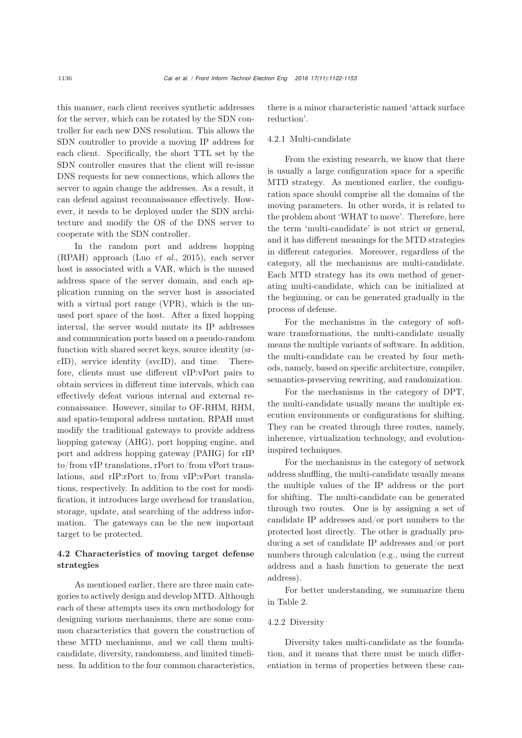this manner, each client receives synthetic addresses for the server, which can be rotated by the SDN controller for each new DNS resolution. This allows the SDN controller to provide a moving IP address for each client. Specifically, the short TTL set by the SDN controller ensures that the client will re-issue DNS requests for new connections, which allows the server to again change the addresses. As a result, it can defend against reconnaissance effectively. However, it needs to be deployed under the SDN architecture and modify the OS of the DNS server to cooperate with the SDN controller.

In the random port and address hopping (RPAH) approach (Luo *et al.*, 2015), each server host is associated with a VAR, which is the unused address space of the server domain, and each application running on the server host is associated with a virtual port range (VPR), which is the unused port space of the host. After a fixed hopping interval, the server would mutate its IP addresses and communication ports based on a pseudo-random function with shared secret keys, source identity (srcID), service identity (svcID), and time. Therefore, clients must use different vIP:vPort pairs to obtain services in different time intervals, which can effectively defeat various internal and external reconnaissance. However, similar to OF-RHM, RHM, and spatio-temporal address mutation, RPAH must modify the traditional gateways to provide address hopping gateway (AHG), port hopping engine, and port and address hopping gateway (PAHG) for rIP to/from vIP translations, rPort to/from vPort translations, and rIP:rPort to/from vIP:vPort translations, respectively. In addition to the cost for modification, it introduces large overhead for translation, storage, update, and searching of the address information. The gateways can be the new important target to be protected.

### 4.2 Characteristics of moving target defense strategies

As mentioned earlier, there are three main categories to actively design and develop MTD. Although each of these attempts uses its own methodology for designing various mechanisms, there are some common characteristics that govern the construction of these MTD mechanisms, and we call them multi-candidate, diversity, randomness, and limited timeliness. In addition to the four common characteristics, there is a minor characteristic named 'attack surface reduction'.

#### 4.2.1 Multi-candidate

From the existing research, we know that there is usually a large configuration space for a specific MTD strategy. As mentioned earlier, the configuration space should comprise all the domains of the moving parameters. In other words, it is related to the problem about 'WHAT to move'. Therefore, here the term 'multi-candidate' is not strict or general, and it has different meanings for the MTD strategies in different categories. Moreover, regardless of the category, all the mechanisms are multi-candidate. Each MTD strategy has its own method of generating multi-candidate, which can be initialized at the beginning, or can be generated gradually in the process of defense.

For the mechanisms in the category of software transformations, the multi-candidate usually means the multiple variants of software. In addition, the multi-candidate can be created by four methods, namely, based on specific architecture, compiler, semantics-preserving rewriting, and randomization.

For the mechanisms in the category of DPT, the multi-candidate usually means the multiple execution environments or configurations for shifting. They can be created through three routes, namely, inherence, virtualization technology, and evolution-inspired techniques.

For the mechanisms in the category of network address shuffling, the multi-candidate usually means the multiple values of the IP address or the port for shifting. The multi-candidate can be generated through two routes. One is by assigning a set of candidate IP addresses and/or port numbers to the protected host directly. The other is gradually producing a set of candidate IP addresses and/or port numbers through calculation (e.g., using the current address and a hash function to generate the next address).

For better understanding, we summarize them in Table 2.

#### 4.2.2 Diversity

Diversity takes multi-candidate as the foundation, and it means that there must be much differentiation in terms of properties between these can-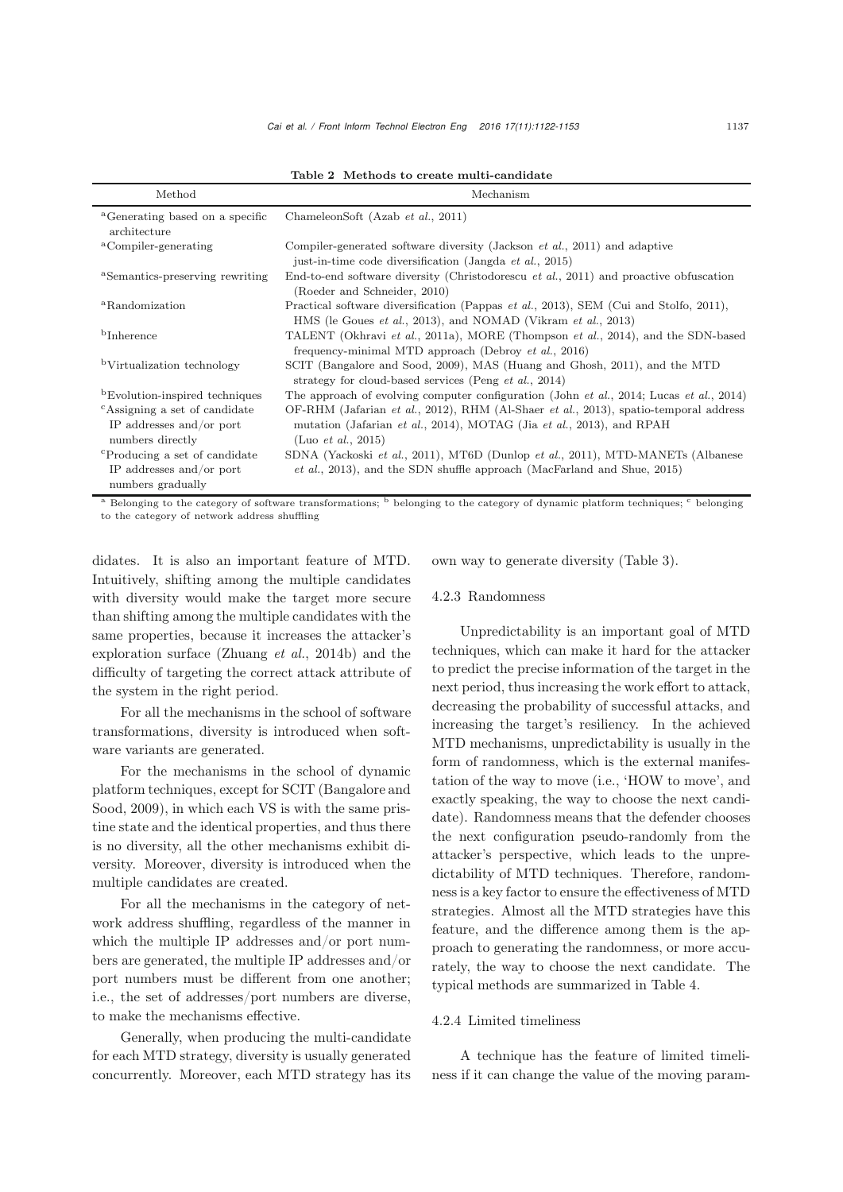Table 2 Methods to create multi-candidate

| Method | Mechanism |
|---|---|
| [a]Generating based on a specific architecture | ChameleonSoft (Azab *et al.*, 2011) |
| [a]Compiler-generating | Compiler-generated software diversity (Jackson *et al.*, 2011) and adaptive just-in-time code diversification (Jangda *et al.*, 2015) |
| [a]Semantics-preserving rewriting | End-to-end software diversity (Christodorescu *et al.*, 2011) and proactive obfuscation (Roeder and Schneider, 2010) |
| [a]Randomization | Practical software diversification (Pappas *et al.*, 2013), SEM (Cui and Stolfo, 2011), HMS (le Goues *et al.*, 2013), and NOMAD (Vikram *et al.*, 2013) |
| [b]Inherence | TALENT (Okhravi *et al.*, 2011a), MORE (Thompson *et al.*, 2014), and the SDN-based frequency-minimal MTD approach (Debroy *et al.*, 2016) |
| [b]Virtualization technology | SCIT (Bangalore and Sood, 2009), MAS (Huang and Ghosh, 2011), and the MTD strategy for cloud-based services (Peng *et al.*, 2014) |
| [b]Evolution-inspired techniques | The approach of evolving computer configuration (John *et al.*, 2014; Lucas *et al.*, 2014) |
| [c]Assigning a set of candidate IP addresses and/or port numbers directly | OF-RHM (Jafarian *et al.*, 2012), RHM (Al-Shaer *et al.*, 2013), spatio-temporal address mutation (Jafarian *et al.*, 2014), MOTAG (Jia *et al.*, 2013), and RPAH (Luo *et al.*, 2015) |
| [c]Producing a set of candidate IP addresses and/or port numbers gradually | SDNA (Yackoski *et al.*, 2011), MT6D (Dunlop *et al.*, 2011), MTD-MANETs (Albanese *et al.*, 2013), and the SDN shuffle approach (MacFarland and Shue, 2015) |

[a] Belonging to the category of software transformations; [b] belonging to the category of dynamic platform techniques; [c] belonging to the category of network address shuffling

didates. It is also an important feature of MTD. Intuitively, shifting among the multiple candidates with diversity would make the target more secure than shifting among the multiple candidates with the same properties, because it increases the attacker's exploration surface (Zhuang *et al.*, 2014b) and the difficulty of targeting the correct attack attribute of the system in the right period.

For all the mechanisms in the school of software transformations, diversity is introduced when software variants are generated.

For the mechanisms in the school of dynamic platform techniques, except for SCIT (Bangalore and Sood, 2009), in which each VS is with the same pristine state and the identical properties, and thus there is no diversity, all the other mechanisms exhibit diversity. Moreover, diversity is introduced when the multiple candidates are created.

For all the mechanisms in the category of network address shuffling, regardless of the manner in which the multiple IP addresses and/or port numbers are generated, the multiple IP addresses and/or port numbers must be different from one another; i.e., the set of addresses/port numbers are diverse, to make the mechanisms effective.

Generally, when producing the multi-candidate for each MTD strategy, diversity is usually generated concurrently. Moreover, each MTD strategy has its own way to generate diversity (Table 3).

#### 4.2.3 Randomness

Unpredictability is an important goal of MTD techniques, which can make it hard for the attacker to predict the precise information of the target in the next period, thus increasing the work effort to attack, decreasing the probability of successful attacks, and increasing the target's resiliency. In the achieved MTD mechanisms, unpredictability is usually in the form of randomness, which is the external manifestation of the way to move (i.e., 'HOW to move', and exactly speaking, the way to choose the next candidate). Randomness means that the defender chooses the next configuration pseudo-randomly from the attacker's perspective, which leads to the unpredictability of MTD techniques. Therefore, randomness is a key factor to ensure the effectiveness of MTD strategies. Almost all the MTD strategies have this feature, and the difference among them is the approach to generating the randomness, or more accurately, the way to choose the next candidate. The typical methods are summarized in Table 4.

#### 4.2.4 Limited timeliness

A technique has the feature of limited timeliness if it can change the value of the moving param-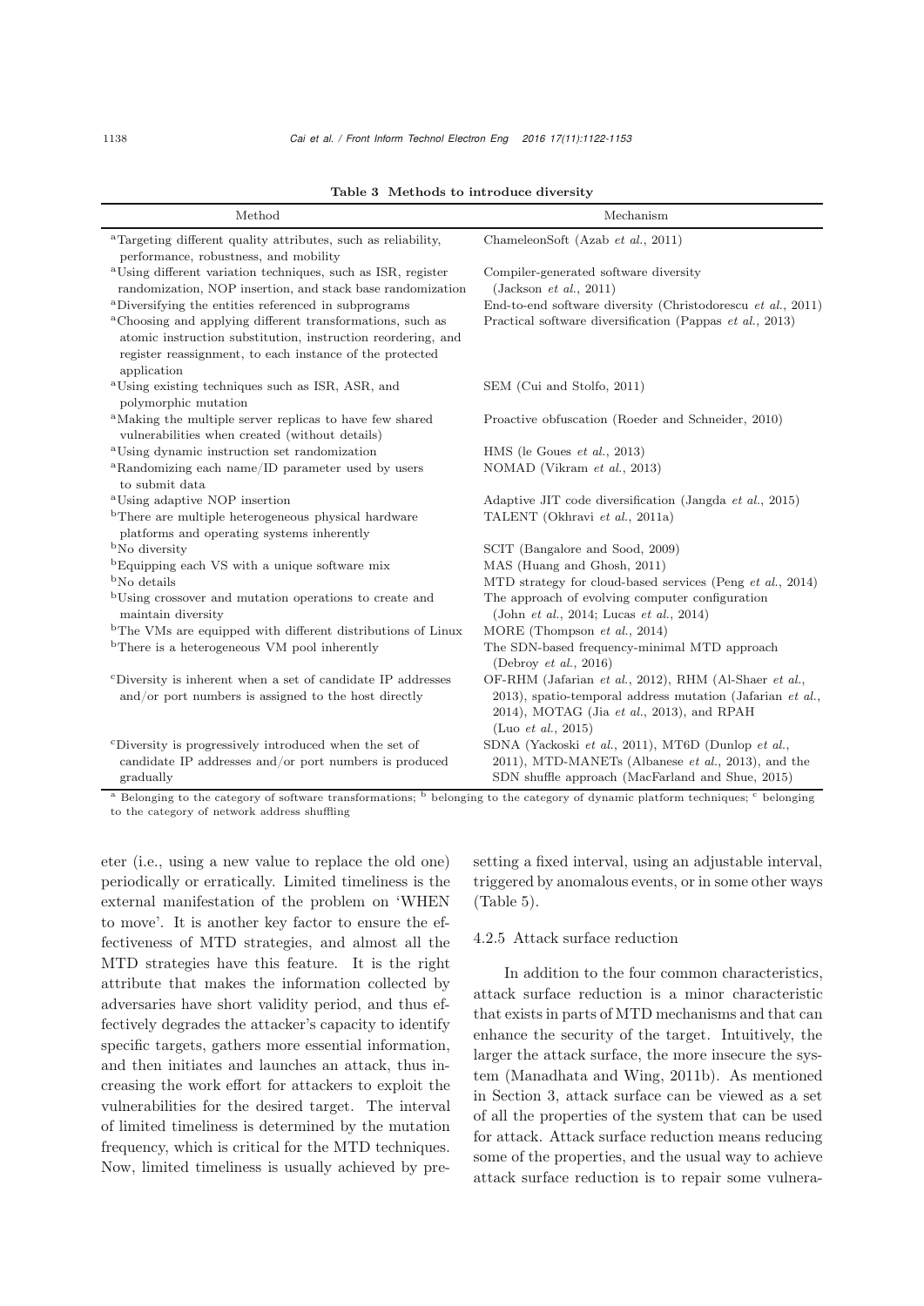**Table 3 Methods to introduce diversity**

| Method | Mechanism |
|---|---|
| [a]Targeting different quality attributes, such as reliability, performance, robustness, and mobility | ChameleonSoft (Azab *et al.*, 2011) |
| [a]Using different variation techniques, such as ISR, register randomization, NOP insertion, and stack base randomization | Compiler-generated software diversity (Jackson *et al.*, 2011) |
| [a]Diversifying the entities referenced in subprograms | End-to-end software diversity (Christodorescu *et al.*, 2011) |
| [a]Choosing and applying different transformations, such as atomic instruction substitution, instruction reordering, and register reassignment, to each instance of the protected application | Practical software diversification (Pappas *et al.*, 2013) |
| [a]Using existing techniques such as ISR, ASR, and polymorphic mutation | SEM (Cui and Stolfo, 2011) |
| [a]Making the multiple server replicas to have few shared vulnerabilities when created (without details) | Proactive obfuscation (Roeder and Schneider, 2010) |
| [a]Using dynamic instruction set randomization | HMS (le Goues *et al.*, 2013) |
| [a]Randomizing each name/ID parameter used by users to submit data | NOMAD (Vikram *et al.*, 2013) |
| [a]Using adaptive NOP insertion | Adaptive JIT code diversification (Jangda *et al.*, 2015) |
| [b]There are multiple heterogeneous physical hardware platforms and operating systems inherently | TALENT (Okhravi *et al.*, 2011a) |
| [b]No diversity | SCIT (Bangalore and Sood, 2009) |
| [b]Equipping each VS with a unique software mix | MAS (Huang and Ghosh, 2011) |
| [b]No details | MTD strategy for cloud-based services (Peng *et al.*, 2014) |
| [b]Using crossover and mutation operations to create and maintain diversity | The approach of evolving computer configuration (John *et al.*, 2014; Lucas *et al.*, 2014) |
| [b]The VMs are equipped with different distributions of Linux | MORE (Thompson *et al.*, 2014) |
| [b]There is a heterogeneous VM pool inherently | The SDN-based frequency-minimal MTD approach (Debroy *et al.*, 2016) |
| [c]Diversity is inherent when a set of candidate IP addresses and/or port numbers is assigned to the host directly | OF-RHM (Jafarian *et al.*, 2012), RHM (Al-Shaer *et al.*, 2013), spatio-temporal address mutation (Jafarian *et al.*, 2014), MOTAG (Jia *et al.*, 2013), and RPAH (Luo *et al.*, 2015) |
| [c]Diversity is progressively introduced when the set of candidate IP addresses and/or port numbers is produced gradually | SDNA (Yackoski *et al.*, 2011), MT6D (Dunlop *et al.*, 2011), MTD-MANETs (Albanese *et al.*, 2013), and the SDN shuffle approach (MacFarland and Shue, 2015) |

[a] Belonging to the category of software transformations; [b] belonging to the category of dynamic platform techniques; [c] belonging to the category of network address shuffling

eter (i.e., using a new value to replace the old one) periodically or erratically. Limited timeliness is the external manifestation of the problem on 'WHEN to move'. It is another key factor to ensure the effectiveness of MTD strategies, and almost all the MTD strategies have this feature. It is the right attribute that makes the information collected by adversaries have short validity period, and thus effectively degrades the attacker's capacity to identify specific targets, gathers more essential information, and then initiates and launches an attack, thus increasing the work effort for attackers to exploit the vulnerabilities for the desired target. The interval of limited timeliness is determined by the mutation frequency, which is critical for the MTD techniques. Now, limited timeliness is usually achieved by presetting a fixed interval, using an adjustable interval, triggered by anomalous events, or in some other ways (Table 5).

#### 4.2.5 Attack surface reduction

In addition to the four common characteristics, attack surface reduction is a minor characteristic that exists in parts of MTD mechanisms and that can enhance the security of the target. Intuitively, the larger the attack surface, the more insecure the system (Manadhata and Wing, 2011b). As mentioned in Section 3, attack surface can be viewed as a set of all the properties of the system that can be used for attack. Attack surface reduction means reducing some of the properties, and the usual way to achieve attack surface reduction is to repair some vulnera-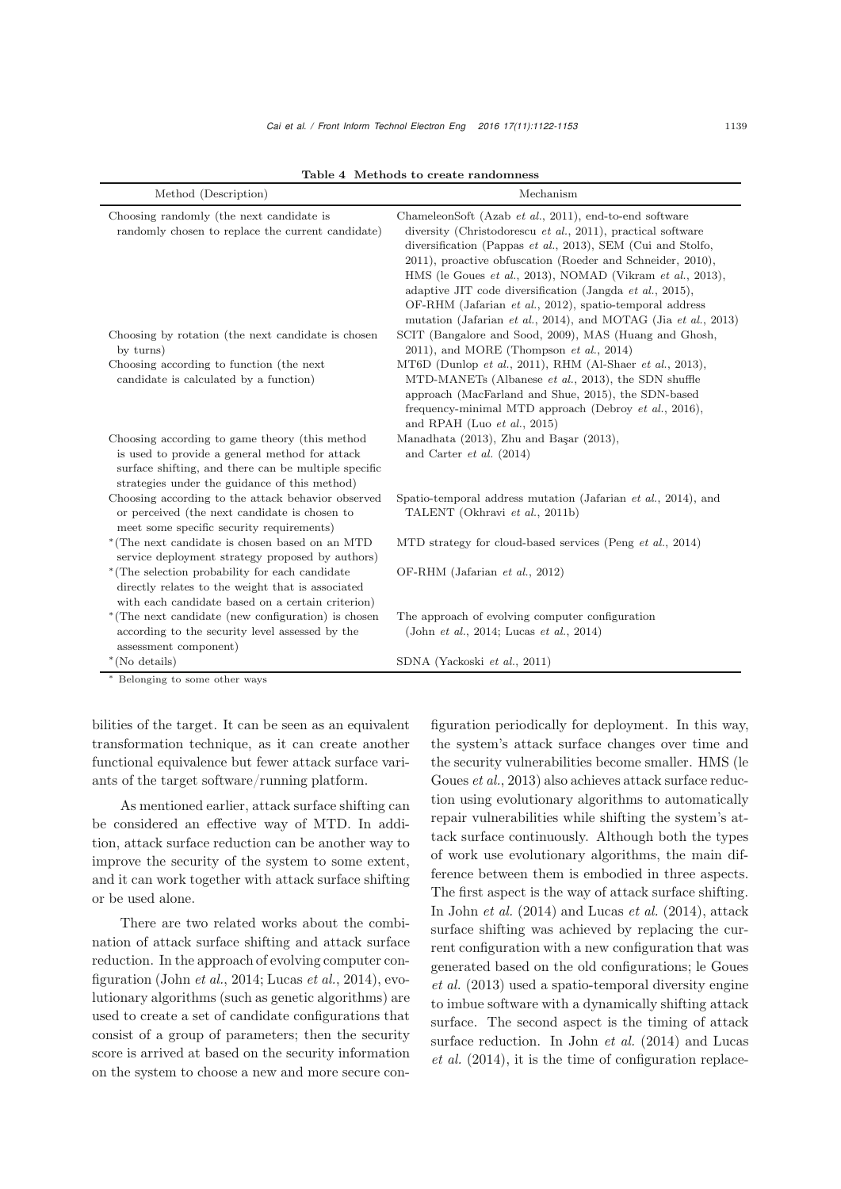**Table 4 Methods to create randomness**

| Method (Description) | Mechanism |
|---|---|
| Choosing randomly (the next candidate is randomly chosen to replace the current candidate) | ChameleonSoft (Azab *et al.*, 2011), end-to-end software diversity (Christodorescu *et al.*, 2011), practical software diversification (Pappas *et al.*, 2013), SEM (Cui and Stolfo, 2011), proactive obfuscation (Roeder and Schneider, 2010), HMS (le Goues *et al.*, 2013), NOMAD (Vikram *et al.*, 2013), adaptive JIT code diversification (Jangda *et al.*, 2015), OF-RHM (Jafarian *et al.*, 2012), spatio-temporal address mutation (Jafarian *et al.*, 2014), and MOTAG (Jia *et al.*, 2013) |
| Choosing by rotation (the next candidate is chosen by turns) | SCIT (Bangalore and Sood, 2009), MAS (Huang and Ghosh, 2011), and MORE (Thompson *et al.*, 2014) |
| Choosing according to function (the next candidate is calculated by a function) | MT6D (Dunlop *et al.*, 2011), RHM (Al-Shaer *et al.*, 2013), MTD-MANETs (Albanese *et al.*, 2013), the SDN shuffle approach (MacFarland and Shue, 2015), the SDN-based frequency-minimal MTD approach (Debroy *et al.*, 2016), and RPAH (Luo *et al.*, 2015) |
| Choosing according to game theory (this method is used to provide a general method for attack surface shifting, and there can be multiple specific strategies under the guidance of this method) | Manadhata (2013), Zhu and Başar (2013), and Carter *et al.* (2014) |
| Choosing according to the attack behavior observed or perceived (the next candidate is chosen to meet some specific security requirements) | Spatio-temporal address mutation (Jafarian *et al.*, 2014), and TALENT (Okhravi *et al.*, 2011b) |
| *(The next candidate is chosen based on an MTD service deployment strategy proposed by authors) | MTD strategy for cloud-based services (Peng *et al.*, 2014) |
| *(The selection probability for each candidate directly relates to the weight that is associated with each candidate based on a certain criterion) | OF-RHM (Jafarian *et al.*, 2012) |
| *(The next candidate (new configuration) is chosen according to the security level assessed by the assessment component) | The approach of evolving computer configuration (John *et al.*, 2014; Lucas *et al.*, 2014) |
| *(No details) | SDNA (Yackoski *et al.*, 2011) |

* Belonging to some other ways

bilities of the target. It can be seen as an equivalent transformation technique, as it can create another functional equivalence but fewer attack surface variants of the target software/running platform.

As mentioned earlier, attack surface shifting can be considered an effective way of MTD. In addition, attack surface reduction can be another way to improve the security of the system to some extent, and it can work together with attack surface shifting or be used alone.

There are two related works about the combination of attack surface shifting and attack surface reduction. In the approach of evolving computer configuration (John *et al.*, 2014; Lucas *et al.*, 2014), evolutionary algorithms (such as genetic algorithms) are used to create a set of candidate configurations that consist of a group of parameters; then the security score is arrived at based on the security information on the system to choose a new and more secure configuration periodically for deployment. In this way, the system's attack surface changes over time and the security vulnerabilities become smaller. HMS (le Goues *et al.*, 2013) also achieves attack surface reduction using evolutionary algorithms to automatically repair vulnerabilities while shifting the system's attack surface continuously. Although both the types of work use evolutionary algorithms, the main difference between them is embodied in three aspects. The first aspect is the way of attack surface shifting. In John *et al.* (2014) and Lucas *et al.* (2014), attack surface shifting was achieved by replacing the current configuration with a new configuration that was generated based on the old configurations; le Goues *et al.* (2013) used a spatio-temporal diversity engine to imbue software with a dynamically shifting attack surface. The second aspect is the timing of attack surface reduction. In John *et al.* (2014) and Lucas *et al.* (2014), it is the time of configuration replace-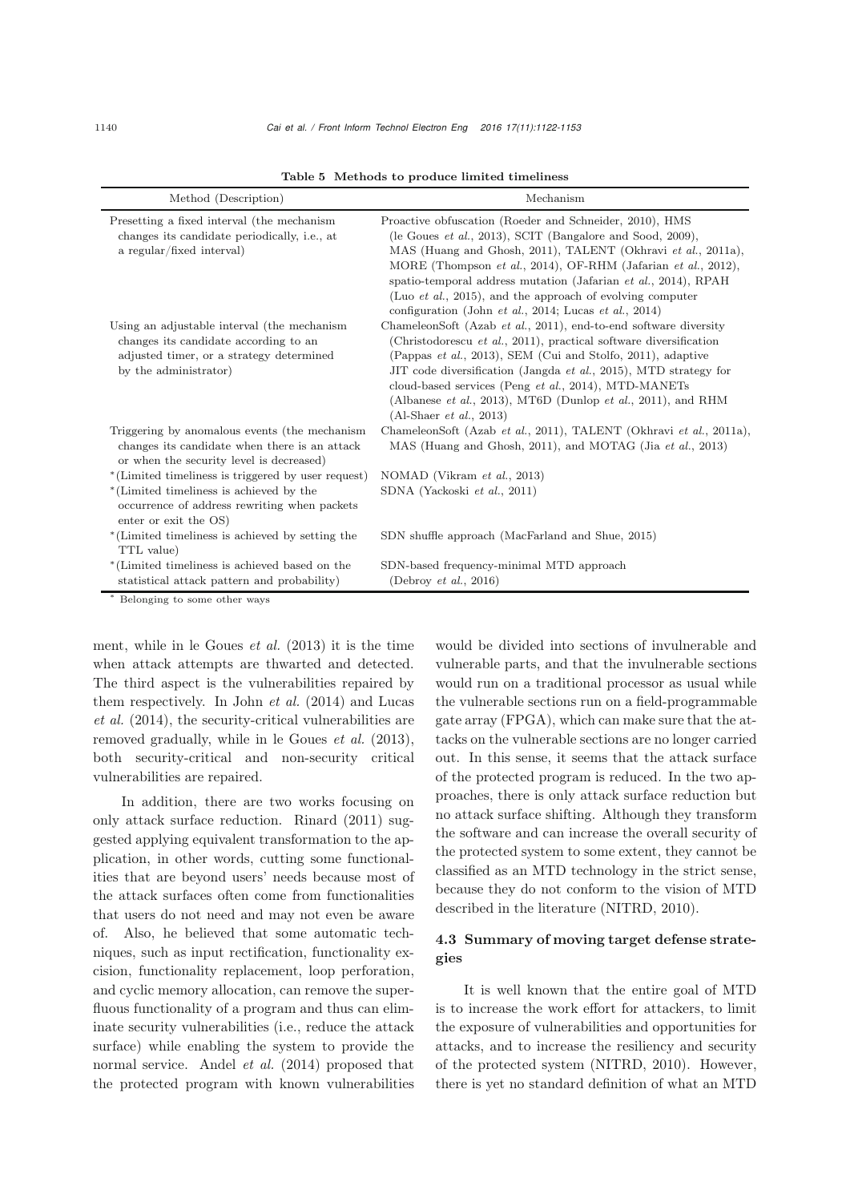**Table 5 Methods to produce limited timeliness**

| Method (Description) | Mechanism |
|---|---|
| Presetting a fixed interval (the mechanism changes its candidate periodically, i.e., at a regular/fixed interval) | Proactive obfuscation (Roeder and Schneider, 2010), HMS (le Goues *et al.*, 2013), SCIT (Bangalore and Sood, 2009), MAS (Huang and Ghosh, 2011), TALENT (Okhravi *et al.*, 2011a), MORE (Thompson *et al.*, 2014), OF-RHM (Jafarian *et al.*, 2012), spatio-temporal address mutation (Jafarian *et al.*, 2014), RPAH (Luo *et al.*, 2015), and the approach of evolving computer configuration (John *et al.*, 2014; Lucas *et al.*, 2014) |
| Using an adjustable interval (the mechanism changes its candidate according to an adjusted timer, or a strategy determined by the administrator) | ChameleonSoft (Azab *et al.*, 2011), end-to-end software diversity (Christodorescu *et al.*, 2011), practical software diversification (Pappas *et al.*, 2013), SEM (Cui and Stolfo, 2011), adaptive JIT code diversification (Jangda *et al.*, 2015), MTD strategy for cloud-based services (Peng *et al.*, 2014), MTD-MANETs (Albanese *et al.*, 2013), MT6D (Dunlop *et al.*, 2011), and RHM (Al-Shaer *et al.*, 2013) |
| Triggering by anomalous events (the mechanism changes its candidate when there is an attack or when the security level is decreased) | ChameleonSoft (Azab *et al.*, 2011), TALENT (Okhravi *et al.*, 2011a), MAS (Huang and Ghosh, 2011), and MOTAG (Jia *et al.*, 2013) |
| *(Limited timeliness is triggered by user request) | NOMAD (Vikram *et al.*, 2013) |
| *(Limited timeliness is achieved by the occurrence of address rewriting when packets enter or exit the OS) | SDNA (Yackoski *et al.*, 2011) |
| *(Limited timeliness is achieved by setting the TTL value) | SDN shuffle approach (MacFarland and Shue, 2015) |
| *(Limited timeliness is achieved based on the statistical attack pattern and probability) | SDN-based frequency-minimal MTD approach (Debroy *et al.*, 2016) |

\* Belonging to some other ways

ment, while in le Goues *et al.* (2013) it is the time when attack attempts are thwarted and detected. The third aspect is the vulnerabilities repaired by them respectively. In John *et al.* (2014) and Lucas *et al.* (2014), the security-critical vulnerabilities are removed gradually, while in le Goues *et al.* (2013), both security-critical and non-security critical vulnerabilities are repaired.

In addition, there are two works focusing on only attack surface reduction. Rinard (2011) suggested applying equivalent transformation to the application, in other words, cutting some functionalities that are beyond users' needs because most of the attack surfaces often come from functionalities that users do not need and may not even be aware of. Also, he believed that some automatic techniques, such as input rectification, functionality excision, functionality replacement, loop perforation, and cyclic memory allocation, can remove the superfluous functionality of a program and thus can eliminate security vulnerabilities (i.e., reduce the attack surface) while enabling the system to provide the normal service. Andel *et al.* (2014) proposed that the protected program with known vulnerabilities would be divided into sections of invulnerable and vulnerable parts, and that the invulnerable sections would run on a traditional processor as usual while the vulnerable sections run on a field-programmable gate array (FPGA), which can make sure that the attacks on the vulnerable sections are no longer carried out. In this sense, it seems that the attack surface of the protected program is reduced. In the two approaches, there is only attack surface reduction but no attack surface shifting. Although they transform the software and can increase the overall security of the protected system to some extent, they cannot be classified as an MTD technology in the strict sense, because they do not conform to the vision of MTD described in the literature (NITRD, 2010).

### 4.3 Summary of moving target defense strategies

It is well known that the entire goal of MTD is to increase the work effort for attackers, to limit the exposure of vulnerabilities and opportunities for attacks, and to increase the resiliency and security of the protected system (NITRD, 2010). However, there is yet no standard definition of what an MTD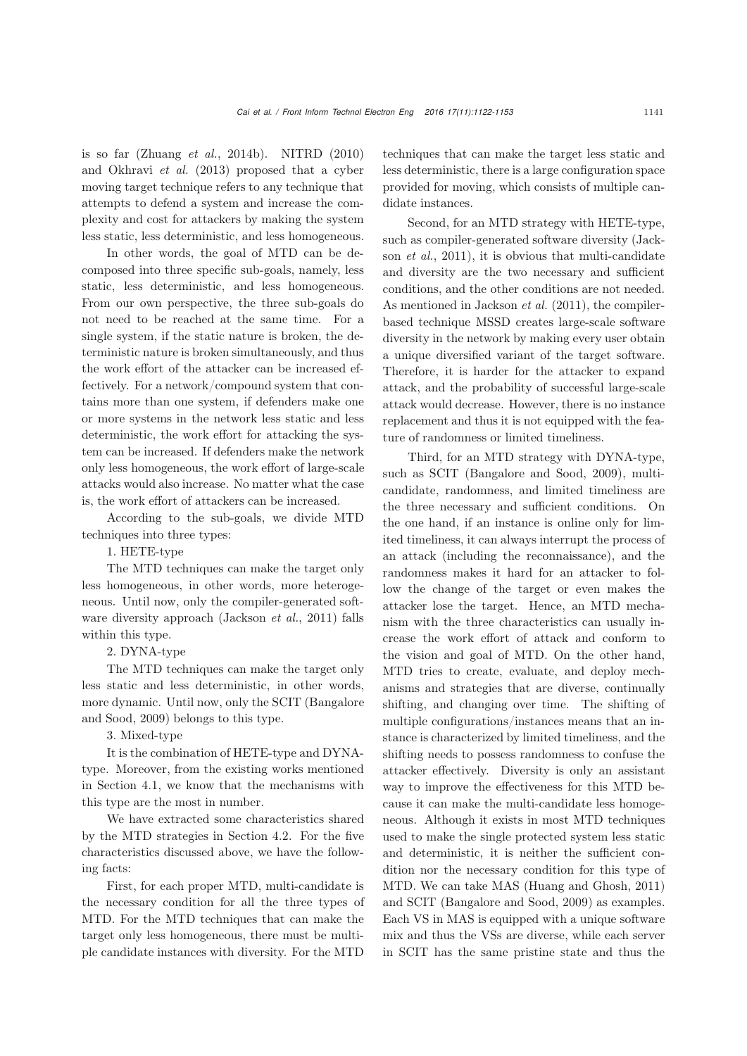is so far (Zhuang *et al.*, 2014b). NITRD (2010) and Okhravi *et al.* (2013) proposed that a cyber moving target technique refers to any technique that attempts to defend a system and increase the complexity and cost for attackers by making the system less static, less deterministic, and less homogeneous.

In other words, the goal of MTD can be decomposed into three specific sub-goals, namely, less static, less deterministic, and less homogeneous. From our own perspective, the three sub-goals do not need to be reached at the same time. For a single system, if the static nature is broken, the deterministic nature is broken simultaneously, and thus the work effort of the attacker can be increased effectively. For a network/compound system that contains more than one system, if defenders make one or more systems in the network less static and less deterministic, the work effort for attacking the system can be increased. If defenders make the network only less homogeneous, the work effort of large-scale attacks would also increase. No matter what the case is, the work effort of attackers can be increased.

According to the sub-goals, we divide MTD techniques into three types:

1. HETE-type

The MTD techniques can make the target only less homogeneous, in other words, more heterogeneous. Until now, only the compiler-generated software diversity approach (Jackson *et al.*, 2011) falls within this type.

2. DYNA-type

The MTD techniques can make the target only less static and less deterministic, in other words, more dynamic. Until now, only the SCIT (Bangalore and Sood, 2009) belongs to this type.

3. Mixed-type

It is the combination of HETE-type and DYNA-type. Moreover, from the existing works mentioned in Section 4.1, we know that the mechanisms with this type are the most in number.

We have extracted some characteristics shared by the MTD strategies in Section 4.2. For the five characteristics discussed above, we have the following facts:

First, for each proper MTD, multi-candidate is the necessary condition for all the three types of MTD. For the MTD techniques that can make the target only less homogeneous, there must be multiple candidate instances with diversity. For the MTD techniques that can make the target less static and less deterministic, there is a large configuration space provided for moving, which consists of multiple candidate instances.

Second, for an MTD strategy with HETE-type, such as compiler-generated software diversity (Jackson *et al.*, 2011), it is obvious that multi-candidate and diversity are the two necessary and sufficient conditions, and the other conditions are not needed. As mentioned in Jackson *et al.* (2011), the compiler-based technique MSSD creates large-scale software diversity in the network by making every user obtain a unique diversified variant of the target software. Therefore, it is harder for the attacker to expand attack, and the probability of successful large-scale attack would decrease. However, there is no instance replacement and thus it is not equipped with the feature of randomness or limited timeliness.

Third, for an MTD strategy with DYNA-type, such as SCIT (Bangalore and Sood, 2009), multi-candidate, randomness, and limited timeliness are the three necessary and sufficient conditions. On the one hand, if an instance is online only for limited timeliness, it can always interrupt the process of an attack (including the reconnaissance), and the randomness makes it hard for an attacker to follow the change of the target or even makes the attacker lose the target. Hence, an MTD mechanism with the three characteristics can usually increase the work effort of attack and conform to the vision and goal of MTD. On the other hand, MTD tries to create, evaluate, and deploy mechanisms and strategies that are diverse, continually shifting, and changing over time. The shifting of multiple configurations/instances means that an instance is characterized by limited timeliness, and the shifting needs to possess randomness to confuse the attacker effectively. Diversity is only an assistant way to improve the effectiveness for this MTD because it can make the multi-candidate less homogeneous. Although it exists in most MTD techniques used to make the single protected system less static and deterministic, it is neither the sufficient condition nor the necessary condition for this type of MTD. We can take MAS (Huang and Ghosh, 2011) and SCIT (Bangalore and Sood, 2009) as examples. Each VS in MAS is equipped with a unique software mix and thus the VSs are diverse, while each server in SCIT has the same pristine state and thus the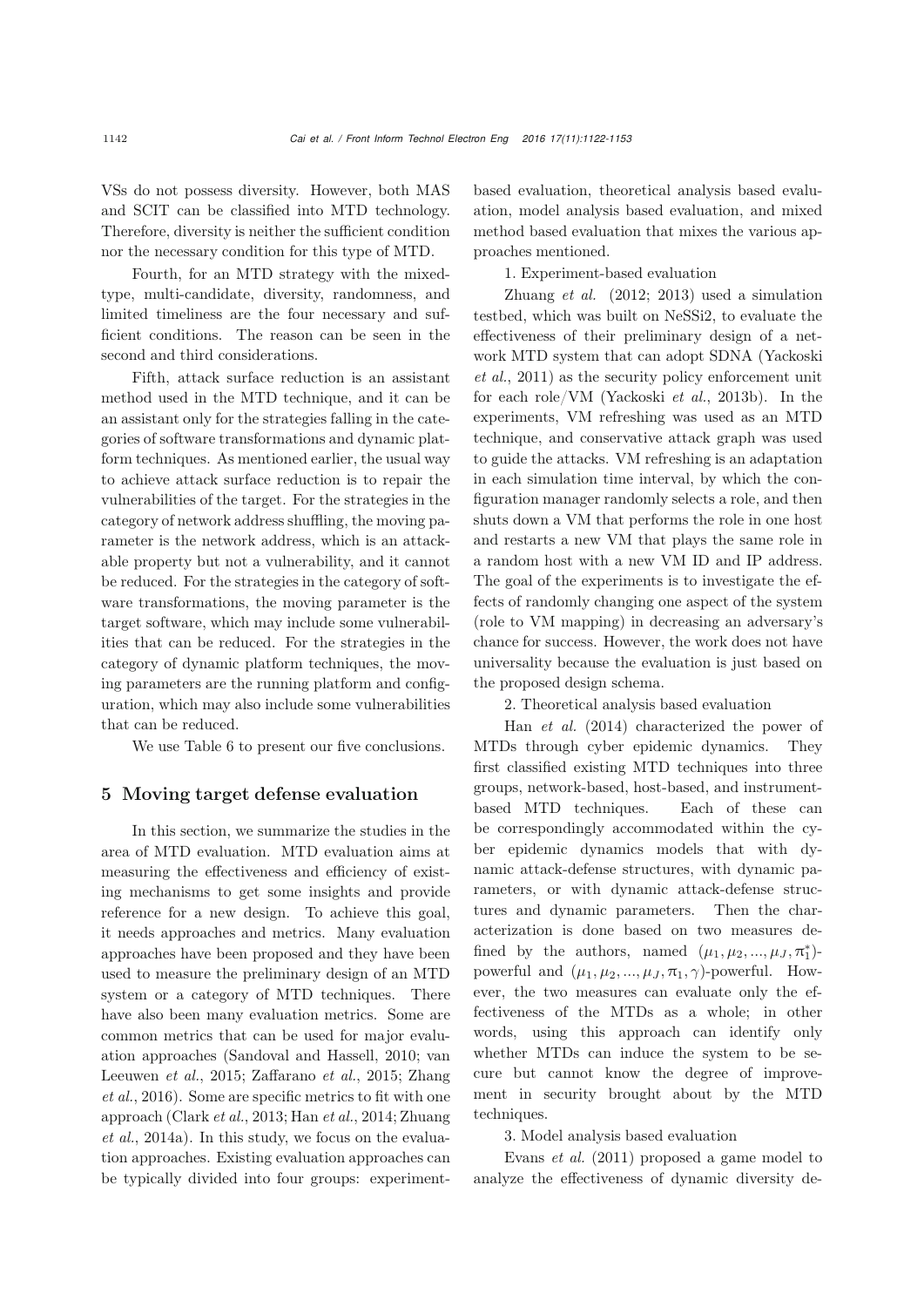VSs do not possess diversity. However, both MAS and SCIT can be classified into MTD technology. Therefore, diversity is neither the sufficient condition nor the necessary condition for this type of MTD.

Fourth, for an MTD strategy with the mixed-type, multi-candidate, diversity, randomness, and limited timeliness are the four necessary and sufficient conditions. The reason can be seen in the second and third considerations.

Fifth, attack surface reduction is an assistant method used in the MTD technique, and it can be an assistant only for the strategies falling in the categories of software transformations and dynamic platform techniques. As mentioned earlier, the usual way to achieve attack surface reduction is to repair the vulnerabilities of the target. For the strategies in the category of network address shuffling, the moving parameter is the network address, which is an attackable property but not a vulnerability, and it cannot be reduced. For the strategies in the category of software transformations, the moving parameter is the target software, which may include some vulnerabilities that can be reduced. For the strategies in the category of dynamic platform techniques, the moving parameters are the running platform and configuration, which may also include some vulnerabilities that can be reduced.

We use Table 6 to present our five conclusions.

## 5 Moving target defense evaluation

In this section, we summarize the studies in the area of MTD evaluation. MTD evaluation aims at measuring the effectiveness and efficiency of existing mechanisms to get some insights and provide reference for a new design. To achieve this goal, it needs approaches and metrics. Many evaluation approaches have been proposed and they have been used to measure the preliminary design of an MTD system or a category of MTD techniques. There have also been many evaluation metrics. Some are common metrics that can be used for major evaluation approaches (Sandoval and Hassell, 2010; van Leeuwen *et al.*, 2015; Zaffarano *et al.*, 2015; Zhang *et al.*, 2016). Some are specific metrics to fit with one approach (Clark *et al.*, 2013; Han *et al.*, 2014; Zhuang *et al.*, 2014a). In this study, we focus on the evaluation approaches. Existing evaluation approaches can be typically divided into four groups: experiment-based evaluation, theoretical analysis based evaluation, model analysis based evaluation, and mixed method based evaluation that mixes the various approaches mentioned.

1. Experiment-based evaluation

Zhuang *et al.* (2012; 2013) used a simulation testbed, which was built on NeSSi2, to evaluate the effectiveness of their preliminary design of a network MTD system that can adopt SDNA (Yackoski *et al.*, 2011) as the security policy enforcement unit for each role/VM (Yackoski *et al.*, 2013b). In the experiments, VM refreshing was used as an MTD technique, and conservative attack graph was used to guide the attacks. VM refreshing is an adaptation in each simulation time interval, by which the configuration manager randomly selects a role, and then shuts down a VM that performs the role in one host and restarts a new VM that plays the same role in a random host with a new VM ID and IP address. The goal of the experiments is to investigate the effects of randomly changing one aspect of the system (role to VM mapping) in decreasing an adversary's chance for success. However, the work does not have universality because the evaluation is just based on the proposed design schema.

2. Theoretical analysis based evaluation

Han *et al.* (2014) characterized the power of MTDs through cyber epidemic dynamics. They first classified existing MTD techniques into three groups, network-based, host-based, and instrument-based MTD techniques. Each of these can be correspondingly accommodated within the cyber epidemic dynamics models that with dynamic attack-defense structures, with dynamic parameters, or with dynamic attack-defense structures and dynamic parameters. Then the characterization is done based on two measures defined by the authors, named $(\mu_1, \mu_2, ..., \mu_J, \pi_1^*)$-powerful and $(\mu_1, \mu_2, ..., \mu_J, \pi_1, \gamma)$-powerful. However, the two measures can evaluate only the effectiveness of the MTDs as a whole; in other words, using this approach can identify only whether MTDs can induce the system to be secure but cannot know the degree of improvement in security brought about by the MTD techniques.

3. Model analysis based evaluation

Evans *et al.* (2011) proposed a game model to analyze the effectiveness of dynamic diversity de-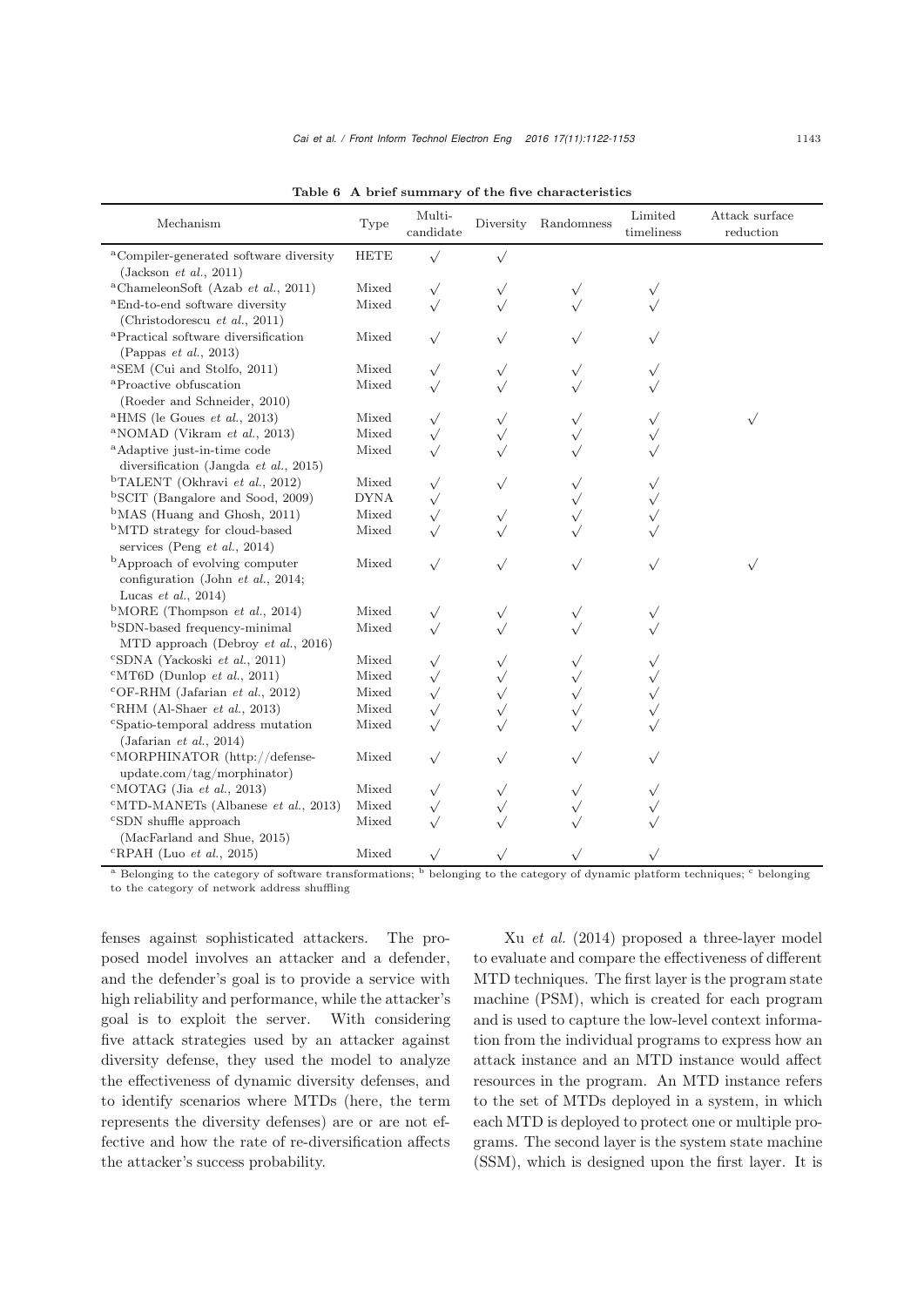**Table 6 A brief summary of the five characteristics**

| Mechanism | Type | Multi-candidate | Diversity | Randomness | Limited timeliness | Attack surface reduction |
|---|---|---|---|---|---|---|
| [a]Compiler-generated software diversity (Jackson *et al.*, 2011) | HETE | √ | √ | | | |
| [a]ChameleonSoft (Azab *et al.*, 2011) | Mixed | √ | √ | √ | √ | |
| [a]End-to-end software diversity (Christodorescu *et al.*, 2011) | Mixed | √ | √ | √ | √ | |
| [a]Practical software diversification (Pappas *et al.*, 2013) | Mixed | √ | √ | √ | √ | |
| [a]SEM (Cui and Stolfo, 2011) | Mixed | √ | √ | √ | √ | |
| [a]Proactive obfuscation (Roeder and Schneider, 2010) | Mixed | √ | √ | √ | √ | |
| [a]HMS (le Goues *et al.*, 2013) | Mixed | √ | √ | √ | √ | √ |
| [a]NOMAD (Vikram *et al.*, 2013) | Mixed | √ | √ | √ | √ | |
| [a]Adaptive just-in-time code diversification (Jangda *et al.*, 2015) | Mixed | √ | √ | √ | √ | |
| [b]TALENT (Okhravi *et al.*, 2012) | Mixed | √ | √ | √ | √ | |
| [b]SCIT (Bangalore and Sood, 2009) | DYNA | √ | | √ | √ | |
| [b]MAS (Huang and Ghosh, 2011) | Mixed | √ | √ | √ | √ | |
| [b]MTD strategy for cloud-based services (Peng *et al.*, 2014) | Mixed | √ | √ | √ | √ | |
| [b]Approach of evolving computer configuration (John *et al.*, 2014; Lucas *et al.*, 2014) | Mixed | √ | √ | √ | √ | √ |
| [b]MORE (Thompson *et al.*, 2014) | Mixed | √ | √ | √ | √ | |
| [b]SDN-based frequency-minimal MTD approach (Debroy *et al.*, 2016) | Mixed | √ | √ | √ | √ | |
| [c]SDNA (Yackoski *et al.*, 2011) | Mixed | √ | √ | √ | √ | |
| [c]MT6D (Dunlop *et al.*, 2011) | Mixed | √ | √ | √ | √ | |
| [c]OF-RHM (Jafarian *et al.*, 2012) | Mixed | √ | √ | √ | √ | |
| [c]RHM (Al-Shaer *et al.*, 2013) | Mixed | √ | √ | √ | √ | |
| [c]Spatio-temporal address mutation (Jafarian *et al.*, 2014) | Mixed | √ | √ | √ | √ | |
| [c]MORPHINATOR (http://defense-update.com/tag/morphinator) | Mixed | √ | √ | √ | √ | |
| [c]MOTAG (Jia *et al.*, 2013) | Mixed | √ | √ | √ | √ | |
| [c]MTD-MANETs (Albanese *et al.*, 2013) | Mixed | √ | √ | √ | √ | |
| [c]SDN shuffle approach (MacFarland and Shue, 2015) | Mixed | √ | √ | √ | √ | |
| [c]RPAH (Luo *et al.*, 2015) | Mixed | √ | √ | √ | √ | |

[a] Belonging to the category of software transformations; [b] belonging to the category of dynamic platform techniques; [c] belonging to the category of network address shuffling

fenses against sophisticated attackers. The proposed model involves an attacker and a defender, and the defender's goal is to provide a service with high reliability and performance, while the attacker's goal is to exploit the server. With considering five attack strategies used by an attacker against diversity defense, they used the model to analyze the effectiveness of dynamic diversity defenses, and to identify scenarios where MTDs (here, the term represents the diversity defenses) are or are not effective and how the rate of re-diversification affects the attacker's success probability.

Xu *et al.* (2014) proposed a three-layer model to evaluate and compare the effectiveness of different MTD techniques. The first layer is the program state machine (PSM), which is created for each program and is used to capture the low-level context information from the individual programs to express how an attack instance and an MTD instance would affect resources in the program. An MTD instance refers to the set of MTDs deployed in a system, in which each MTD is deployed to protect one or multiple programs. The second layer is the system state machine (SSM), which is designed upon the first layer. It is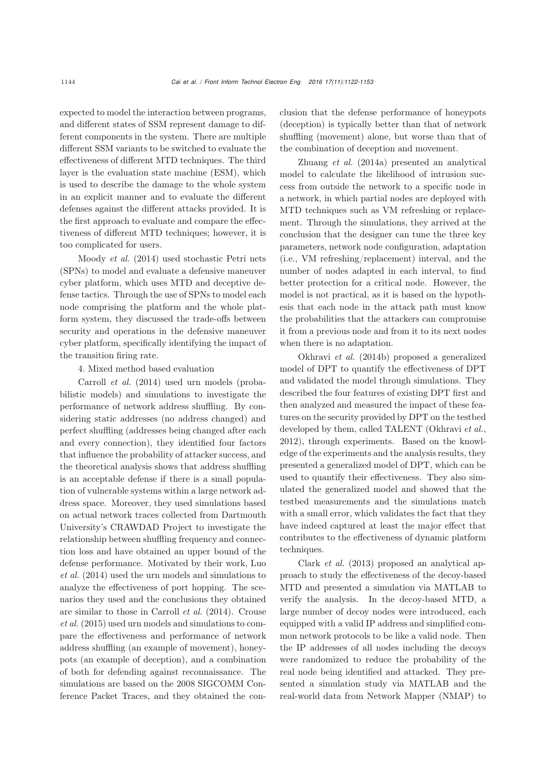expected to model the interaction between programs, and different states of SSM represent damage to different components in the system. There are multiple different SSM variants to be switched to evaluate the effectiveness of different MTD techniques. The third layer is the evaluation state machine (ESM), which is used to describe the damage to the whole system in an explicit manner and to evaluate the different defenses against the different attacks provided. It is the first approach to evaluate and compare the effectiveness of different MTD techniques; however, it is too complicated for users.

Moody *et al.* (2014) used stochastic Petri nets (SPNs) to model and evaluate a defensive maneuver cyber platform, which uses MTD and deceptive defense tactics. Through the use of SPNs to model each node comprising the platform and the whole platform system, they discussed the trade-offs between security and operations in the defensive maneuver cyber platform, specifically identifying the impact of the transition firing rate.

4. Mixed method based evaluation

Carroll *et al.* (2014) used urn models (probabilistic models) and simulations to investigate the performance of network address shuffling. By considering static addresses (no address changed) and perfect shuffling (addresses being changed after each and every connection), they identified four factors that influence the probability of attacker success, and the theoretical analysis shows that address shuffling is an acceptable defense if there is a small population of vulnerable systems within a large network address space. Moreover, they used simulations based on actual network traces collected from Dartmouth University's CRAWDAD Project to investigate the relationship between shuffling frequency and connection loss and have obtained an upper bound of the defense performance. Motivated by their work, Luo *et al.* (2014) used the urn models and simulations to analyze the effectiveness of port hopping. The scenarios they used and the conclusions they obtained are similar to those in Carroll *et al.* (2014). Crouse *et al.* (2015) used urn models and simulations to compare the effectiveness and performance of network address shuffling (an example of movement), honeypots (an example of deception), and a combination of both for defending against reconnaissance. The simulations are based on the 2008 SIGCOMM Conference Packet Traces, and they obtained the conclusion that the defense performance of honeypots (deception) is typically better than that of network shuffling (movement) alone, but worse than that of the combination of deception and movement.

Zhuang *et al.* (2014a) presented an analytical model to calculate the likelihood of intrusion success from outside the network to a specific node in a network, in which partial nodes are deployed with MTD techniques such as VM refreshing or replacement. Through the simulations, they arrived at the conclusion that the designer can tune the three key parameters, network node configuration, adaptation (i.e., VM refreshing/replacement) interval, and the number of nodes adapted in each interval, to find better protection for a critical node. However, the model is not practical, as it is based on the hypothesis that each node in the attack path must know the probabilities that the attackers can compromise it from a previous node and from it to its next nodes when there is no adaptation.

Okhravi *et al.* (2014b) proposed a generalized model of DPT to quantify the effectiveness of DPT and validated the model through simulations. They described the four features of existing DPT first and then analyzed and measured the impact of these features on the security provided by DPT on the testbed developed by them, called TALENT (Okhravi *et al.*, 2012), through experiments. Based on the knowledge of the experiments and the analysis results, they presented a generalized model of DPT, which can be used to quantify their effectiveness. They also simulated the generalized model and showed that the testbed measurements and the simulations match with a small error, which validates the fact that they have indeed captured at least the major effect that contributes to the effectiveness of dynamic platform techniques.

Clark *et al.* (2013) proposed an analytical approach to study the effectiveness of the decoy-based MTD and presented a simulation via MATLAB to verify the analysis. In the decoy-based MTD, a large number of decoy nodes were introduced, each equipped with a valid IP address and simplified common network protocols to be like a valid node. Then the IP addresses of all nodes including the decoys were randomized to reduce the probability of the real node being identified and attacked. They presented a simulation study via MATLAB and the real-world data from Network Mapper (NMAP) to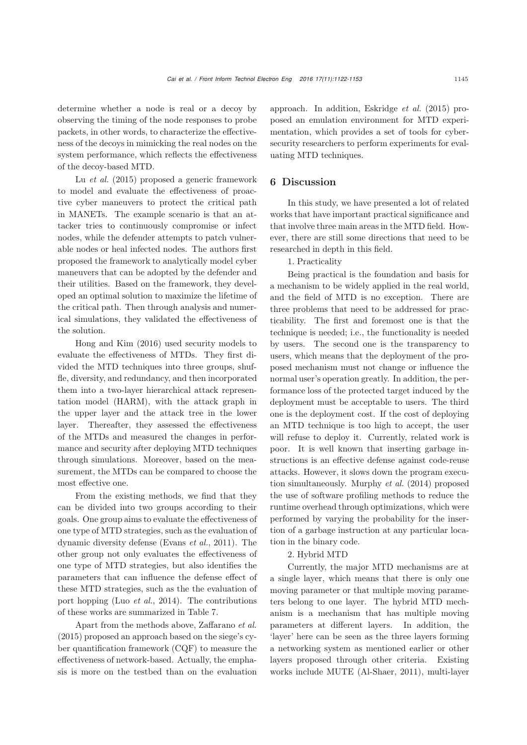determine whether a node is real or a decoy by observing the timing of the node responses to probe packets, in other words, to characterize the effectiveness of the decoys in mimicking the real nodes on the system performance, which reflects the effectiveness of the decoy-based MTD.

Lu *et al.* (2015) proposed a generic framework to model and evaluate the effectiveness of proactive cyber maneuvers to protect the critical path in MANETs. The example scenario is that an attacker tries to continuously compromise or infect nodes, while the defender attempts to patch vulnerable nodes or heal infected nodes. The authors first proposed the framework to analytically model cyber maneuvers that can be adopted by the defender and their utilities. Based on the framework, they developed an optimal solution to maximize the lifetime of the critical path. Then through analysis and numerical simulations, they validated the effectiveness of the solution.

Hong and Kim (2016) used security models to evaluate the effectiveness of MTDs. They first divided the MTD techniques into three groups, shuffle, diversity, and redundancy, and then incorporated them into a two-layer hierarchical attack representation model (HARM), with the attack graph in the upper layer and the attack tree in the lower layer. Thereafter, they assessed the effectiveness of the MTDs and measured the changes in performance and security after deploying MTD techniques through simulations. Moreover, based on the measurement, the MTDs can be compared to choose the most effective one.

From the existing methods, we find that they can be divided into two groups according to their goals. One group aims to evaluate the effectiveness of one type of MTD strategies, such as the evaluation of dynamic diversity defense (Evans *et al.*, 2011). The other group not only evaluates the effectiveness of one type of MTD strategies, but also identifies the parameters that can influence the defense effect of these MTD strategies, such as the the evaluation of port hopping (Luo *et al.*, 2014). The contributions of these works are summarized in Table 7.

Apart from the methods above, Zaffarano *et al.* (2015) proposed an approach based on the siege's cyber quantification framework (CQF) to measure the effectiveness of network-based. Actually, the emphasis is more on the testbed than on the evaluation approach. In addition, Eskridge *et al.* (2015) proposed an emulation environment for MTD experimentation, which provides a set of tools for cybersecurity researchers to perform experiments for evaluating MTD techniques.

## 6 Discussion

In this study, we have presented a lot of related works that have important practical significance and that involve three main areas in the MTD field. However, there are still some directions that need to be researched in depth in this field.

1. Practicality

Being practical is the foundation and basis for a mechanism to be widely applied in the real world, and the field of MTD is no exception. There are three problems that need to be addressed for practicability. The first and foremost one is that the technique is needed; i.e., the functionality is needed by users. The second one is the transparency to users, which means that the deployment of the proposed mechanism must not change or influence the normal user's operation greatly. In addition, the performance loss of the protected target induced by the deployment must be acceptable to users. The third one is the deployment cost. If the cost of deploying an MTD technique is too high to accept, the user will refuse to deploy it. Currently, related work is poor. It is well known that inserting garbage instructions is an effective defense against code-reuse attacks. However, it slows down the program execution simultaneously. Murphy *et al.* (2014) proposed the use of software profiling methods to reduce the runtime overhead through optimizations, which were performed by varying the probability for the insertion of a garbage instruction at any particular location in the binary code.

2. Hybrid MTD

Currently, the major MTD mechanisms are at a single layer, which means that there is only one moving parameter or that multiple moving parameters belong to one layer. The hybrid MTD mechanism is a mechanism that has multiple moving parameters at different layers. In addition, the 'layer' here can be seen as the three layers forming a networking system as mentioned earlier or other layers proposed through other criteria. Existing works include MUTE (Al-Shaer, 2011), multi-layer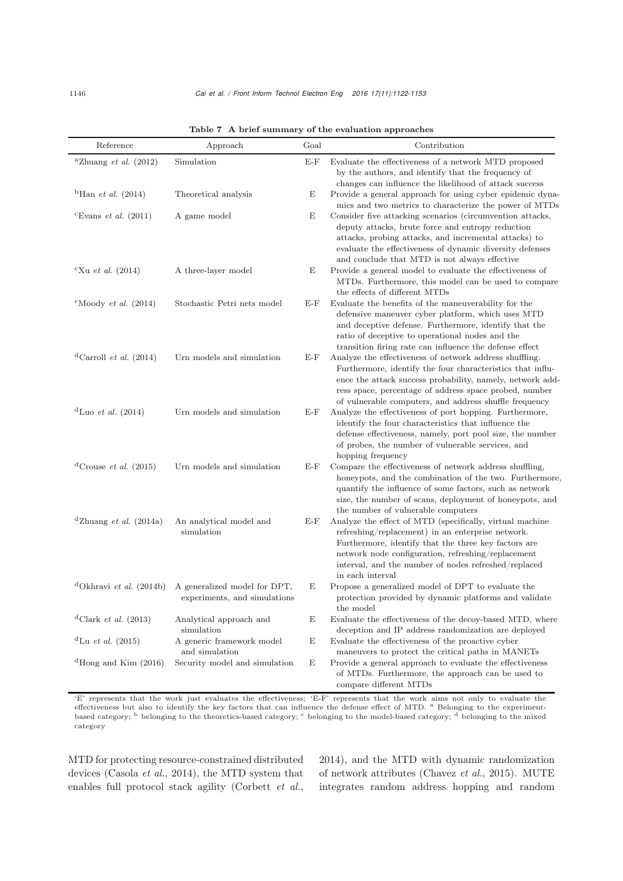**Table 7 A brief summary of the evaluation approaches**

| Reference | Approach | Goal | Contribution |
|---|---|---|---|
| [a]Zhuang *et al.* (2012) | Simulation | E-F | Evaluate the effectiveness of a network MTD proposed by the authors, and identify that the frequency of changes can influence the likelihood of attack success |
| [b]Han *et al.* (2014) | Theoretical analysis | E | Provide a general approach for using cyber epidemic dynamics and two metrics to characterize the power of MTDs |
| [c]Evans *et al.* (2011) | A game model | E | Consider five attacking scenarios (circumvention attacks, deputy attacks, brute force and entropy reduction attacks, probing attacks, and incremental attacks) to evaluate the effectiveness of dynamic diversity defenses and conclude that MTD is not always effective |
| [c]Xu *et al.* (2014) | A three-layer model | E | Provide a general model to evaluate the effectiveness of MTDs. Furthermore, this model can be used to compare the effects of different MTDs |
| [c]Moody *et al.* (2014) | Stochastic Petri nets model | E-F | Evaluate the benefits of the maneuverability for the defensive maneuver cyber platform, which uses MTD and deceptive defense. Furthermore, identify that the ratio of deceptive to operational nodes and the transition firing rate can influence the defense effect |
| [d]Carroll *et al.* (2014) | Urn models and simulation | E-F | Analyze the effectiveness of network address shuffling. Furthermore, identify the four characteristics that influence the attack success probability, namely, network address space, percentage of address space probed, number of vulnerable computers, and address shuffle frequency |
| [d]Luo *et al.* (2014) | Urn models and simulation | E-F | Analyze the effectiveness of port hopping. Furthermore, identify the four characteristics that influence the defense effectiveness, namely, port pool size, the number of probes, the number of vulnerable services, and hopping frequency |
| [d]Crouse *et al.* (2015) | Urn models and simulation | E-F | Compare the effectiveness of network address shuffling, honeypots, and the combination of the two. Furthermore, quantify the influence of some factors, such as network size, the number of scans, deployment of honeypots, and the number of vulnerable computers |
| [d]Zhuang *et al.* (2014a) | An analytical model and simulation | E-F | Analyze the effect of MTD (specifically, virtual machine refreshing/replacement) in an enterprise network. Furthermore, identify that the three key factors are network node configuration, refreshing/replacement interval, and the number of nodes refreshed/replaced in each interval |
| [d]Okhravi *et al.* (2014b) | A generalized model for DPT, experiments, and simulations | E | Propose a generalized model of DPT to evaluate the protection provided by dynamic platforms and validate the model |
| [d]Clark *et al.* (2013) | Analytical approach and simulation | E | Evaluate the effectiveness of the decoy-based MTD, where deception and IP address randomization are deployed |
| [d]Lu *et al.* (2015) | A generic framework model and simulation | E | Evaluate the effectiveness of the proactive cyber maneuvers to protect the critical paths in MANETs |
| [d]Hong and Kim (2016) | Security model and simulation | E | Provide a general approach to evaluate the effectiveness of MTDs. Furthermore, the approach can be used to compare different MTDs |

'E' represents that the work just evaluates the effectiveness; 'E-F' represents that the work aims not only to evaluate the effectiveness but also to identify the key factors that can influence the defense effect of MTD. [a] Belonging to the experiment-based category; [b] belonging to the theoretics-based category; [c] belonging to the model-based category; [d] belonging to the mixed category

MTD for protecting resource-constrained distributed devices (Casola *et al.*, 2014), the MTD system that enables full protocol stack agility (Corbett *et al.*, 2014), and the MTD with dynamic randomization of network attributes (Chavez *et al.*, 2015). MUTE integrates random address hopping and random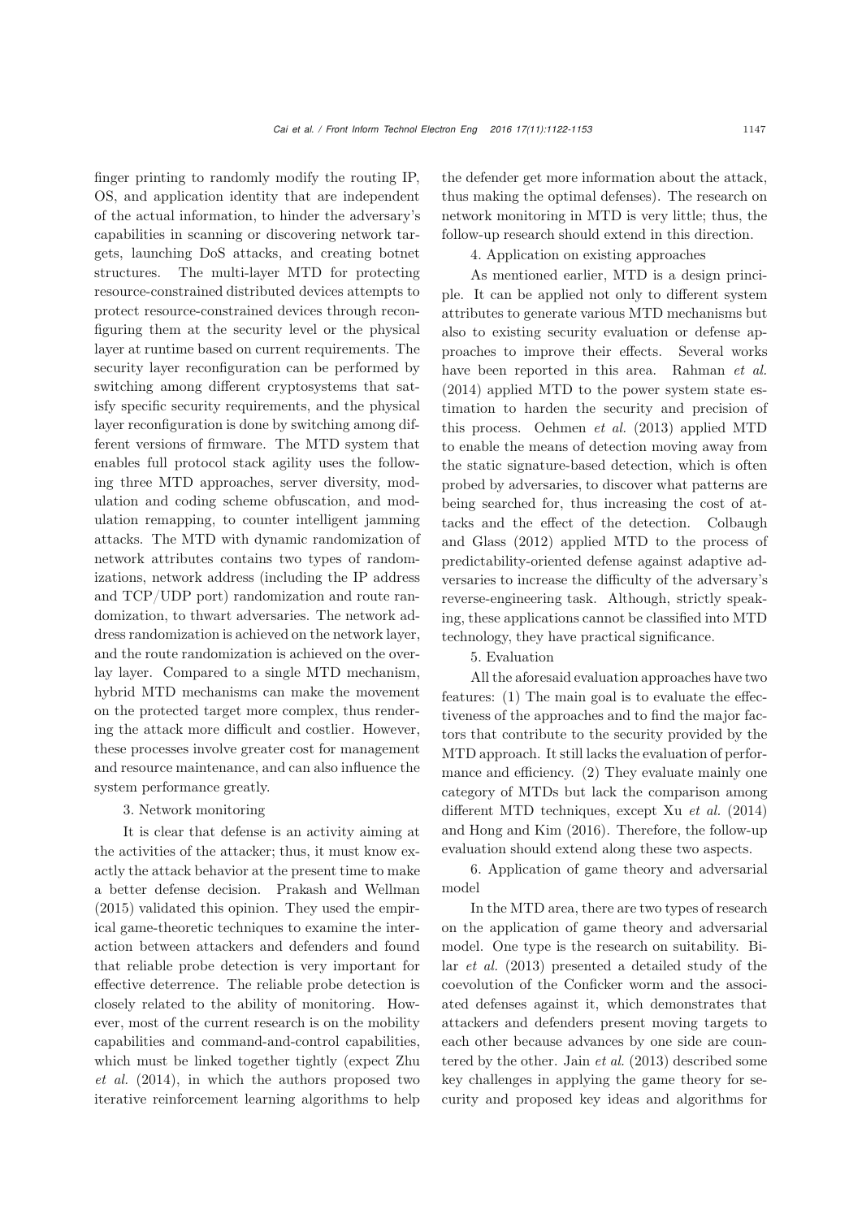finger printing to randomly modify the routing IP, OS, and application identity that are independent of the actual information, to hinder the adversary's capabilities in scanning or discovering network targets, launching DoS attacks, and creating botnet structures. The multi-layer MTD for protecting resource-constrained distributed devices attempts to protect resource-constrained devices through reconfiguring them at the security level or the physical layer at runtime based on current requirements. The security layer reconfiguration can be performed by switching among different cryptosystems that satisfy specific security requirements, and the physical layer reconfiguration is done by switching among different versions of firmware. The MTD system that enables full protocol stack agility uses the following three MTD approaches, server diversity, modulation and coding scheme obfuscation, and modulation remapping, to counter intelligent jamming attacks. The MTD with dynamic randomization of network attributes contains two types of randomizations, network address (including the IP address and TCP/UDP port) randomization and route randomization, to thwart adversaries. The network address randomization is achieved on the network layer, and the route randomization is achieved on the overlay layer. Compared to a single MTD mechanism, hybrid MTD mechanisms can make the movement on the protected target more complex, thus rendering the attack more difficult and costlier. However, these processes involve greater cost for management and resource maintenance, and can also influence the system performance greatly.

3. Network monitoring

It is clear that defense is an activity aiming at the activities of the attacker; thus, it must know exactly the attack behavior at the present time to make a better defense decision. Prakash and Wellman (2015) validated this opinion. They used the empirical game-theoretic techniques to examine the interaction between attackers and defenders and found that reliable probe detection is very important for effective deterrence. The reliable probe detection is closely related to the ability of monitoring. However, most of the current research is on the mobility capabilities and command-and-control capabilities, which must be linked together tightly (expect Zhu *et al.* (2014), in which the authors proposed two iterative reinforcement learning algorithms to help the defender get more information about the attack, thus making the optimal defenses). The research on network monitoring in MTD is very little; thus, the follow-up research should extend in this direction.

4. Application on existing approaches

As mentioned earlier, MTD is a design principle. It can be applied not only to different system attributes to generate various MTD mechanisms but also to existing security evaluation or defense approaches to improve their effects. Several works have been reported in this area. Rahman *et al.* (2014) applied MTD to the power system state estimation to harden the security and precision of this process. Oehmen *et al.* (2013) applied MTD to enable the means of detection moving away from the static signature-based detection, which is often probed by adversaries, to discover what patterns are being searched for, thus increasing the cost of attacks and the effect of the detection. Colbaugh and Glass (2012) applied MTD to the process of predictability-oriented defense against adaptive adversaries to increase the difficulty of the adversary's reverse-engineering task. Although, strictly speaking, these applications cannot be classified into MTD technology, they have practical significance.

5. Evaluation

All the aforesaid evaluation approaches have two features: (1) The main goal is to evaluate the effectiveness of the approaches and to find the major factors that contribute to the security provided by the MTD approach. It still lacks the evaluation of performance and efficiency. (2) They evaluate mainly one category of MTDs but lack the comparison among different MTD techniques, except Xu *et al.* (2014) and Hong and Kim (2016). Therefore, the follow-up evaluation should extend along these two aspects.

6. Application of game theory and adversarial model

In the MTD area, there are two types of research on the application of game theory and adversarial model. One type is the research on suitability. Bilar *et al.* (2013) presented a detailed study of the coevolution of the Conficker worm and the associated defenses against it, which demonstrates that attackers and defenders present moving targets to each other because advances by one side are countered by the other. Jain *et al.* (2013) described some key challenges in applying the game theory for security and proposed key ideas and algorithms for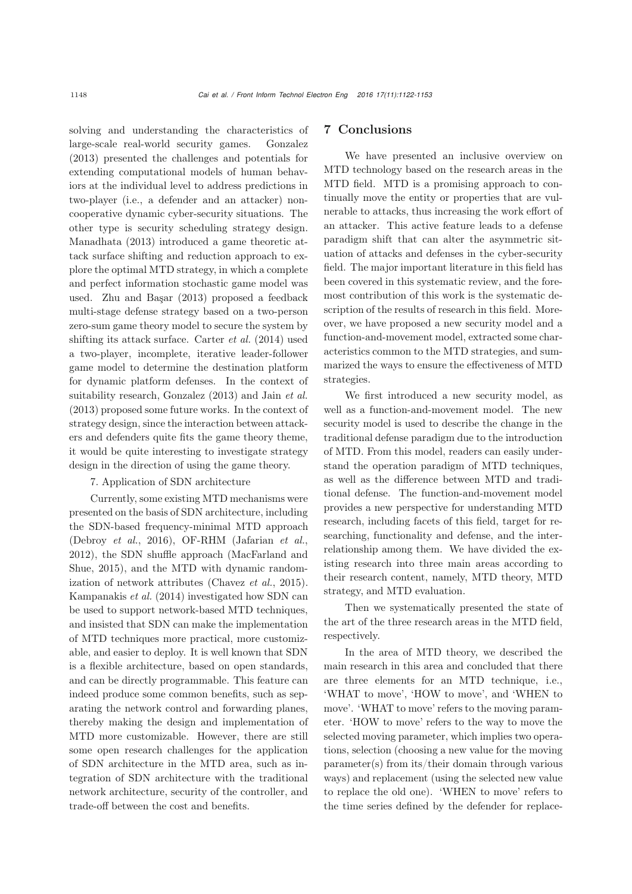solving and understanding the characteristics of large-scale real-world security games. Gonzalez (2013) presented the challenges and potentials for extending computational models of human behaviors at the individual level to address predictions in two-player (i.e., a defender and an attacker) non-cooperative dynamic cyber-security situations. The other type is security scheduling strategy design. Manadhata (2013) introduced a game theoretic attack surface shifting and reduction approach to explore the optimal MTD strategy, in which a complete and perfect information stochastic game model was used. Zhu and Başar (2013) proposed a feedback multi-stage defense strategy based on a two-person zero-sum game theory model to secure the system by shifting its attack surface. Carter *et al.* (2014) used a two-player, incomplete, iterative leader-follower game model to determine the destination platform for dynamic platform defenses. In the context of suitability research, Gonzalez (2013) and Jain *et al.* (2013) proposed some future works. In the context of strategy design, since the interaction between attackers and defenders quite fits the game theory theme, it would be quite interesting to investigate strategy design in the direction of using the game theory.

7. Application of SDN architecture

Currently, some existing MTD mechanisms were presented on the basis of SDN architecture, including the SDN-based frequency-minimal MTD approach (Debroy *et al.*, 2016), OF-RHM (Jafarian *et al.*, 2012), the SDN shuffle approach (MacFarland and Shue, 2015), and the MTD with dynamic randomization of network attributes (Chavez *et al.*, 2015). Kampanakis *et al.* (2014) investigated how SDN can be used to support network-based MTD techniques, and insisted that SDN can make the implementation of MTD techniques more practical, more customizable, and easier to deploy. It is well known that SDN is a flexible architecture, based on open standards, and can be directly programmable. This feature can indeed produce some common benefits, such as separating the network control and forwarding planes, thereby making the design and implementation of MTD more customizable. However, there are still some open research challenges for the application of SDN architecture in the MTD area, such as integration of SDN architecture with the traditional network architecture, security of the controller, and trade-off between the cost and benefits.

## 7 Conclusions

We have presented an inclusive overview on MTD technology based on the research areas in the MTD field. MTD is a promising approach to continually move the entity or properties that are vulnerable to attacks, thus increasing the work effort of an attacker. This active feature leads to a defense paradigm shift that can alter the asymmetric situation of attacks and defenses in the cyber-security field. The major important literature in this field has been covered in this systematic review, and the foremost contribution of this work is the systematic description of the results of research in this field. Moreover, we have proposed a new security model and a function-and-movement model, extracted some characteristics common to the MTD strategies, and summarized the ways to ensure the effectiveness of MTD strategies.

We first introduced a new security model, as well as a function-and-movement model. The new security model is used to describe the change in the traditional defense paradigm due to the introduction of MTD. From this model, readers can easily understand the operation paradigm of MTD techniques, as well as the difference between MTD and traditional defense. The function-and-movement model provides a new perspective for understanding MTD research, including facets of this field, target for researching, functionality and defense, and the interrelationship among them. We have divided the existing research into three main areas according to their research content, namely, MTD theory, MTD strategy, and MTD evaluation.

Then we systematically presented the state of the art of the three research areas in the MTD field, respectively.

In the area of MTD theory, we described the main research in this area and concluded that there are three elements for an MTD technique, i.e., 'WHAT to move', 'HOW to move', and 'WHEN to move'. 'WHAT to move' refers to the moving parameter. 'HOW to move' refers to the way to move the selected moving parameter, which implies two operations, selection (choosing a new value for the moving parameter(s) from its/their domain through various ways) and replacement (using the selected new value to replace the old one). 'WHEN to move' refers to the time series defined by the defender for replace-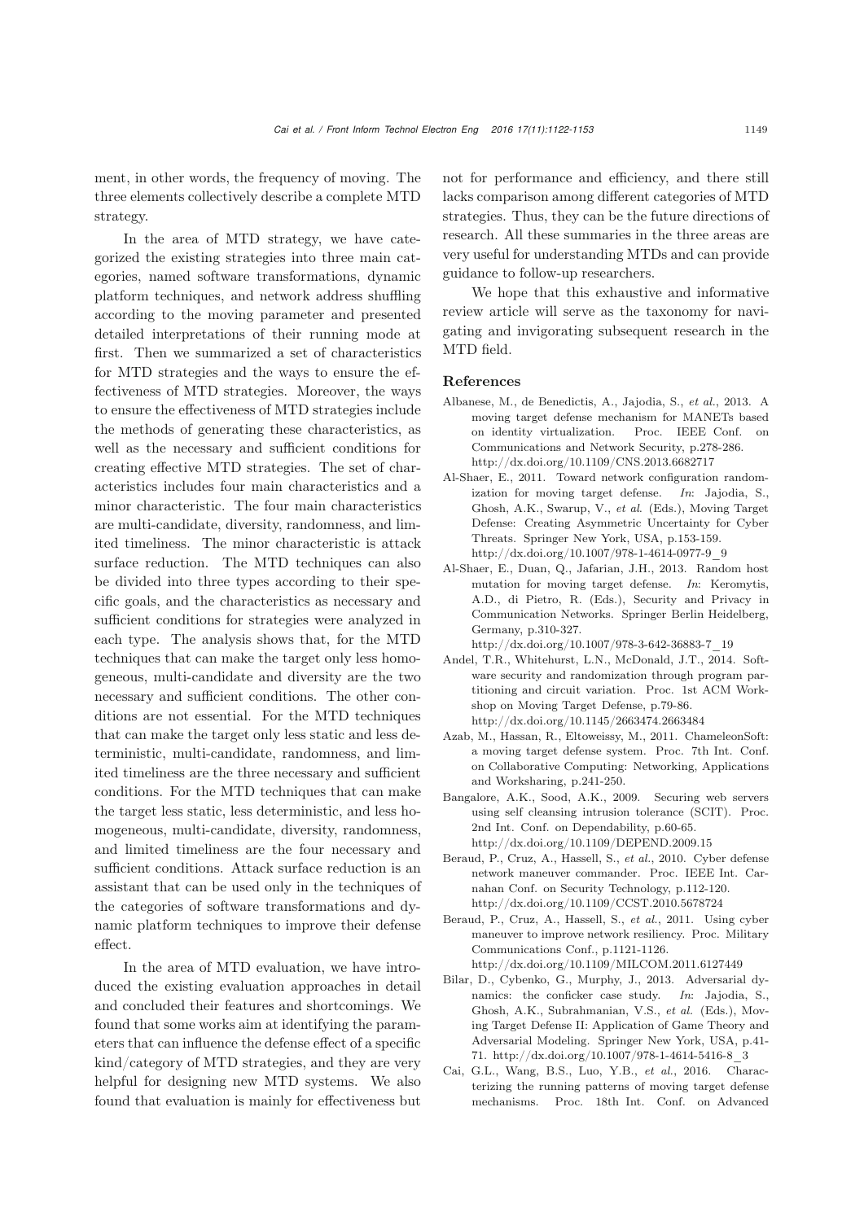ment, in other words, the frequency of moving. The three elements collectively describe a complete MTD strategy.

In the area of MTD strategy, we have categorized the existing strategies into three main categories, named software transformations, dynamic platform techniques, and network address shuffling according to the moving parameter and presented detailed interpretations of their running mode at first. Then we summarized a set of characteristics for MTD strategies and the ways to ensure the effectiveness of MTD strategies. Moreover, the ways to ensure the effectiveness of MTD strategies include the methods of generating these characteristics, as well as the necessary and sufficient conditions for creating effective MTD strategies. The set of characteristics includes four main characteristics and a minor characteristic. The four main characteristics are multi-candidate, diversity, randomness, and limited timeliness. The minor characteristic is attack surface reduction. The MTD techniques can also be divided into three types according to their specific goals, and the characteristics as necessary and sufficient conditions for strategies were analyzed in each type. The analysis shows that, for the MTD techniques that can make the target only less homogeneous, multi-candidate and diversity are the two necessary and sufficient conditions. The other conditions are not essential. For the MTD techniques that can make the target only less static and less deterministic, multi-candidate, randomness, and limited timeliness are the three necessary and sufficient conditions. For the MTD techniques that can make the target less static, less deterministic, and less homogeneous, multi-candidate, diversity, randomness, and limited timeliness are the four necessary and sufficient conditions. Attack surface reduction is an assistant that can be used only in the techniques of the categories of software transformations and dynamic platform techniques to improve their defense effect.

In the area of MTD evaluation, we have introduced the existing evaluation approaches in detail and concluded their features and shortcomings. We found that some works aim at identifying the parameters that can influence the defense effect of a specific kind/category of MTD strategies, and they are very helpful for designing new MTD systems. We also found that evaluation is mainly for effectiveness but not for performance and efficiency, and there still lacks comparison among different categories of MTD strategies. Thus, they can be the future directions of research. All these summaries in the three areas are very useful for understanding MTDs and can provide guidance to follow-up researchers.

We hope that this exhaustive and informative review article will serve as the taxonomy for navigating and invigorating subsequent research in the MTD field.

## References

Albanese, M., de Benedictis, A., Jajodia, S., *et al.*, 2013. A moving target defense mechanism for MANETs based on identity virtualization. Proc. IEEE Conf. on Communications and Network Security, p.278-286. http://dx.doi.org/10.1109/CNS.2013.6682717

Al-Shaer, E., 2011. Toward network configuration randomization for moving target defense. *In*: Jajodia, S., Ghosh, A.K., Swarup, V., *et al.* (Eds.), Moving Target Defense: Creating Asymmetric Uncertainty for Cyber Threats. Springer New York, USA, p.153-159. http://dx.doi.org/10.1007/978-1-4614-0977-9_9

Al-Shaer, E., Duan, Q., Jafarian, J.H., 2013. Random host mutation for moving target defense. *In*: Keromytis, A.D., di Pietro, R. (Eds.), Security and Privacy in Communication Networks. Springer Berlin Heidelberg, Germany, p.310-327. http://dx.doi.org/10.1007/978-3-642-36883-7_19

Andel, T.R., Whitehurst, L.N., McDonald, J.T., 2014. Software security and randomization through program partitioning and circuit variation. Proc. 1st ACM Workshop on Moving Target Defense, p.79-86. http://dx.doi.org/10.1145/2663474.2663484

Azab, M., Hassan, R., Eltoweissy, M., 2011. ChameleonSoft: a moving target defense system. Proc. 7th Int. Conf. on Collaborative Computing: Networking, Applications and Worksharing, p.241-250.

Bangalore, A.K., Sood, A.K., 2009. Securing web servers using self cleansing intrusion tolerance (SCIT). Proc. 2nd Int. Conf. on Dependability, p.60-65. http://dx.doi.org/10.1109/DEPEND.2009.15

Beraud, P., Cruz, A., Hassell, S., *et al.*, 2010. Cyber defense network maneuver commander. Proc. IEEE Int. Carnahan Conf. on Security Technology, p.112-120. http://dx.doi.org/10.1109/CCST.2010.5678724

Beraud, P., Cruz, A., Hassell, S., *et al.*, 2011. Using cyber maneuver to improve network resiliency. Proc. Military Communications Conf., p.1121-1126. http://dx.doi.org/10.1109/MILCOM.2011.6127449

Bilar, D., Cybenko, G., Murphy, J., 2013. Adversarial dynamics: the conficker case study. *In*: Jajodia, S., Ghosh, A.K., Subrahmanian, V.S., *et al.* (Eds.), Moving Target Defense II: Application of Game Theory and Adversarial Modeling. Springer New York, USA, p.41-71. http://dx.doi.org/10.1007/978-1-4614-5416-8_3

Cai, G.L., Wang, B.S., Luo, Y.B., *et al.*, 2016. Characterizing the running patterns of moving target defense mechanisms. Proc. 18th Int. Conf. on Advanced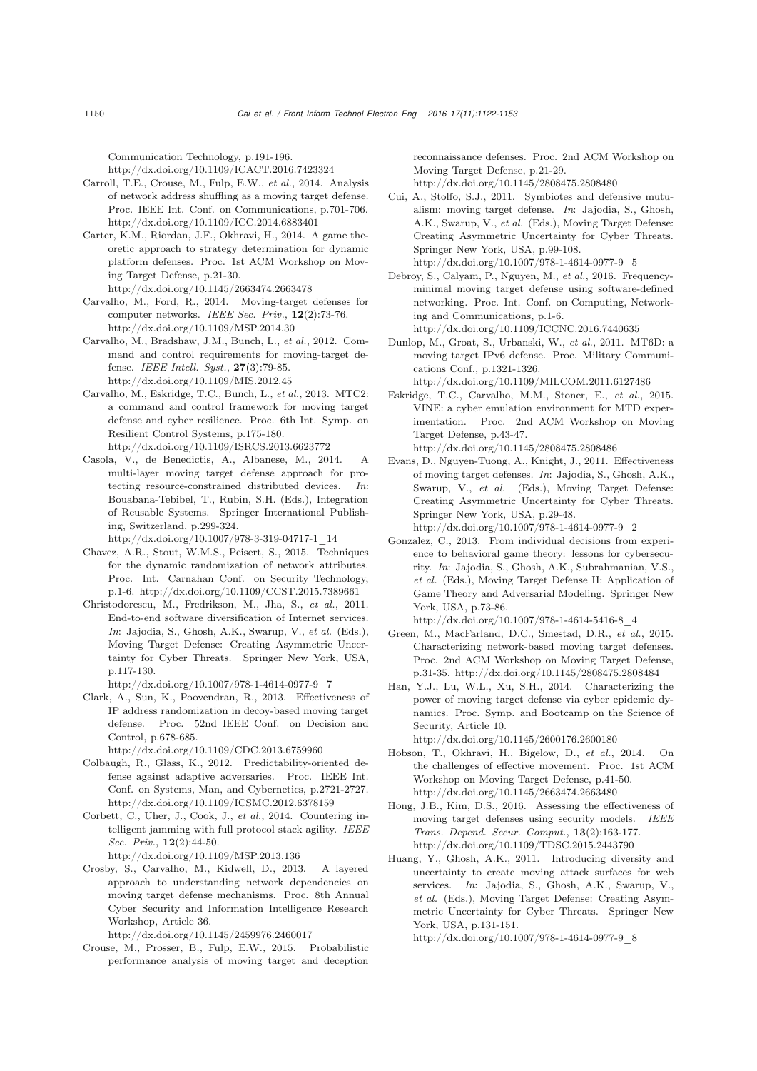Communication Technology, p.191-196. http://dx.doi.org/10.1109/ICACT.2016.7423324

Carroll, T.E., Crouse, M., Fulp, E.W., *et al.*, 2014. Analysis of network address shuffling as a moving target defense. Proc. IEEE Int. Conf. on Communications, p.701-706. http://dx.doi.org/10.1109/ICC.2014.6883401

Carter, K.M., Riordan, J.F., Okhravi, H., 2014. A game theoretic approach to strategy determination for dynamic platform defenses. Proc. 1st ACM Workshop on Moving Target Defense, p.21-30. http://dx.doi.org/10.1145/2663474.2663478

Carvalho, M., Ford, R., 2014. Moving-target defenses for computer networks. *IEEE Sec. Priv.*, **12**(2):73-76. http://dx.doi.org/10.1109/MSP.2014.30

Carvalho, M., Bradshaw, J.M., Bunch, L., *et al.*, 2012. Command and control requirements for moving-target defense. *IEEE Intell. Syst.*, **27**(3):79-85. http://dx.doi.org/10.1109/MIS.2012.45

Carvalho, M., Eskridge, T.C., Bunch, L., *et al.*, 2013. MTC2: a command and control framework for moving target defense and cyber resilience. Proc. 6th Int. Symp. on Resilient Control Systems, p.175-180. http://dx.doi.org/10.1109/ISRCS.2013.6623772

Casola, V., de Benedictis, A., Albanese, M., 2014. A multi-layer moving target defense approach for protecting resource-constrained distributed devices. *In*: Bouabana-Tebibel, T., Rubin, S.H. (Eds.), Integration of Reusable Systems. Springer International Publishing, Switzerland, p.299-324. http://dx.doi.org/10.1007/978-3-319-04717-1_14

Chavez, A.R., Stout, W.M.S., Peisert, S., 2015. Techniques for the dynamic randomization of network attributes. Proc. Int. Carnahan Conf. on Security Technology, p.1-6. http://dx.doi.org/10.1109/CCST.2015.7389661

Christodorescu, M., Fredrikson, M., Jha, S., *et al.*, 2011. End-to-end software diversification of Internet services. *In*: Jajodia, S., Ghosh, A.K., Swarup, V., *et al.* (Eds.), Moving Target Defense: Creating Asymmetric Uncertainty for Cyber Threats. Springer New York, USA, p.117-130. http://dx.doi.org/10.1007/978-1-4614-0977-9_7

Clark, A., Sun, K., Poovendran, R., 2013. Effectiveness of IP address randomization in decoy-based moving target defense. Proc. 52nd IEEE Conf. on Decision and Control, p.678-685. http://dx.doi.org/10.1109/CDC.2013.6759960

Colbaugh, R., Glass, K., 2012. Predictability-oriented defense against adaptive adversaries. Proc. IEEE Int. Conf. on Systems, Man, and Cybernetics, p.2721-2727. http://dx.doi.org/10.1109/ICSMC.2012.6378159

Corbett, C., Uher, J., Cook, J., *et al.*, 2014. Countering intelligent jamming with full protocol stack agility. *IEEE Sec. Priv.*, **12**(2):44-50. http://dx.doi.org/10.1109/MSP.2013.136

Crosby, S., Carvalho, M., Kidwell, D., 2013. A layered approach to understanding network dependencies on moving target defense mechanisms. Proc. 8th Annual Cyber Security and Information Intelligence Research Workshop, Article 36. http://dx.doi.org/10.1145/2459976.2460017

Crouse, M., Prosser, B., Fulp, E.W., 2015. Probabilistic performance analysis of moving target and deception reconnaissance defenses. Proc. 2nd ACM Workshop on Moving Target Defense, p.21-29. http://dx.doi.org/10.1145/2808475.2808480

Cui, A., Stolfo, S.J., 2011. Symbiotes and defensive mutualism: moving target defense. *In*: Jajodia, S., Ghosh, A.K., Swarup, V., *et al.* (Eds.), Moving Target Defense: Creating Asymmetric Uncertainty for Cyber Threats. Springer New York, USA, p.99-108. http://dx.doi.org/10.1007/978-1-4614-0977-9_5

Debroy, S., Calyam, P., Nguyen, M., *et al.*, 2016. Frequency-minimal moving target defense using software-defined networking. Proc. Int. Conf. on Computing, Networking and Communications, p.1-6. http://dx.doi.org/10.1109/ICCNC.2016.7440635

Dunlop, M., Groat, S., Urbanski, W., *et al.*, 2011. MT6D: a moving target IPv6 defense. Proc. Military Communications Conf., p.1321-1326. http://dx.doi.org/10.1109/MILCOM.2011.6127486

Eskridge, T.C., Carvalho, M.M., Stoner, E., *et al.*, 2015. VINE: a cyber emulation environment for MTD experimentation. Proc. 2nd ACM Workshop on Moving Target Defense, p.43-47. http://dx.doi.org/10.1145/2808475.2808486

Evans, D., Nguyen-Tuong, A., Knight, J., 2011. Effectiveness of moving target defenses. *In*: Jajodia, S., Ghosh, A.K., Swarup, V., *et al.* (Eds.), Moving Target Defense: Creating Asymmetric Uncertainty for Cyber Threats. Springer New York, USA, p.29-48. http://dx.doi.org/10.1007/978-1-4614-0977-9_2

Gonzalez, C., 2013. From individual decisions from experience to behavioral game theory: lessons for cybersecurity. *In*: Jajodia, S., Ghosh, A.K., Subrahmanian, V.S., *et al.* (Eds.), Moving Target Defense II: Application of Game Theory and Adversarial Modeling. Springer New York, USA, p.73-86. http://dx.doi.org/10.1007/978-1-4614-5416-8_4

Green, M., MacFarland, D.C., Smestad, D.R., *et al.*, 2015. Characterizing network-based moving target defenses. Proc. 2nd ACM Workshop on Moving Target Defense, p.31-35. http://dx.doi.org/10.1145/2808475.2808484

Han, Y.J., Lu, W.L., Xu, S.H., 2014. Characterizing the power of moving target defense via cyber epidemic dynamics. Proc. Symp. and Bootcamp on the Science of Security, Article 10. http://dx.doi.org/10.1145/2600176.2600180

Hobson, T., Okhravi, H., Bigelow, D., *et al.*, 2014. On the challenges of effective movement. Proc. 1st ACM Workshop on Moving Target Defense, p.41-50. http://dx.doi.org/10.1145/2663474.2663480

Hong, J.B., Kim, D.S., 2016. Assessing the effectiveness of moving target defenses using security models. *IEEE Trans. Depend. Secur. Comput.*, **13**(2):163-177. http://dx.doi.org/10.1109/TDSC.2015.2443790

Huang, Y., Ghosh, A.K., 2011. Introducing diversity and uncertainty to create moving attack surfaces for web services. *In*: Jajodia, S., Ghosh, A.K., Swarup, V., *et al.* (Eds.), Moving Target Defense: Creating Asymmetric Uncertainty for Cyber Threats. Springer New York, USA, p.131-151. http://dx.doi.org/10.1007/978-1-4614-0977-9_8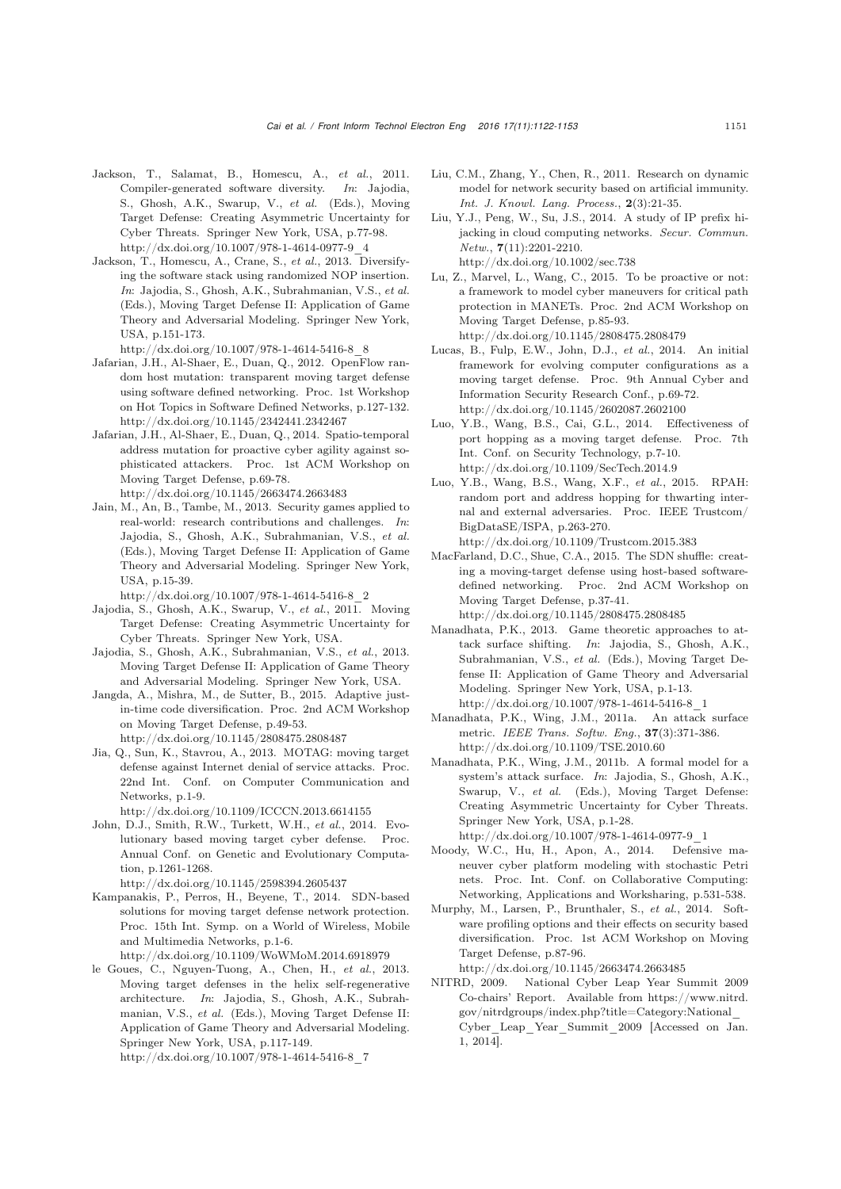Jackson, T., Salamat, B., Homescu, A., *et al.*, 2011. Compiler-generated software diversity. *In*: Jajodia, S., Ghosh, A.K., Swarup, V., *et al.* (Eds.), Moving Target Defense: Creating Asymmetric Uncertainty for Cyber Threats. Springer New York, USA, p.77-98. http://dx.doi.org/10.1007/978-1-4614-0977-9_4

Jackson, T., Homescu, A., Crane, S., *et al.*, 2013. Diversifying the software stack using randomized NOP insertion. *In*: Jajodia, S., Ghosh, A.K., Subrahmanian, V.S., *et al.* (Eds.), Moving Target Defense II: Application of Game Theory and Adversarial Modeling. Springer New York, USA, p.151-173. http://dx.doi.org/10.1007/978-1-4614-5416-8_8

Jafarian, J.H., Al-Shaer, E., Duan, Q., 2012. OpenFlow random host mutation: transparent moving target defense using software defined networking. Proc. 1st Workshop on Hot Topics in Software Defined Networks, p.127-132. http://dx.doi.org/10.1145/2342441.2342467

Jafarian, J.H., Al-Shaer, E., Duan, Q., 2014. Spatio-temporal address mutation for proactive cyber agility against sophisticated attackers. Proc. 1st ACM Workshop on Moving Target Defense, p.69-78. http://dx.doi.org/10.1145/2663474.2663483

Jain, M., An, B., Tambe, M., 2013. Security games applied to real-world: research contributions and challenges. *In*: Jajodia, S., Ghosh, A.K., Subrahmanian, V.S., *et al.* (Eds.), Moving Target Defense II: Application of Game Theory and Adversarial Modeling. Springer New York, USA, p.15-39. http://dx.doi.org/10.1007/978-1-4614-5416-8_2

Jajodia, S., Ghosh, A.K., Swarup, V., *et al.*, 2011. Moving Target Defense: Creating Asymmetric Uncertainty for Cyber Threats. Springer New York, USA.

Jajodia, S., Ghosh, A.K., Subrahmanian, V.S., *et al.*, 2013. Moving Target Defense II: Application of Game Theory and Adversarial Modeling. Springer New York, USA.

Jangda, A., Mishra, M., de Sutter, B., 2015. Adaptive just-in-time code diversification. Proc. 2nd ACM Workshop on Moving Target Defense, p.49-53. http://dx.doi.org/10.1145/2808475.2808487

Jia, Q., Sun, K., Stavrou, A., 2013. MOTAG: moving target defense against Internet denial of service attacks. Proc. 22nd Int. Conf. on Computer Communication and Networks, p.1-9. http://dx.doi.org/10.1109/ICCCN.2013.6614155

John, D.J., Smith, R.W., Turkett, W.H., *et al.*, 2014. Evolutionary based moving target cyber defense. Proc. Annual Conf. on Genetic and Evolutionary Computation, p.1261-1268. http://dx.doi.org/10.1145/2598394.2605437

Kampanakis, P., Perros, H., Beyene, T., 2014. SDN-based solutions for moving target defense network protection. Proc. 15th Int. Symp. on a World of Wireless, Mobile and Multimedia Networks, p.1-6. http://dx.doi.org/10.1109/WoWMoM.2014.6918979

le Goues, C., Nguyen-Tuong, A., Chen, H., *et al.*, 2013. Moving target defenses in the helix self-regenerative architecture. *In*: Jajodia, S., Ghosh, A.K., Subrahmanian, V.S., *et al.* (Eds.), Moving Target Defense II: Application of Game Theory and Adversarial Modeling. Springer New York, USA, p.117-149. http://dx.doi.org/10.1007/978-1-4614-5416-8_7

Liu, C.M., Zhang, Y., Chen, R., 2011. Research on dynamic model for network security based on artificial immunity. *Int. J. Knowl. Lang. Process.*, **2**(3):21-35.

Liu, Y.J., Peng, W., Su, J.S., 2014. A study of IP prefix hijacking in cloud computing networks. *Secur. Commun. Netw.*, **7**(11):2201-2210. http://dx.doi.org/10.1002/sec.738

Lu, Z., Marvel, L., Wang, C., 2015. To be proactive or not: a framework to model cyber maneuvers for critical path protection in MANETs. Proc. 2nd ACM Workshop on Moving Target Defense, p.85-93. http://dx.doi.org/10.1145/2808475.2808479

Lucas, B., Fulp, E.W., John, D.J., *et al.*, 2014. An initial framework for evolving computer configurations as a moving target defense. Proc. 9th Annual Cyber and Information Security Research Conf., p.69-72. http://dx.doi.org/10.1145/2602087.2602100

Luo, Y.B., Wang, B.S., Cai, G.L., 2014. Effectiveness of port hopping as a moving target defense. Proc. 7th Int. Conf. on Security Technology, p.7-10. http://dx.doi.org/10.1109/SecTech.2014.9

Luo, Y.B., Wang, B.S., Wang, X.F., *et al.*, 2015. RPAH: random port and address hopping for thwarting internal and external adversaries. Proc. IEEE Trustcom/BigDataSE/ISPA, p.263-270. http://dx.doi.org/10.1109/Trustcom.2015.383

MacFarland, D.C., Shue, C.A., 2015. The SDN shuffle: creating a moving-target defense using host-based software-defined networking. Proc. 2nd ACM Workshop on Moving Target Defense, p.37-41. http://dx.doi.org/10.1145/2808475.2808485

Manadhata, P.K., 2013. Game theoretic approaches to attack surface shifting. *In*: Jajodia, S., Ghosh, A.K., Subrahmanian, V.S., *et al.* (Eds.), Moving Target Defense II: Application of Game Theory and Adversarial Modeling. Springer New York, USA, p.1-13. http://dx.doi.org/10.1007/978-1-4614-5416-8_1

Manadhata, P.K., Wing, J.M., 2011a. An attack surface metric. *IEEE Trans. Softw. Eng.*, **37**(3):371-386. http://dx.doi.org/10.1109/TSE.2010.60

Manadhata, P.K., Wing, J.M., 2011b. A formal model for a system's attack surface. *In*: Jajodia, S., Ghosh, A.K., Swarup, V., *et al.* (Eds.), Moving Target Defense: Creating Asymmetric Uncertainty for Cyber Threats. Springer New York, USA, p.1-28. http://dx.doi.org/10.1007/978-1-4614-0977-9_1

Moody, W.C., Hu, H., Apon, A., 2014. Defensive maneuver cyber platform modeling with stochastic Petri nets. Proc. Int. Conf. on Collaborative Computing: Networking, Applications and Worksharing, p.531-538.

Murphy, M., Larsen, P., Brunthaler, S., *et al.*, 2014. Software profiling options and their effects on security based diversification. Proc. 1st ACM Workshop on Moving Target Defense, p.87-96. http://dx.doi.org/10.1145/2663474.2663485

NITRD, 2009. National Cyber Leap Year Summit 2009 Co-chairs' Report. Available from https://www.nitrd.gov/nitrdgroups/index.php?title=Category:National_Cyber_Leap_Year_Summit_2009 [Accessed on Jan. 1, 2014].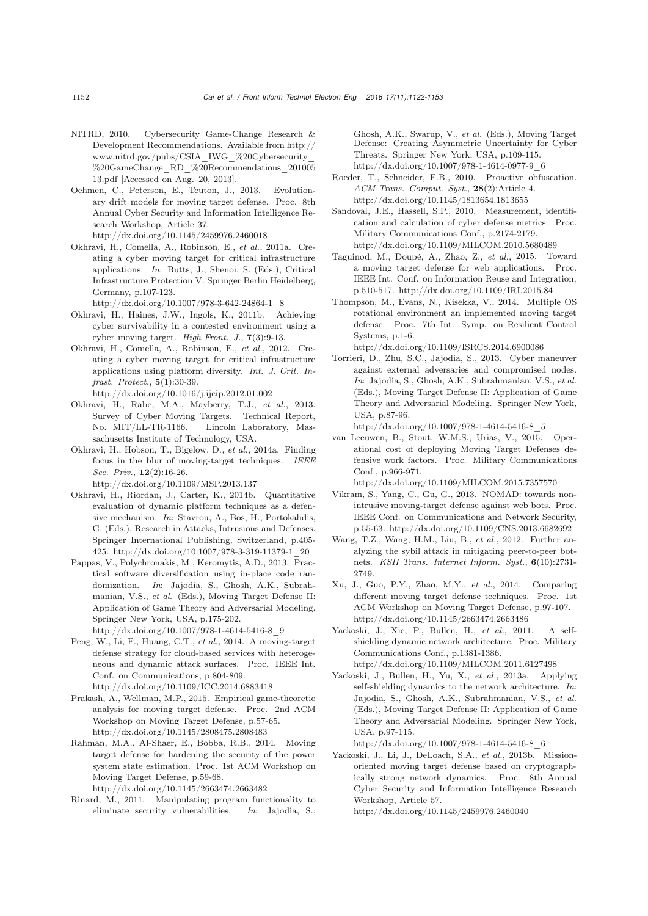NITRD, 2010. Cybersecurity Game-Change Research & Development Recommendations. Available from http://www.nitrd.gov/pubs/CSIA_IWG_%20Cybersecurity_%20GameChange_RD_%20Recommendations_20100513.pdf [Accessed on Aug. 20, 2013].

Oehmen, C., Peterson, E., Teuton, J., 2013. Evolutionary drift models for moving target defense. Proc. 8th Annual Cyber Security and Information Intelligence Research Workshop, Article 37. http://dx.doi.org/10.1145/2459976.2460018

Okhravi, H., Comella, A., Robinson, E., *et al.*, 2011a. Creating a cyber moving target for critical infrastructure applications. *In*: Butts, J., Shenoi, S. (Eds.), Critical Infrastructure Protection V. Springer Berlin Heidelberg, Germany, p.107-123. http://dx.doi.org/10.1007/978-3-642-24864-1_8

Okhravi, H., Haines, J.W., Ingols, K., 2011b. Achieving cyber survivability in a contested environment using a cyber moving target. *High Front. J.*, **7**(3):9-13.

Okhravi, H., Comella, A., Robinson, E., *et al.*, 2012. Creating a cyber moving target for critical infrastructure applications using platform diversity. *Int. J. Crit. Infrast. Protect.*, **5**(1):30-39. http://dx.doi.org/10.1016/j.ijcip.2012.01.002

Okhravi, H., Rabe, M.A., Mayberry, T.J., *et al.*, 2013. Survey of Cyber Moving Targets. Technical Report, No. MIT/LL-TR-1166. Lincoln Laboratory, Massachusetts Institute of Technology, USA.

Okhravi, H., Hobson, T., Bigelow, D., *et al.*, 2014a. Finding focus in the blur of moving-target techniques. *IEEE Sec. Priv.*, **12**(2):16-26. http://dx.doi.org/10.1109/MSP.2013.137

Okhravi, H., Riordan, J., Carter, K., 2014b. Quantitative evaluation of dynamic platform techniques as a defensive mechanism. *In*: Stavrou, A., Bos, H., Portokalidis, G. (Eds.), Research in Attacks, Intrusions and Defenses. Springer International Publishing, Switzerland, p.405-425. http://dx.doi.org/10.1007/978-3-319-11379-1_20

Pappas, V., Polychronakis, M., Keromytis, A.D., 2013. Practical software diversification using in-place code randomization. *In*: Jajodia, S., Ghosh, A.K., Subrahmanian, V.S., *et al.* (Eds.), Moving Target Defense II: Application of Game Theory and Adversarial Modeling. Springer New York, USA, p.175-202. http://dx.doi.org/10.1007/978-1-4614-5416-8_9

Peng, W., Li, F., Huang, C.T., *et al.*, 2014. A moving-target defense strategy for cloud-based services with heterogeneous and dynamic attack surfaces. Proc. IEEE Int. Conf. on Communications, p.804-809. http://dx.doi.org/10.1109/ICC.2014.6883418

Prakash, A., Wellman, M.P., 2015. Empirical game-theoretic analysis for moving target defense. Proc. 2nd ACM Workshop on Moving Target Defense, p.57-65. http://dx.doi.org/10.1145/2808475.2808483

Rahman, M.A., Al-Shaer, E., Bobba, R.B., 2014. Moving target defense for hardening the security of the power system state estimation. Proc. 1st ACM Workshop on Moving Target Defense, p.59-68. http://dx.doi.org/10.1145/2663474.2663482

Rinard, M., 2011. Manipulating program functionality to eliminate security vulnerabilities. *In*: Jajodia, S., Ghosh, A.K., Swarup, V., *et al.* (Eds.), Moving Target Defense: Creating Asymmetric Uncertainty for Cyber Threats. Springer New York, USA, p.109-115. http://dx.doi.org/10.1007/978-1-4614-0977-9_6

Roeder, T., Schneider, F.B., 2010. Proactive obfuscation. *ACM Trans. Comput. Syst.*, **28**(2):Article 4. http://dx.doi.org/10.1145/1813654.1813655

Sandoval, J.E., Hassell, S.P., 2010. Measurement, identification and calculation of cyber defense metrics. Proc. Military Communications Conf., p.2174-2179. http://dx.doi.org/10.1109/MILCOM.2010.5680489

Taguinod, M., Doupé, A., Zhao, Z., *et al.*, 2015. Toward a moving target defense for web applications. Proc. IEEE Int. Conf. on Information Reuse and Integration, p.510-517. http://dx.doi.org/10.1109/IRI.2015.84

Thompson, M., Evans, N., Kisekka, V., 2014. Multiple OS rotational environment an implemented moving target defense. Proc. 7th Int. Symp. on Resilient Control Systems, p.1-6. http://dx.doi.org/10.1109/ISRCS.2014.6900086

Torrieri, D., Zhu, S.C., Jajodia, S., 2013. Cyber maneuver against external adversaries and compromised nodes. *In*: Jajodia, S., Ghosh, A.K., Subrahmanian, V.S., *et al.* (Eds.), Moving Target Defense II: Application of Game Theory and Adversarial Modeling. Springer New York, USA, p.87-96. http://dx.doi.org/10.1007/978-1-4614-5416-8_5

van Leeuwen, B., Stout, W.M.S., Urias, V., 2015. Operational cost of deploying Moving Target Defenses defensive work factors. Proc. Military Communications Conf., p.966-971. http://dx.doi.org/10.1109/MILCOM.2015.7357570

Vikram, S., Yang, C., Gu, G., 2013. NOMAD: towards non-intrusive moving-target defense against web bots. Proc. IEEE Conf. on Communications and Network Security, p.55-63. http://dx.doi.org/10.1109/CNS.2013.6682692

Wang, T.Z., Wang, H.M., Liu, B., *et al.*, 2012. Further analyzing the sybil attack in mitigating peer-to-peer botnets. *KSII Trans. Internet Inform. Syst.*, **6**(10):2731-2749.

Xu, J., Guo, P.Y., Zhao, M.Y., *et al.*, 2014. Comparing different moving target defense techniques. Proc. 1st ACM Workshop on Moving Target Defense, p.97-107. http://dx.doi.org/10.1145/2663474.2663486

Yackoski, J., Xie, P., Bullen, H., *et al.*, 2011. A self-shielding dynamic network architecture. Proc. Military Communications Conf., p.1381-1386. http://dx.doi.org/10.1109/MILCOM.2011.6127498

Yackoski, J., Bullen, H., Yu, X., *et al.*, 2013a. Applying self-shielding dynamics to the network architecture. *In*: Jajodia, S., Ghosh, A.K., Subrahmanian, V.S., *et al.* (Eds.), Moving Target Defense II: Application of Game Theory and Adversarial Modeling. Springer New York, USA, p.97-115. http://dx.doi.org/10.1007/978-1-4614-5416-8_6

Yackoski, J., Li, J., DeLoach, S.A., *et al.*, 2013b. Mission-oriented moving target defense based on cryptographically strong network dynamics. Proc. 8th Annual Cyber Security and Information Intelligence Research Workshop, Article 57. http://dx.doi.org/10.1145/2459976.2460040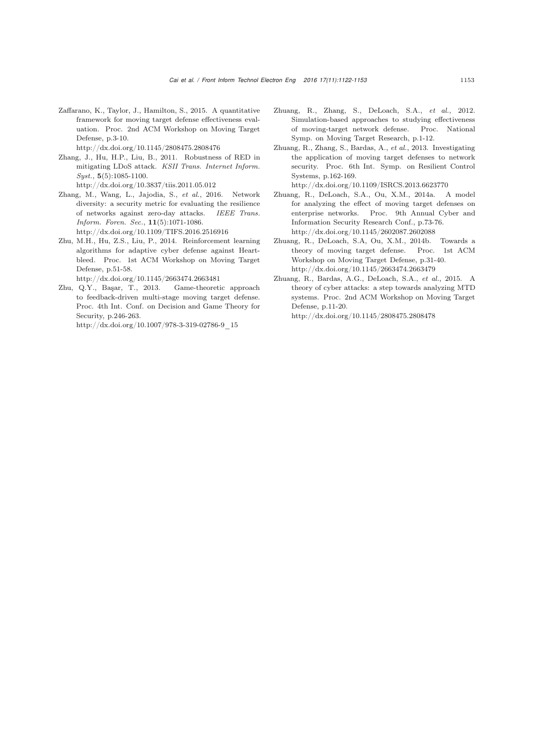Zaffarano, K., Taylor, J., Hamilton, S., 2015. A quantitative framework for moving target defense effectiveness evaluation. Proc. 2nd ACM Workshop on Moving Target Defense, p.3-10.
http://dx.doi.org/10.1145/2808475.2808476

Zhang, J., Hu, H.P., Liu, B., 2011. Robustness of RED in mitigating LDoS attack. *KSII Trans. Internet Inform. Syst.*, **5**(5):1085-1100.
http://dx.doi.org/10.3837/tiis.2011.05.012

Zhang, M., Wang, L., Jajodia, S., *et al.*, 2016. Network diversity: a security metric for evaluating the resilience of networks against zero-day attacks. *IEEE Trans. Inform. Foren. Sec.*, **11**(5):1071-1086.
http://dx.doi.org/10.1109/TIFS.2016.2516916

Zhu, M.H., Hu, Z.S., Liu, P., 2014. Reinforcement learning algorithms for adaptive cyber defense against Heartbleed. Proc. 1st ACM Workshop on Moving Target Defense, p.51-58.
http://dx.doi.org/10.1145/2663474.2663481

Zhu, Q.Y., Başar, T., 2013. Game-theoretic approach to feedback-driven multi-stage moving target defense. Proc. 4th Int. Conf. on Decision and Game Theory for Security, p.246-263.
http://dx.doi.org/10.1007/978-3-319-02786-9_15

Zhuang, R., Zhang, S., DeLoach, S.A., *et al.*, 2012. Simulation-based approaches to studying effectiveness of moving-target network defense. Proc. National Symp. on Moving Target Research, p.1-12.

Zhuang, R., Zhang, S., Bardas, A., *et al.*, 2013. Investigating the application of moving target defenses to network security. Proc. 6th Int. Symp. on Resilient Control Systems, p.162-169.
http://dx.doi.org/10.1109/ISRCS.2013.6623770

Zhuang, R., DeLoach, S.A., Ou, X.M., 2014a. A model for analyzing the effect of moving target defenses on enterprise networks. Proc. 9th Annual Cyber and Information Security Research Conf., p.73-76.
http://dx.doi.org/10.1145/2602087.2602088

Zhuang, R., DeLoach, S.A, Ou, X.M., 2014b. Towards a theory of moving target defense. Proc. 1st ACM Workshop on Moving Target Defense, p.31-40.
http://dx.doi.org/10.1145/2663474.2663479

Zhuang, R., Bardas, A.G., DeLoach, S.A., *et al.*, 2015. A theory of cyber attacks: a step towards analyzing MTD systems. Proc. 2nd ACM Workshop on Moving Target Defense, p.11-20.
http://dx.doi.org/10.1145/2808475.2808478